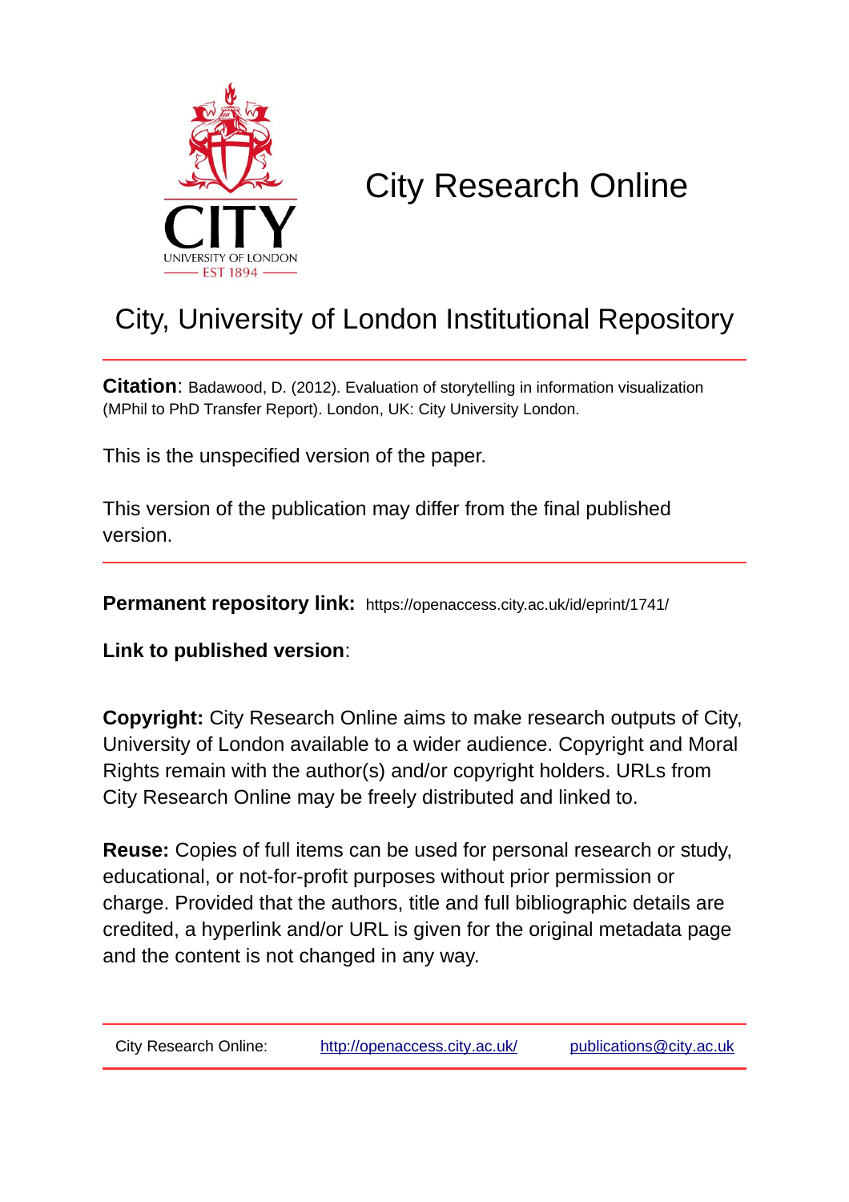City Research Online

# City, University of London Institutional Repository

**Citation**: Badawood, D. (2012). Evaluation of storytelling in information visualization (MPhil to PhD Transfer Report). London, UK: City University London.

This is the unspecified version of the paper.

This version of the publication may differ from the final published version.

**Permanent repository link:** https://openaccess.city.ac.uk/id/eprint/1741/

**Link to published version**:

**Copyright:** City Research Online aims to make research outputs of City, University of London available to a wider audience. Copyright and Moral Rights remain with the author(s) and/or copyright holders. URLs from City Research Online may be freely distributed and linked to.

**Reuse:** Copies of full items can be used for personal research or study, educational, or not-for-profit purposes without prior permission or charge. Provided that the authors, title and full bibliographic details are credited, a hyperlink and/or URL is given for the original metadata page and the content is not changed in any way.

City Research Online: http://openaccess.city.ac.uk/ publications@city.ac.uk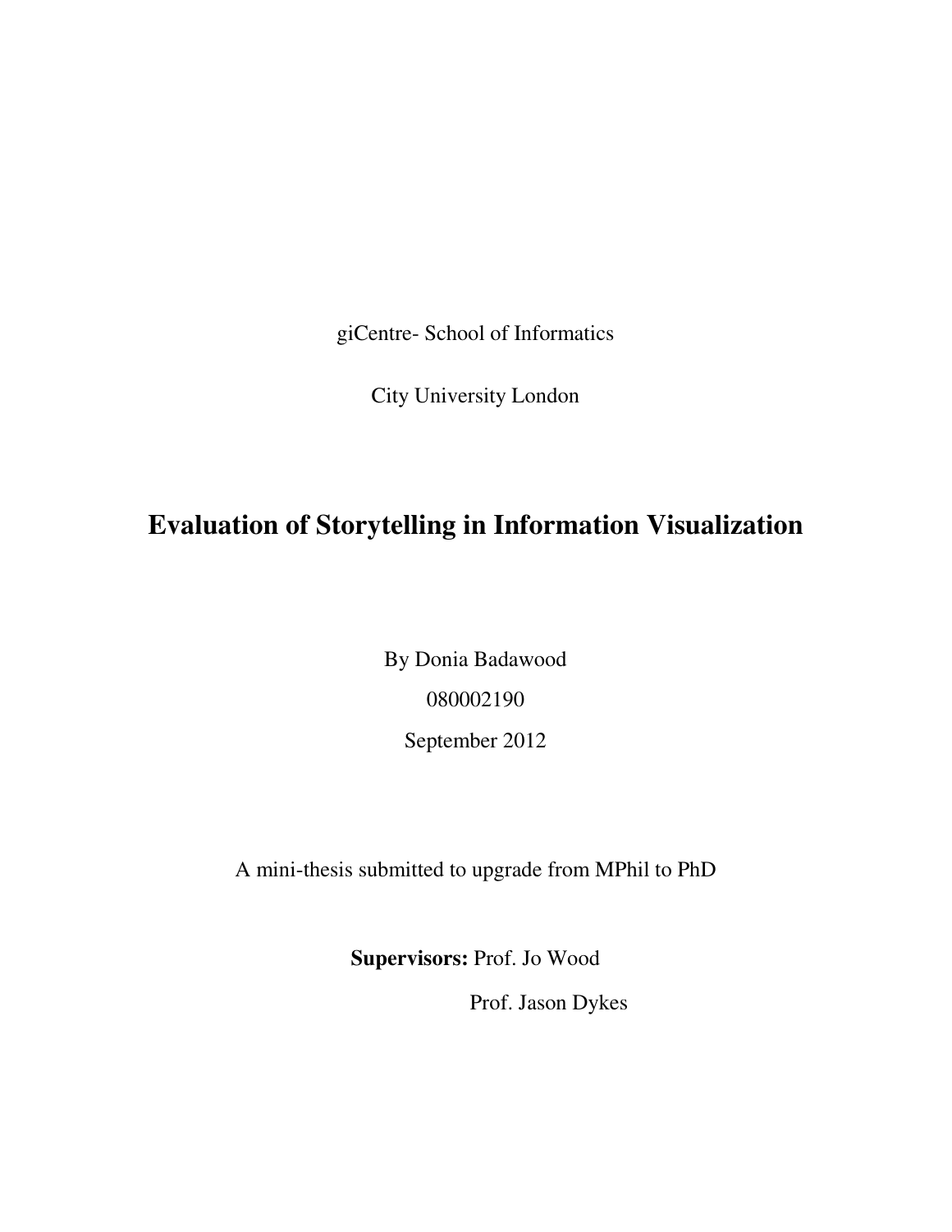giCentre- School of Informatics

City University London

# Evaluation of Storytelling in Information Visualization

By Donia Badawood

080002190

September 2012

A mini-thesis submitted to upgrade from MPhil to PhD

**Supervisors:** Prof. Jo Wood

Prof. Jason Dykes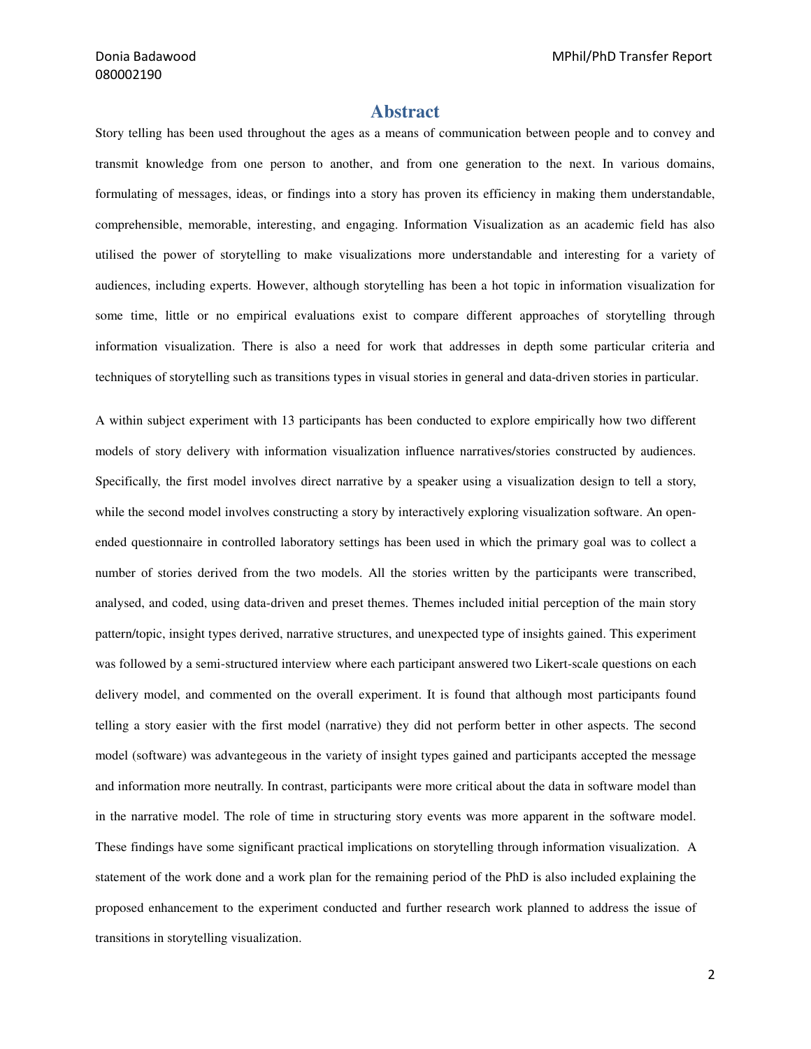# Abstract

Story telling has been used throughout the ages as a means of communication between people and to convey and transmit knowledge from one person to another, and from one generation to the next. In various domains, formulating of messages, ideas, or findings into a story has proven its efficiency in making them understandable, comprehensible, memorable, interesting, and engaging. Information Visualization as an academic field has also utilised the power of storytelling to make visualizations more understandable and interesting for a variety of audiences, including experts. However, although storytelling has been a hot topic in information visualization for some time, little or no empirical evaluations exist to compare different approaches of storytelling through information visualization. There is also a need for work that addresses in depth some particular criteria and techniques of storytelling such as transitions types in visual stories in general and data-driven stories in particular.

A within subject experiment with 13 participants has been conducted to explore empirically how two different models of story delivery with information visualization influence narratives/stories constructed by audiences. Specifically, the first model involves direct narrative by a speaker using a visualization design to tell a story, while the second model involves constructing a story by interactively exploring visualization software. An open-ended questionnaire in controlled laboratory settings has been used in which the primary goal was to collect a number of stories derived from the two models. All the stories written by the participants were transcribed, analysed, and coded, using data-driven and preset themes. Themes included initial perception of the main story pattern/topic, insight types derived, narrative structures, and unexpected type of insights gained. This experiment was followed by a semi-structured interview where each participant answered two Likert-scale questions on each delivery model, and commented on the overall experiment. It is found that although most participants found telling a story easier with the first model (narrative) they did not perform better in other aspects. The second model (software) was advantageous in the variety of insight types gained and participants accepted the message and information more neutrally. In contrast, participants were more critical about the data in software model than in the narrative model. The role of time in structuring story events was more apparent in the software model. These findings have some significant practical implications on storytelling through information visualization. A statement of the work done and a work plan for the remaining period of the PhD is also included explaining the proposed enhancement to the experiment conducted and further research work planned to address the issue of transitions in storytelling visualization.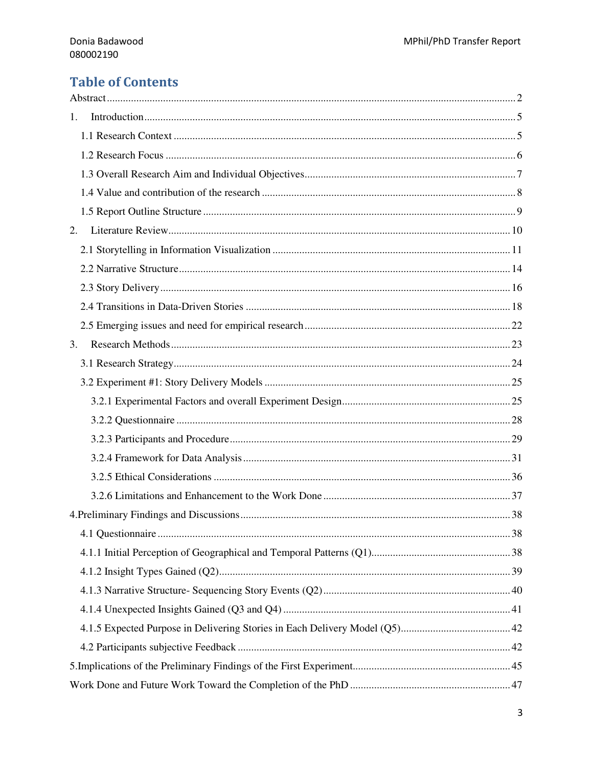## Table of Contents

Abstract ........ 2

1. Introduction ........ 5
   - 1.1 Research Context ........ 5
   - 1.2 Research Focus ........ 6
   - 1.3 Overall Research Aim and Individual Objectives ........ 7
   - 1.4 Value and contribution of the research ........ 8
   - 1.5 Report Outline Structure ........ 9
2. Literature Review ........ 10
   - 2.1 Storytelling in Information Visualization ........ 11
   - 2.2 Narrative Structure ........ 14
   - 2.3 Story Delivery ........ 16
   - 2.4 Transitions in Data-Driven Stories ........ 18
   - 2.5 Emerging issues and need for empirical research ........ 22
3. Research Methods ........ 23
   - 3.1 Research Strategy ........ 24
   - 3.2 Experiment #1: Story Delivery Models ........ 25
     - 3.2.1 Experimental Factors and overall Experiment Design ........ 25
     - 3.2.2 Questionnaire ........ 28
     - 3.2.3 Participants and Procedure ........ 29
     - 3.2.4 Framework for Data Analysis ........ 31
     - 3.2.5 Ethical Considerations ........ 36
     - 3.2.6 Limitations and Enhancement to the Work Done ........ 37

4.Preliminary Findings and Discussions ........ 38
   - 4.1 Questionnaire ........ 38
   - 4.1.1 Initial Perception of Geographical and Temporal Patterns (Q1) ........ 38
   - 4.1.2 Insight Types Gained (Q2) ........ 39
   - 4.1.3 Narrative Structure- Sequencing Story Events (Q2) ........ 40
   - 4.1.4 Unexpected Insights Gained (Q3 and Q4) ........ 41
   - 4.1.5 Expected Purpose in Delivering Stories in Each Delivery Model (Q5) ........ 42
   - 4.2 Participants subjective Feedback ........ 42

5.Implications of the Preliminary Findings of the First Experiment ........ 45

Work Done and Future Work Toward the Completion of the PhD ........ 47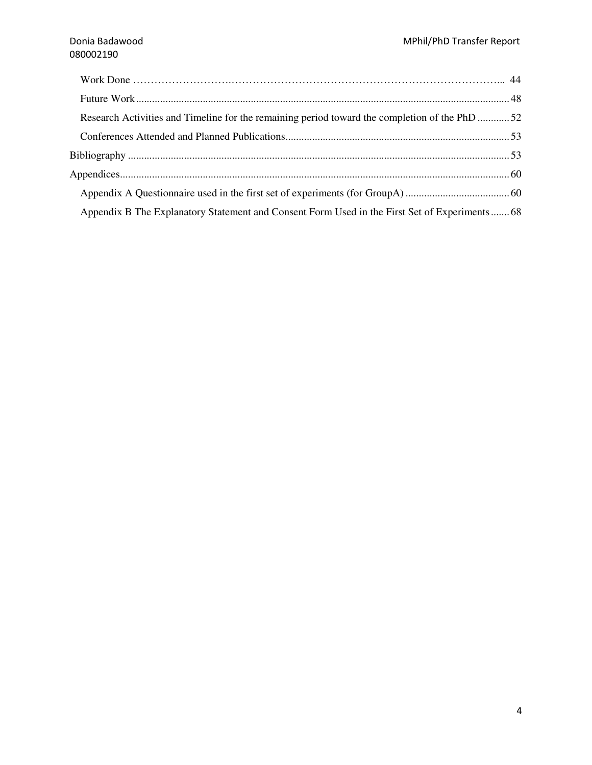Work Done ………………………………………………………………………………………... 44

Future Work ........................................................................................................................................ 48

Research Activities and Timeline for the remaining period toward the completion of the PhD ............ 52

Conferences Attended and Planned Publications .................................................................................. 53

Bibliography ............................................................................................................................................ 53

Appendices ............................................................................................................................................... 60

Appendix A Questionnaire used in the first set of experiments (for GroupA) ...................................... 60

Appendix B The Explanatory Statement and Consent Form Used in the First Set of Experiments ....... 68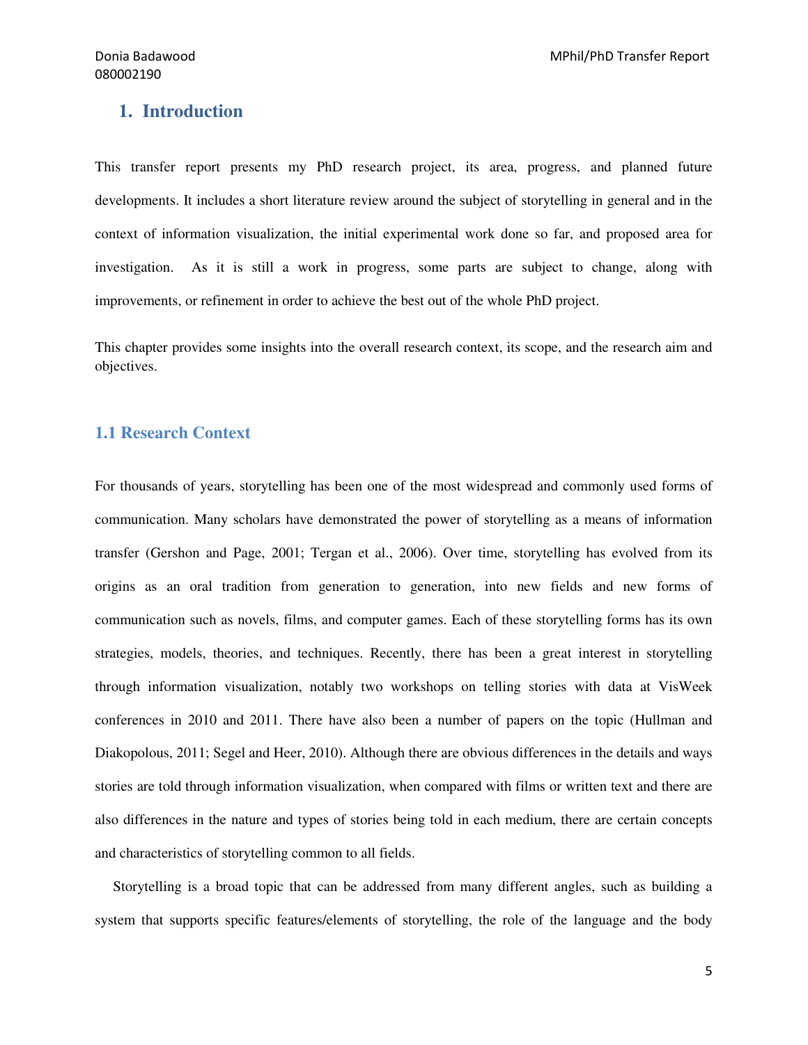# 1. Introduction

This transfer report presents my PhD research project, its area, progress, and planned future developments. It includes a short literature review around the subject of storytelling in general and in the context of information visualization, the initial experimental work done so far, and proposed area for investigation. As it is still a work in progress, some parts are subject to change, along with improvements, or refinement in order to achieve the best out of the whole PhD project.

This chapter provides some insights into the overall research context, its scope, and the research aim and objectives.

## 1.1 Research Context

For thousands of years, storytelling has been one of the most widespread and commonly used forms of communication. Many scholars have demonstrated the power of storytelling as a means of information transfer (Gershon and Page, 2001; Tergan et al., 2006). Over time, storytelling has evolved from its origins as an oral tradition from generation to generation, into new fields and new forms of communication such as novels, films, and computer games. Each of these storytelling forms has its own strategies, models, theories, and techniques. Recently, there has been a great interest in storytelling through information visualization, notably two workshops on telling stories with data at VisWeek conferences in 2010 and 2011. There have also been a number of papers on the topic (Hullman and Diakopolous, 2011; Segel and Heer, 2010). Although there are obvious differences in the details and ways stories are told through information visualization, when compared with films or written text and there are also differences in the nature and types of stories being told in each medium, there are certain concepts and characteristics of storytelling common to all fields.

Storytelling is a broad topic that can be addressed from many different angles, such as building a system that supports specific features/elements of storytelling, the role of the language and the body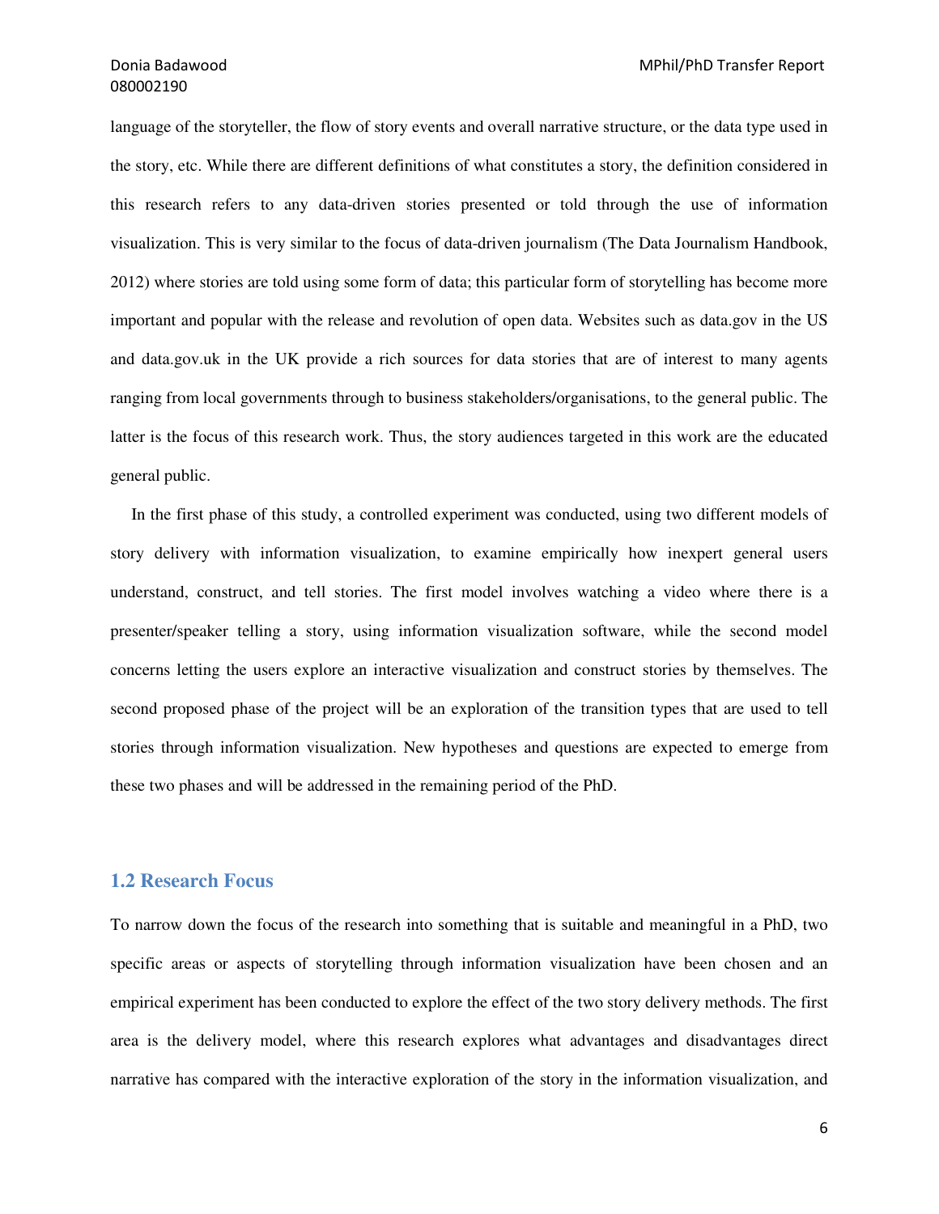language of the storyteller, the flow of story events and overall narrative structure, or the data type used in the story, etc. While there are different definitions of what constitutes a story, the definition considered in this research refers to any data-driven stories presented or told through the use of information visualization. This is very similar to the focus of data-driven journalism (The Data Journalism Handbook, 2012) where stories are told using some form of data; this particular form of storytelling has become more important and popular with the release and revolution of open data. Websites such as data.gov in the US and data.gov.uk in the UK provide a rich sources for data stories that are of interest to many agents ranging from local governments through to business stakeholders/organisations, to the general public. The latter is the focus of this research work. Thus, the story audiences targeted in this work are the educated general public.

In the first phase of this study, a controlled experiment was conducted, using two different models of story delivery with information visualization, to examine empirically how inexpert general users understand, construct, and tell stories. The first model involves watching a video where there is a presenter/speaker telling a story, using information visualization software, while the second model concerns letting the users explore an interactive visualization and construct stories by themselves. The second proposed phase of the project will be an exploration of the transition types that are used to tell stories through information visualization. New hypotheses and questions are expected to emerge from these two phases and will be addressed in the remaining period of the PhD.

## 1.2 Research Focus

To narrow down the focus of the research into something that is suitable and meaningful in a PhD, two specific areas or aspects of storytelling through information visualization have been chosen and an empirical experiment has been conducted to explore the effect of the two story delivery methods. The first area is the delivery model, where this research explores what advantages and disadvantages direct narrative has compared with the interactive exploration of the story in the information visualization, and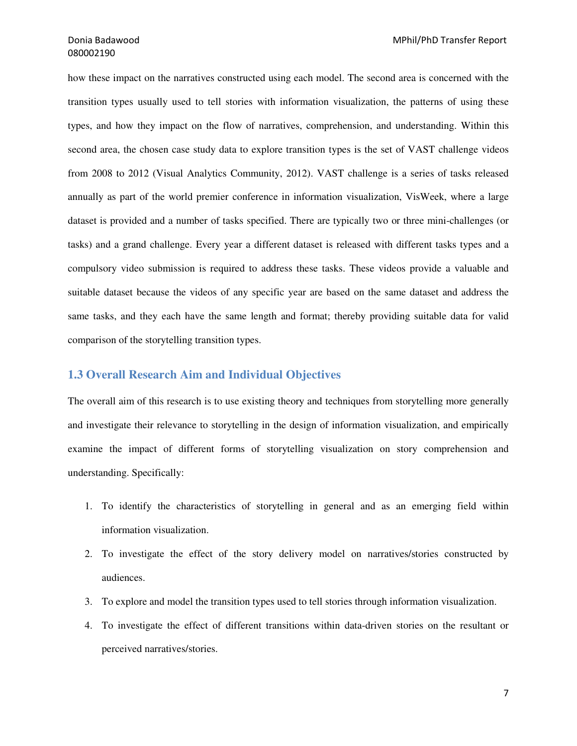how these impact on the narratives constructed using each model. The second area is concerned with the transition types usually used to tell stories with information visualization, the patterns of using these types, and how they impact on the flow of narratives, comprehension, and understanding. Within this second area, the chosen case study data to explore transition types is the set of VAST challenge videos from 2008 to 2012 (Visual Analytics Community, 2012). VAST challenge is a series of tasks released annually as part of the world premier conference in information visualization, VisWeek, where a large dataset is provided and a number of tasks specified. There are typically two or three mini-challenges (or tasks) and a grand challenge. Every year a different dataset is released with different tasks types and a compulsory video submission is required to address these tasks. These videos provide a valuable and suitable dataset because the videos of any specific year are based on the same dataset and address the same tasks, and they each have the same length and format; thereby providing suitable data for valid comparison of the storytelling transition types.

## 1.3 Overall Research Aim and Individual Objectives

The overall aim of this research is to use existing theory and techniques from storytelling more generally and investigate their relevance to storytelling in the design of information visualization, and empirically examine the impact of different forms of storytelling visualization on story comprehension and understanding. Specifically:

1. To identify the characteristics of storytelling in general and as an emerging field within information visualization.
2. To investigate the effect of the story delivery model on narratives/stories constructed by audiences.
3. To explore and model the transition types used to tell stories through information visualization.
4. To investigate the effect of different transitions within data-driven stories on the resultant or perceived narratives/stories.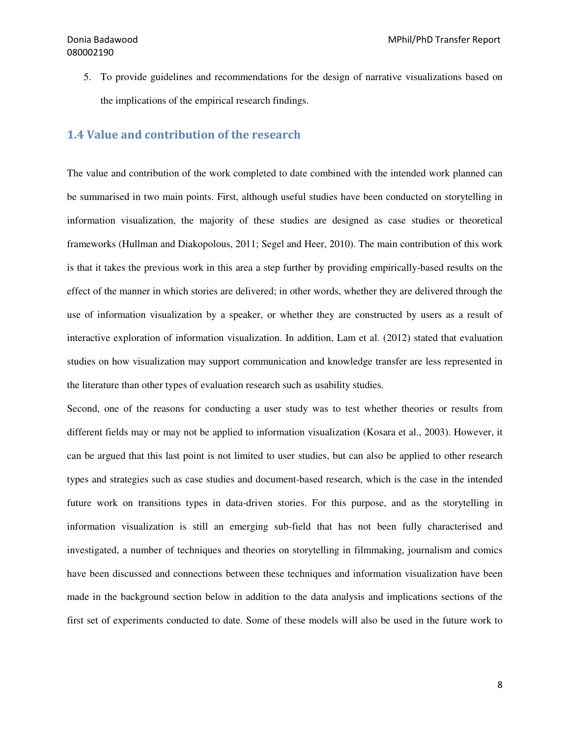5. To provide guidelines and recommendations for the design of narrative visualizations based on the implications of the empirical research findings.

## 1.4 Value and contribution of the research

The value and contribution of the work completed to date combined with the intended work planned can be summarised in two main points. First, although useful studies have been conducted on storytelling in information visualization, the majority of these studies are designed as case studies or theoretical frameworks (Hullman and Diakopolous, 2011; Segel and Heer, 2010). The main contribution of this work is that it takes the previous work in this area a step further by providing empirically-based results on the effect of the manner in which stories are delivered; in other words, whether they are delivered through the use of information visualization by a speaker, or whether they are constructed by users as a result of interactive exploration of information visualization. In addition, Lam et al. (2012) stated that evaluation studies on how visualization may support communication and knowledge transfer are less represented in the literature than other types of evaluation research such as usability studies.

Second, one of the reasons for conducting a user study was to test whether theories or results from different fields may or may not be applied to information visualization (Kosara et al., 2003). However, it can be argued that this last point is not limited to user studies, but can also be applied to other research types and strategies such as case studies and document-based research, which is the case in the intended future work on transitions types in data-driven stories. For this purpose, and as the storytelling in information visualization is still an emerging sub-field that has not been fully characterised and investigated, a number of techniques and theories on storytelling in filmmaking, journalism and comics have been discussed and connections between these techniques and information visualization have been made in the background section below in addition to the data analysis and implications sections of the first set of experiments conducted to date. Some of these models will also be used in the future work to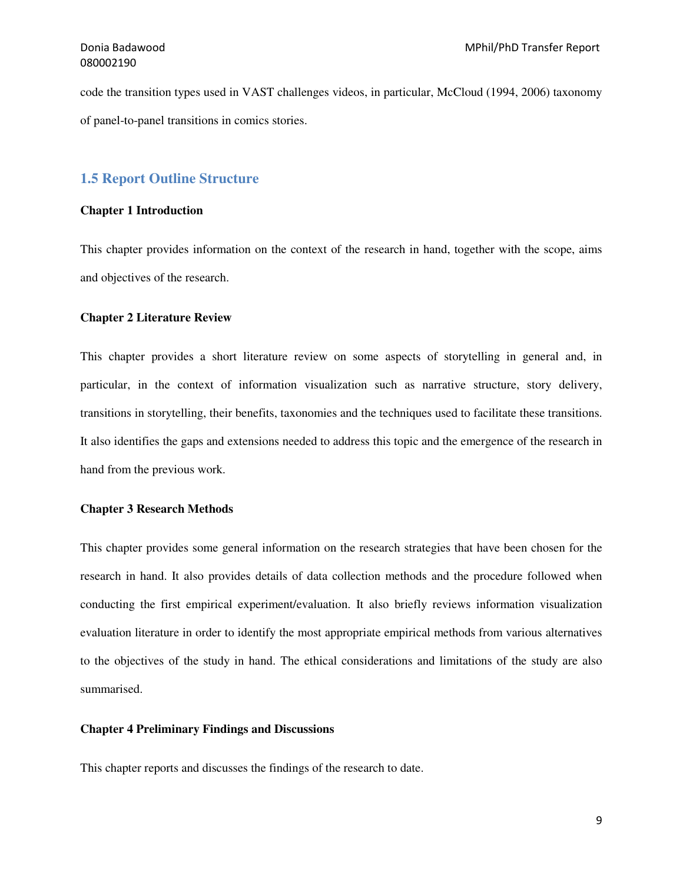code the transition types used in VAST challenges videos, in particular, McCloud (1994, 2006) taxonomy of panel-to-panel transitions in comics stories.

## 1.5 Report Outline Structure

**Chapter 1 Introduction**

This chapter provides information on the context of the research in hand, together with the scope, aims and objectives of the research.

**Chapter 2 Literature Review**

This chapter provides a short literature review on some aspects of storytelling in general and, in particular, in the context of information visualization such as narrative structure, story delivery, transitions in storytelling, their benefits, taxonomies and the techniques used to facilitate these transitions. It also identifies the gaps and extensions needed to address this topic and the emergence of the research in hand from the previous work.

**Chapter 3 Research Methods**

This chapter provides some general information on the research strategies that have been chosen for the research in hand. It also provides details of data collection methods and the procedure followed when conducting the first empirical experiment/evaluation. It also briefly reviews information visualization evaluation literature in order to identify the most appropriate empirical methods from various alternatives to the objectives of the study in hand. The ethical considerations and limitations of the study are also summarised.

**Chapter 4 Preliminary Findings and Discussions**

This chapter reports and discusses the findings of the research to date.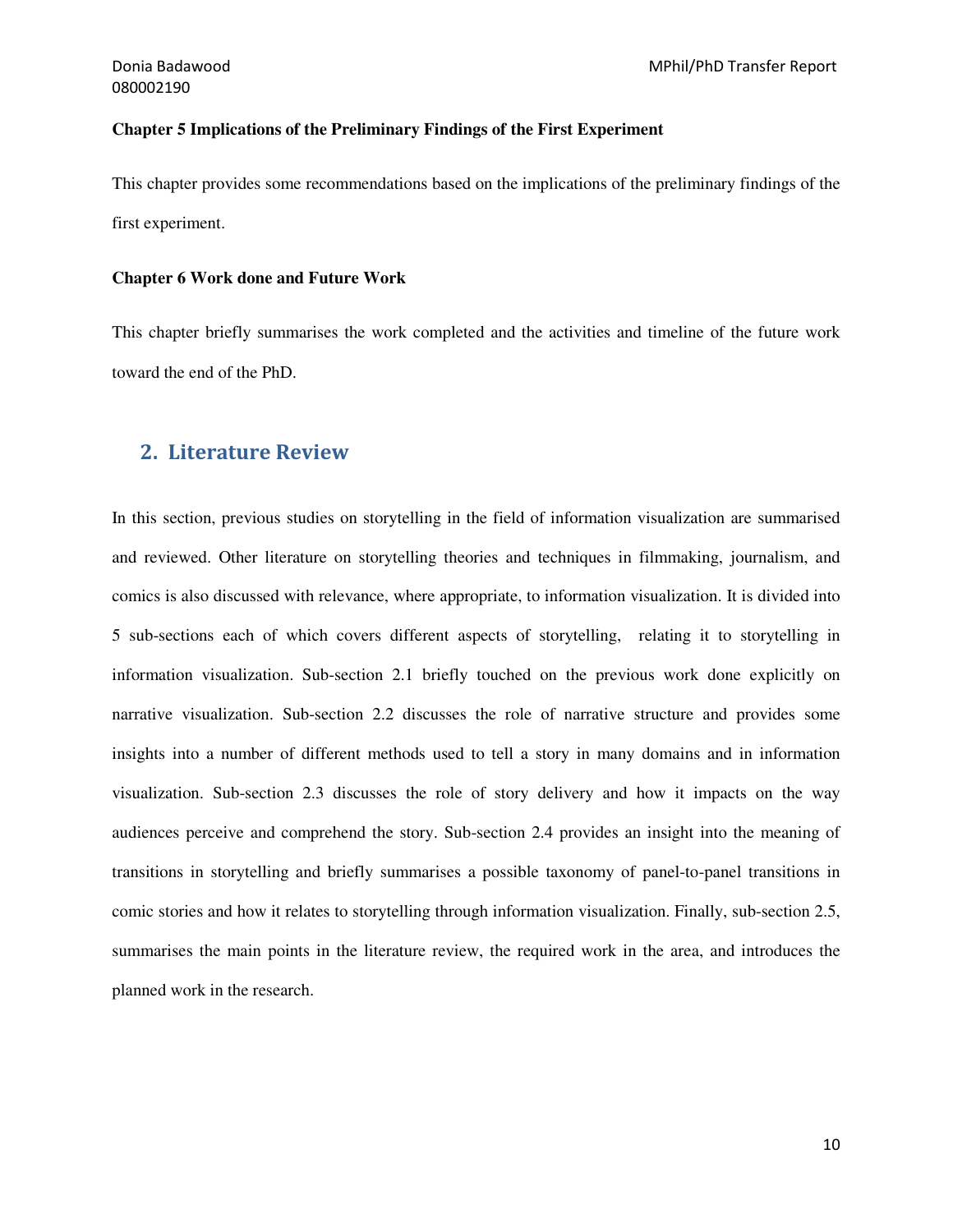**Chapter 5 Implications of the Preliminary Findings of the First Experiment**

This chapter provides some recommendations based on the implications of the preliminary findings of the first experiment.

**Chapter 6 Work done and Future Work**

This chapter briefly summarises the work completed and the activities and timeline of the future work toward the end of the PhD.

## 2. Literature Review

In this section, previous studies on storytelling in the field of information visualization are summarised and reviewed. Other literature on storytelling theories and techniques in filmmaking, journalism, and comics is also discussed with relevance, where appropriate, to information visualization. It is divided into 5 sub-sections each of which covers different aspects of storytelling, relating it to storytelling in information visualization. Sub-section 2.1 briefly touched on the previous work done explicitly on narrative visualization. Sub-section 2.2 discusses the role of narrative structure and provides some insights into a number of different methods used to tell a story in many domains and in information visualization. Sub-section 2.3 discusses the role of story delivery and how it impacts on the way audiences perceive and comprehend the story. Sub-section 2.4 provides an insight into the meaning of transitions in storytelling and briefly summarises a possible taxonomy of panel-to-panel transitions in comic stories and how it relates to storytelling through information visualization. Finally, sub-section 2.5, summarises the main points in the literature review, the required work in the area, and introduces the planned work in the research.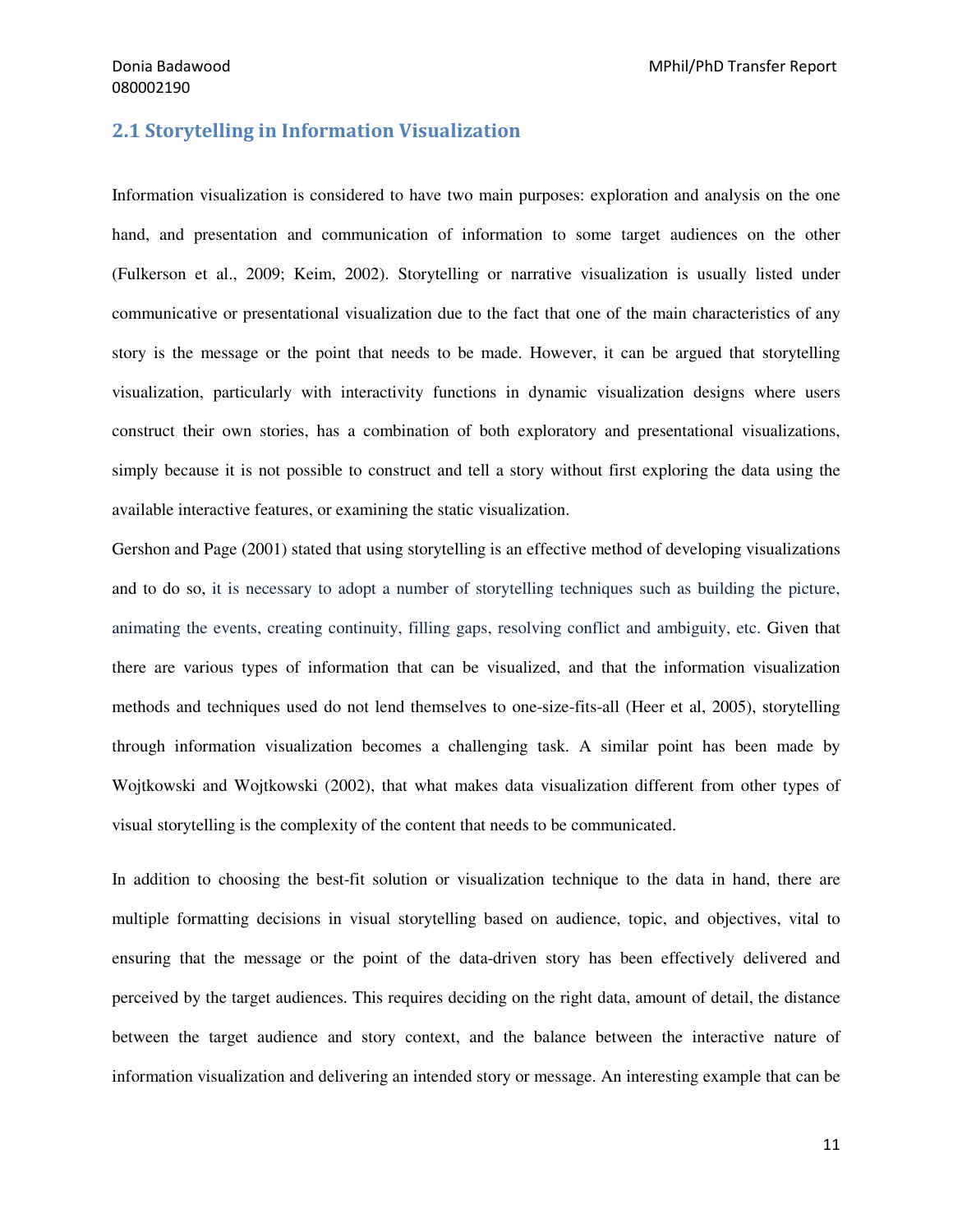## 2.1 Storytelling in Information Visualization

Information visualization is considered to have two main purposes: exploration and analysis on the one hand, and presentation and communication of information to some target audiences on the other (Fulkerson et al., 2009; Keim, 2002). Storytelling or narrative visualization is usually listed under communicative or presentational visualization due to the fact that one of the main characteristics of any story is the message or the point that needs to be made. However, it can be argued that storytelling visualization, particularly with interactivity functions in dynamic visualization designs where users construct their own stories, has a combination of both exploratory and presentational visualizations, simply because it is not possible to construct and tell a story without first exploring the data using the available interactive features, or examining the static visualization.

Gershon and Page (2001) stated that using storytelling is an effective method of developing visualizations and to do so, it is necessary to adopt a number of storytelling techniques such as building the picture, animating the events, creating continuity, filling gaps, resolving conflict and ambiguity, etc. Given that there are various types of information that can be visualized, and that the information visualization methods and techniques used do not lend themselves to one-size-fits-all (Heer et al, 2005), storytelling through information visualization becomes a challenging task. A similar point has been made by Wojtkowski and Wojtkowski (2002), that what makes data visualization different from other types of visual storytelling is the complexity of the content that needs to be communicated.

In addition to choosing the best-fit solution or visualization technique to the data in hand, there are multiple formatting decisions in visual storytelling based on audience, topic, and objectives, vital to ensuring that the message or the point of the data-driven story has been effectively delivered and perceived by the target audiences. This requires deciding on the right data, amount of detail, the distance between the target audience and story context, and the balance between the interactive nature of information visualization and delivering an intended story or message. An interesting example that can be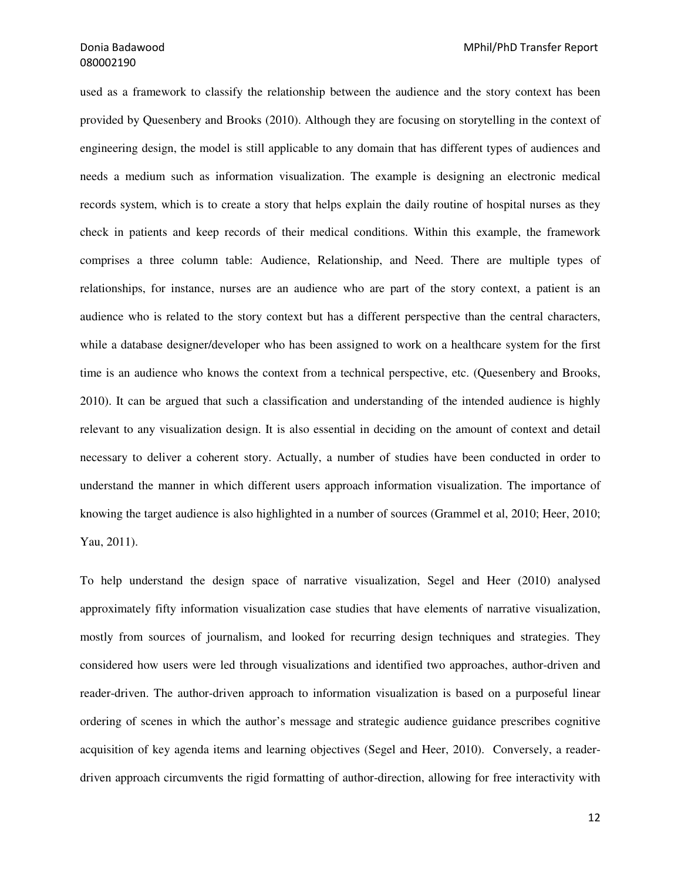used as a framework to classify the relationship between the audience and the story context has been provided by Quesenbery and Brooks (2010). Although they are focusing on storytelling in the context of engineering design, the model is still applicable to any domain that has different types of audiences and needs a medium such as information visualization. The example is designing an electronic medical records system, which is to create a story that helps explain the daily routine of hospital nurses as they check in patients and keep records of their medical conditions. Within this example, the framework comprises a three column table: Audience, Relationship, and Need. There are multiple types of relationships, for instance, nurses are an audience who are part of the story context, a patient is an audience who is related to the story context but has a different perspective than the central characters, while a database designer/developer who has been assigned to work on a healthcare system for the first time is an audience who knows the context from a technical perspective, etc. (Quesenbery and Brooks, 2010). It can be argued that such a classification and understanding of the intended audience is highly relevant to any visualization design. It is also essential in deciding on the amount of context and detail necessary to deliver a coherent story. Actually, a number of studies have been conducted in order to understand the manner in which different users approach information visualization. The importance of knowing the target audience is also highlighted in a number of sources (Grammel et al, 2010; Heer, 2010; Yau, 2011).

To help understand the design space of narrative visualization, Segel and Heer (2010) analysed approximately fifty information visualization case studies that have elements of narrative visualization, mostly from sources of journalism, and looked for recurring design techniques and strategies. They considered how users were led through visualizations and identified two approaches, author-driven and reader-driven. The author-driven approach to information visualization is based on a purposeful linear ordering of scenes in which the author's message and strategic audience guidance prescribes cognitive acquisition of key agenda items and learning objectives (Segel and Heer, 2010). Conversely, a reader-driven approach circumvents the rigid formatting of author-direction, allowing for free interactivity with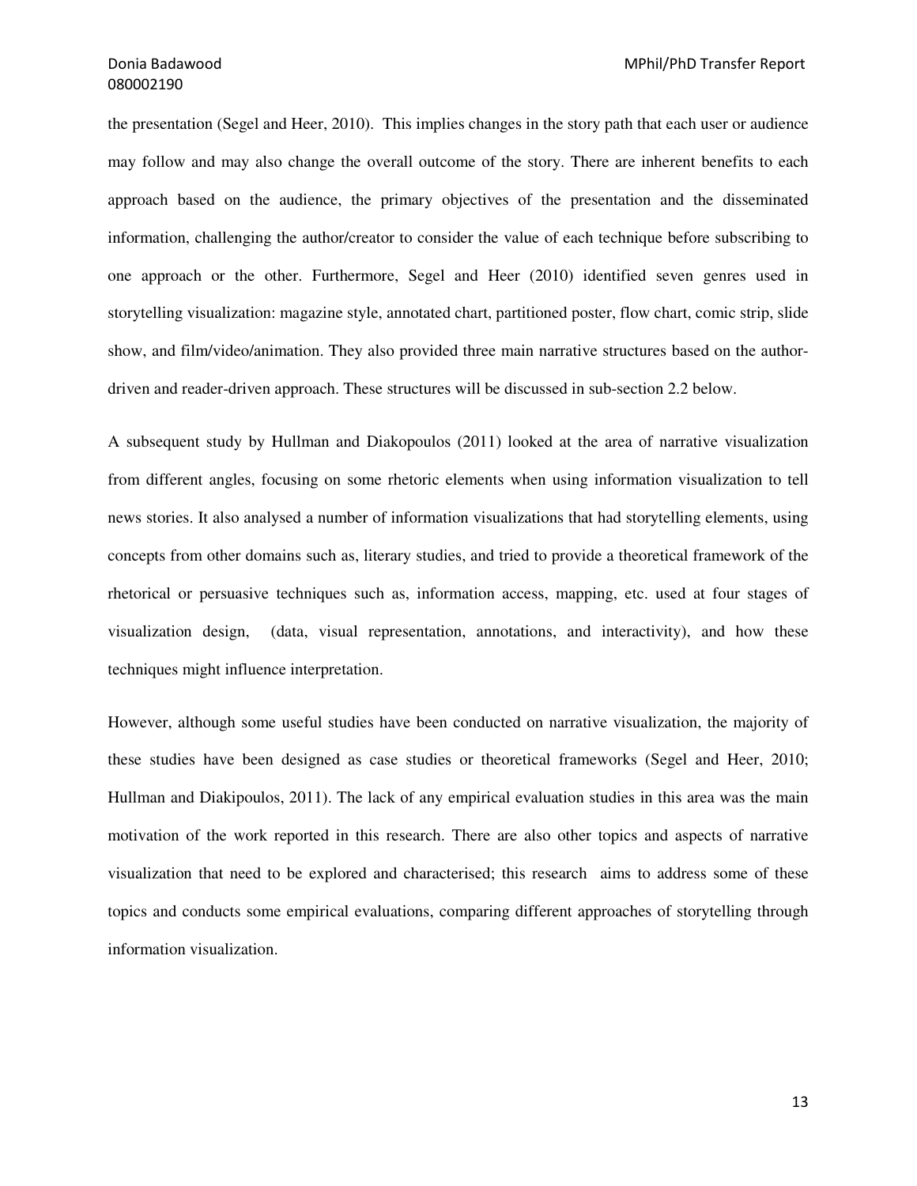the presentation (Segel and Heer, 2010). This implies changes in the story path that each user or audience may follow and may also change the overall outcome of the story. There are inherent benefits to each approach based on the audience, the primary objectives of the presentation and the disseminated information, challenging the author/creator to consider the value of each technique before subscribing to one approach or the other. Furthermore, Segel and Heer (2010) identified seven genres used in storytelling visualization: magazine style, annotated chart, partitioned poster, flow chart, comic strip, slide show, and film/video/animation. They also provided three main narrative structures based on the author-driven and reader-driven approach. These structures will be discussed in sub-section 2.2 below.

A subsequent study by Hullman and Diakopoulos (2011) looked at the area of narrative visualization from different angles, focusing on some rhetoric elements when using information visualization to tell news stories. It also analysed a number of information visualizations that had storytelling elements, using concepts from other domains such as, literary studies, and tried to provide a theoretical framework of the rhetorical or persuasive techniques such as, information access, mapping, etc. used at four stages of visualization design, (data, visual representation, annotations, and interactivity), and how these techniques might influence interpretation.

However, although some useful studies have been conducted on narrative visualization, the majority of these studies have been designed as case studies or theoretical frameworks (Segel and Heer, 2010; Hullman and Diakipoulos, 2011). The lack of any empirical evaluation studies in this area was the main motivation of the work reported in this research. There are also other topics and aspects of narrative visualization that need to be explored and characterised; this research aims to address some of these topics and conducts some empirical evaluations, comparing different approaches of storytelling through information visualization.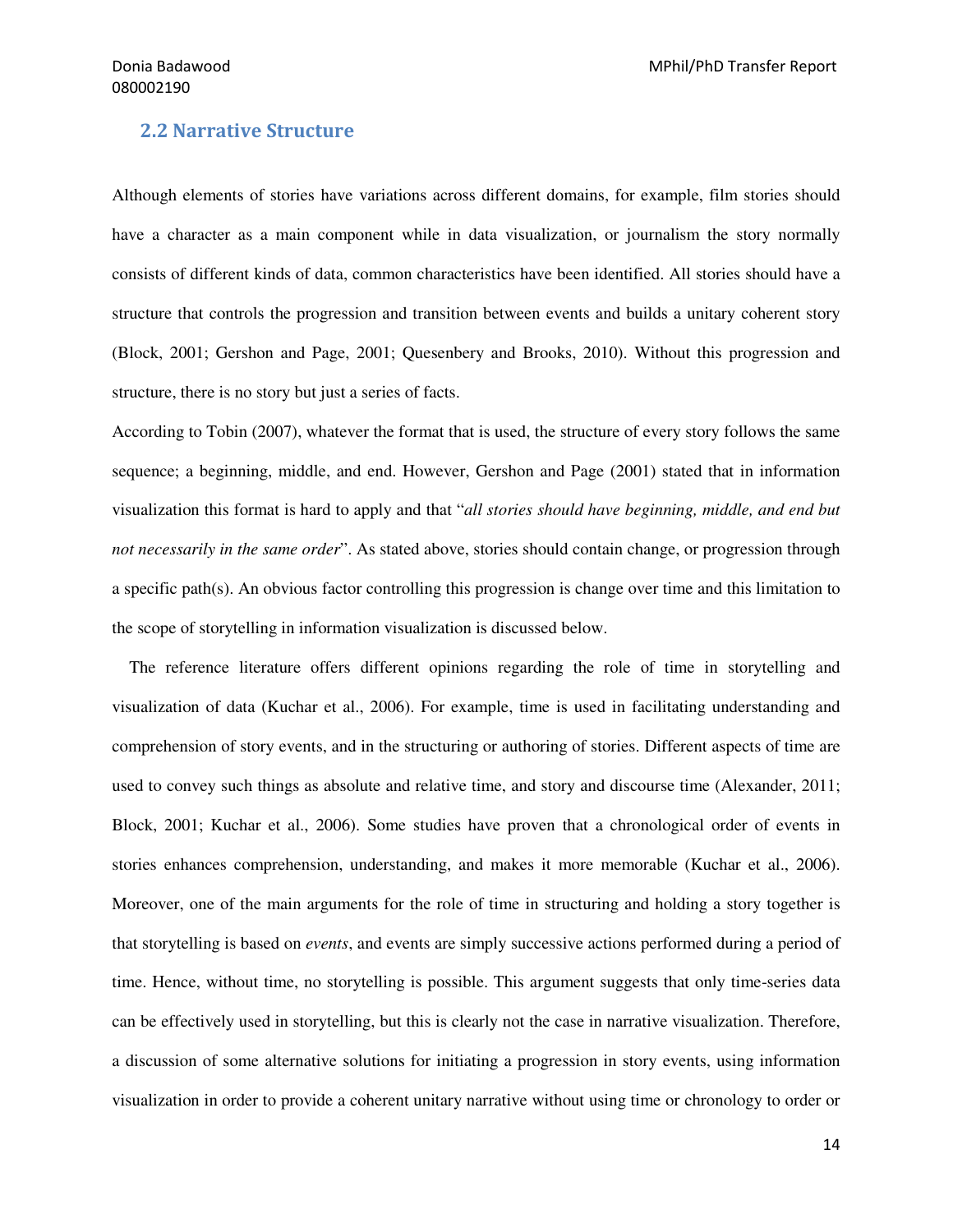## 2.2 Narrative Structure

Although elements of stories have variations across different domains, for example, film stories should have a character as a main component while in data visualization, or journalism the story normally consists of different kinds of data, common characteristics have been identified. All stories should have a structure that controls the progression and transition between events and builds a unitary coherent story (Block, 2001; Gershon and Page, 2001; Quesenbery and Brooks, 2010). Without this progression and structure, there is no story but just a series of facts.

According to Tobin (2007), whatever the format that is used, the structure of every story follows the same sequence; a beginning, middle, and end. However, Gershon and Page (2001) stated that in information visualization this format is hard to apply and that "*all stories should have beginning, middle, and end but not necessarily in the same order*". As stated above, stories should contain change, or progression through a specific path(s). An obvious factor controlling this progression is change over time and this limitation to the scope of storytelling in information visualization is discussed below.

The reference literature offers different opinions regarding the role of time in storytelling and visualization of data (Kuchar et al., 2006). For example, time is used in facilitating understanding and comprehension of story events, and in the structuring or authoring of stories. Different aspects of time are used to convey such things as absolute and relative time, and story and discourse time (Alexander, 2011; Block, 2001; Kuchar et al., 2006). Some studies have proven that a chronological order of events in stories enhances comprehension, understanding, and makes it more memorable (Kuchar et al., 2006). Moreover, one of the main arguments for the role of time in structuring and holding a story together is that storytelling is based on *events*, and events are simply successive actions performed during a period of time. Hence, without time, no storytelling is possible. This argument suggests that only time-series data can be effectively used in storytelling, but this is clearly not the case in narrative visualization. Therefore, a discussion of some alternative solutions for initiating a progression in story events, using information visualization in order to provide a coherent unitary narrative without using time or chronology to order or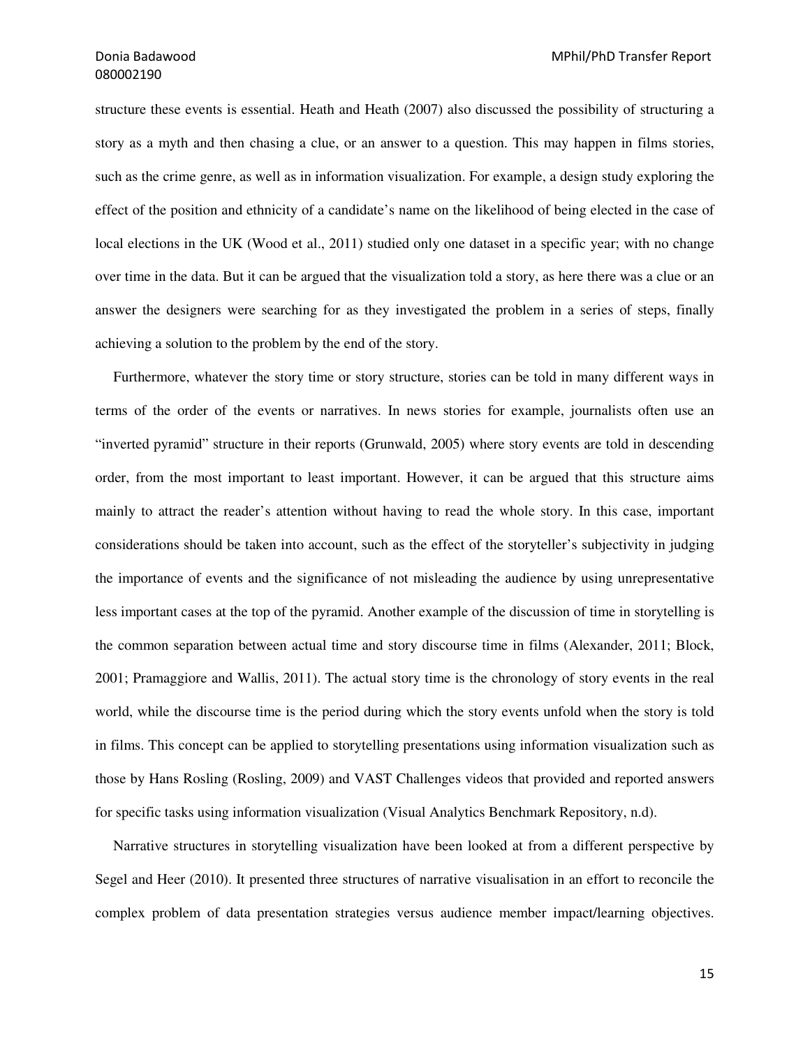structure these events is essential. Heath and Heath (2007) also discussed the possibility of structuring a story as a myth and then chasing a clue, or an answer to a question. This may happen in films stories, such as the crime genre, as well as in information visualization. For example, a design study exploring the effect of the position and ethnicity of a candidate's name on the likelihood of being elected in the case of local elections in the UK (Wood et al., 2011) studied only one dataset in a specific year; with no change over time in the data. But it can be argued that the visualization told a story, as here there was a clue or an answer the designers were searching for as they investigated the problem in a series of steps, finally achieving a solution to the problem by the end of the story.

Furthermore, whatever the story time or story structure, stories can be told in many different ways in terms of the order of the events or narratives. In news stories for example, journalists often use an "inverted pyramid" structure in their reports (Grunwald, 2005) where story events are told in descending order, from the most important to least important. However, it can be argued that this structure aims mainly to attract the reader's attention without having to read the whole story. In this case, important considerations should be taken into account, such as the effect of the storyteller's subjectivity in judging the importance of events and the significance of not misleading the audience by using unrepresentative less important cases at the top of the pyramid. Another example of the discussion of time in storytelling is the common separation between actual time and story discourse time in films (Alexander, 2011; Block, 2001; Pramaggiore and Wallis, 2011). The actual story time is the chronology of story events in the real world, while the discourse time is the period during which the story events unfold when the story is told in films. This concept can be applied to storytelling presentations using information visualization such as those by Hans Rosling (Rosling, 2009) and VAST Challenges videos that provided and reported answers for specific tasks using information visualization (Visual Analytics Benchmark Repository, n.d).

Narrative structures in storytelling visualization have been looked at from a different perspective by Segel and Heer (2010). It presented three structures of narrative visualisation in an effort to reconcile the complex problem of data presentation strategies versus audience member impact/learning objectives.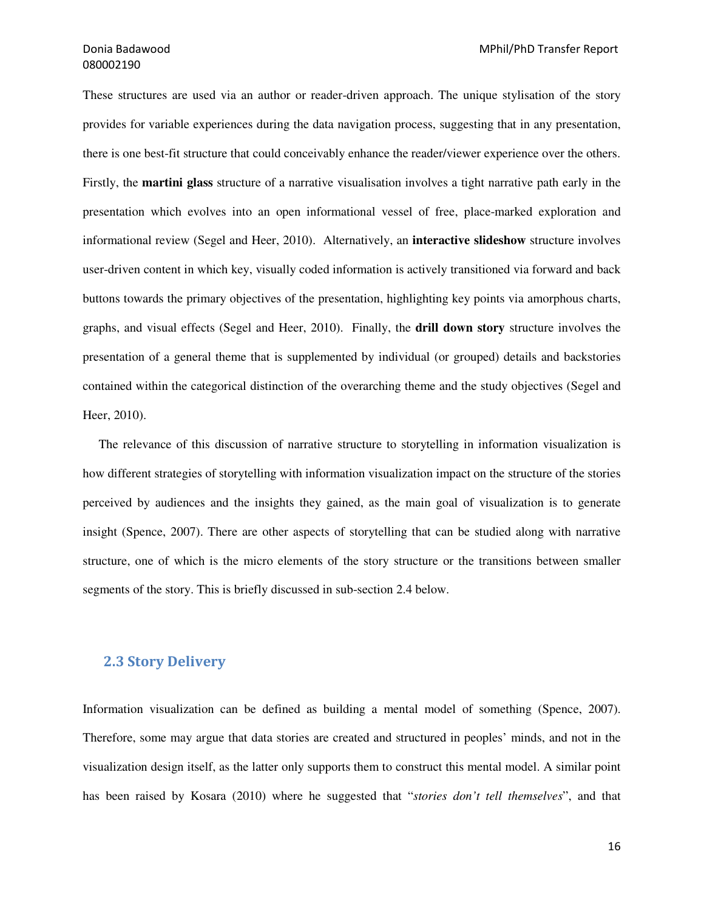These structures are used via an author or reader-driven approach. The unique stylisation of the story provides for variable experiences during the data navigation process, suggesting that in any presentation, there is one best-fit structure that could conceivably enhance the reader/viewer experience over the others. Firstly, the **martini glass** structure of a narrative visualisation involves a tight narrative path early in the presentation which evolves into an open informational vessel of free, place-marked exploration and informational review (Segel and Heer, 2010). Alternatively, an **interactive slideshow** structure involves user-driven content in which key, visually coded information is actively transitioned via forward and back buttons towards the primary objectives of the presentation, highlighting key points via amorphous charts, graphs, and visual effects (Segel and Heer, 2010). Finally, the **drill down story** structure involves the presentation of a general theme that is supplemented by individual (or grouped) details and backstories contained within the categorical distinction of the overarching theme and the study objectives (Segel and Heer, 2010).

The relevance of this discussion of narrative structure to storytelling in information visualization is how different strategies of storytelling with information visualization impact on the structure of the stories perceived by audiences and the insights they gained, as the main goal of visualization is to generate insight (Spence, 2007). There are other aspects of storytelling that can be studied along with narrative structure, one of which is the micro elements of the story structure or the transitions between smaller segments of the story. This is briefly discussed in sub-section 2.4 below.

## 2.3 Story Delivery

Information visualization can be defined as building a mental model of something (Spence, 2007). Therefore, some may argue that data stories are created and structured in peoples' minds, and not in the visualization design itself, as the latter only supports them to construct this mental model. A similar point has been raised by Kosara (2010) where he suggested that "*stories don't tell themselves*", and that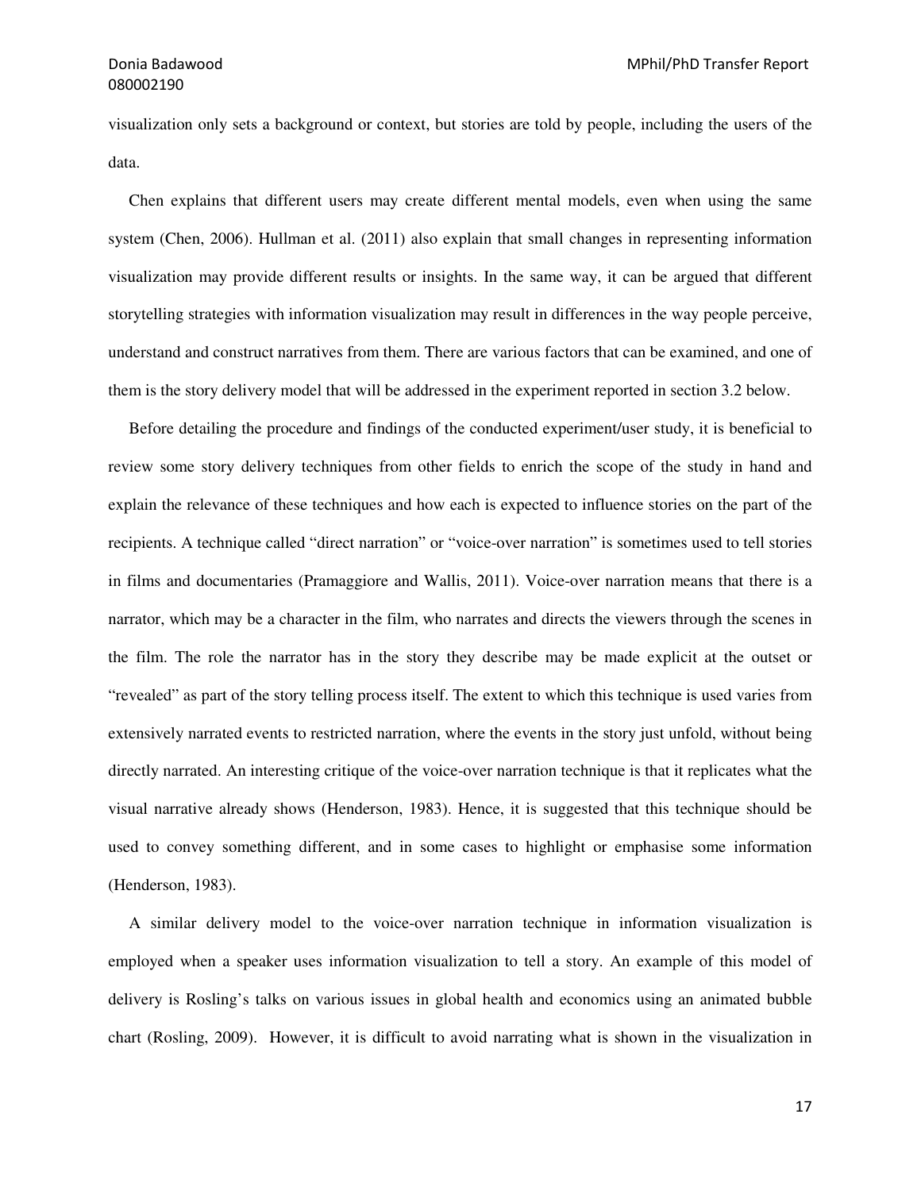visualization only sets a background or context, but stories are told by people, including the users of the data.

Chen explains that different users may create different mental models, even when using the same system (Chen, 2006). Hullman et al. (2011) also explain that small changes in representing information visualization may provide different results or insights. In the same way, it can be argued that different storytelling strategies with information visualization may result in differences in the way people perceive, understand and construct narratives from them. There are various factors that can be examined, and one of them is the story delivery model that will be addressed in the experiment reported in section 3.2 below.

Before detailing the procedure and findings of the conducted experiment/user study, it is beneficial to review some story delivery techniques from other fields to enrich the scope of the study in hand and explain the relevance of these techniques and how each is expected to influence stories on the part of the recipients. A technique called "direct narration" or "voice-over narration" is sometimes used to tell stories in films and documentaries (Pramaggiore and Wallis, 2011). Voice-over narration means that there is a narrator, which may be a character in the film, who narrates and directs the viewers through the scenes in the film. The role the narrator has in the story they describe may be made explicit at the outset or "revealed" as part of the story telling process itself. The extent to which this technique is used varies from extensively narrated events to restricted narration, where the events in the story just unfold, without being directly narrated. An interesting critique of the voice-over narration technique is that it replicates what the visual narrative already shows (Henderson, 1983). Hence, it is suggested that this technique should be used to convey something different, and in some cases to highlight or emphasise some information (Henderson, 1983).

A similar delivery model to the voice-over narration technique in information visualization is employed when a speaker uses information visualization to tell a story. An example of this model of delivery is Rosling's talks on various issues in global health and economics using an animated bubble chart (Rosling, 2009). However, it is difficult to avoid narrating what is shown in the visualization in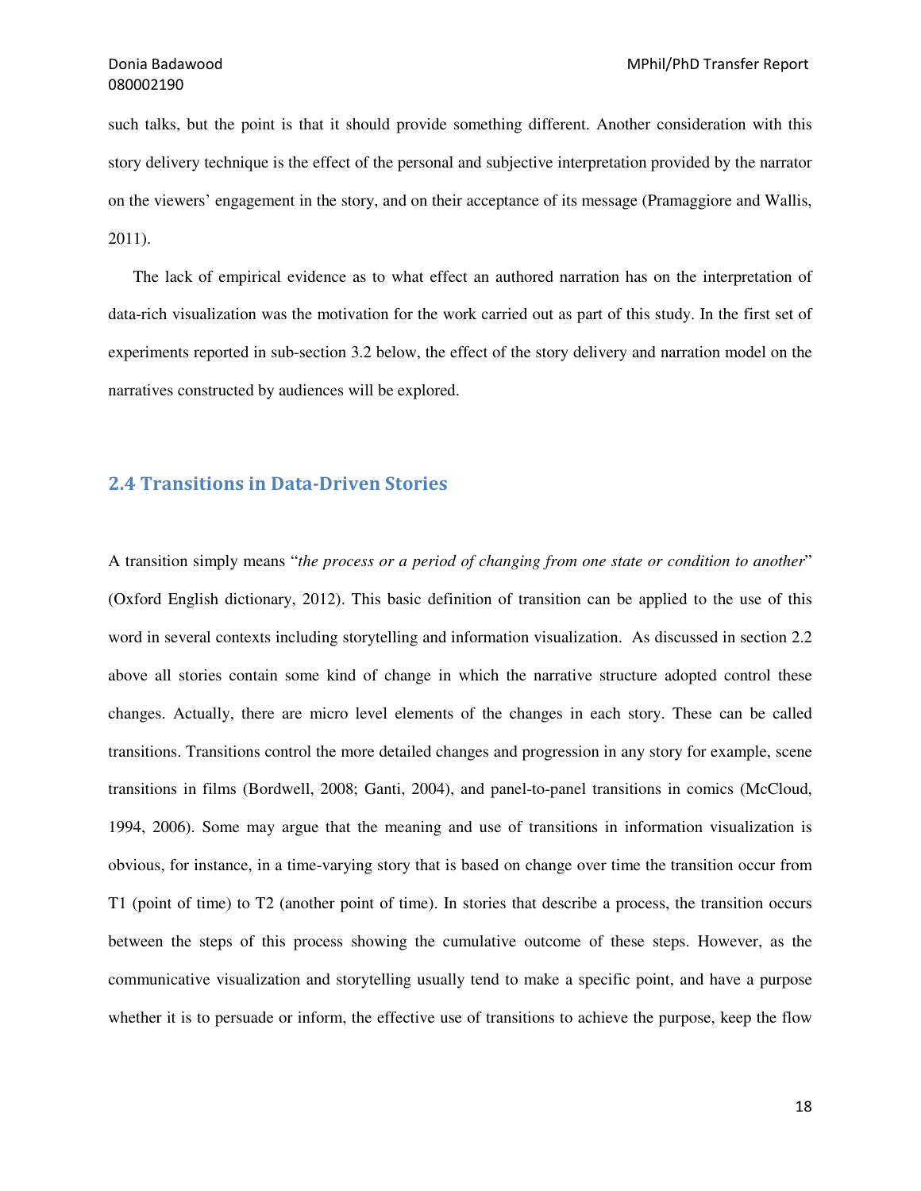such talks, but the point is that it should provide something different. Another consideration with this story delivery technique is the effect of the personal and subjective interpretation provided by the narrator on the viewers' engagement in the story, and on their acceptance of its message (Pramaggiore and Wallis, 2011).

The lack of empirical evidence as to what effect an authored narration has on the interpretation of data-rich visualization was the motivation for the work carried out as part of this study. In the first set of experiments reported in sub-section 3.2 below, the effect of the story delivery and narration model on the narratives constructed by audiences will be explored.

## 2.4 Transitions in Data-Driven Stories

A transition simply means "*the process or a period of changing from one state or condition to another*" (Oxford English dictionary, 2012). This basic definition of transition can be applied to the use of this word in several contexts including storytelling and information visualization. As discussed in section 2.2 above all stories contain some kind of change in which the narrative structure adopted control these changes. Actually, there are micro level elements of the changes in each story. These can be called transitions. Transitions control the more detailed changes and progression in any story for example, scene transitions in films (Bordwell, 2008; Ganti, 2004), and panel-to-panel transitions in comics (McCloud, 1994, 2006). Some may argue that the meaning and use of transitions in information visualization is obvious, for instance, in a time-varying story that is based on change over time the transition occur from T1 (point of time) to T2 (another point of time). In stories that describe a process, the transition occurs between the steps of this process showing the cumulative outcome of these steps. However, as the communicative visualization and storytelling usually tend to make a specific point, and have a purpose whether it is to persuade or inform, the effective use of transitions to achieve the purpose, keep the flow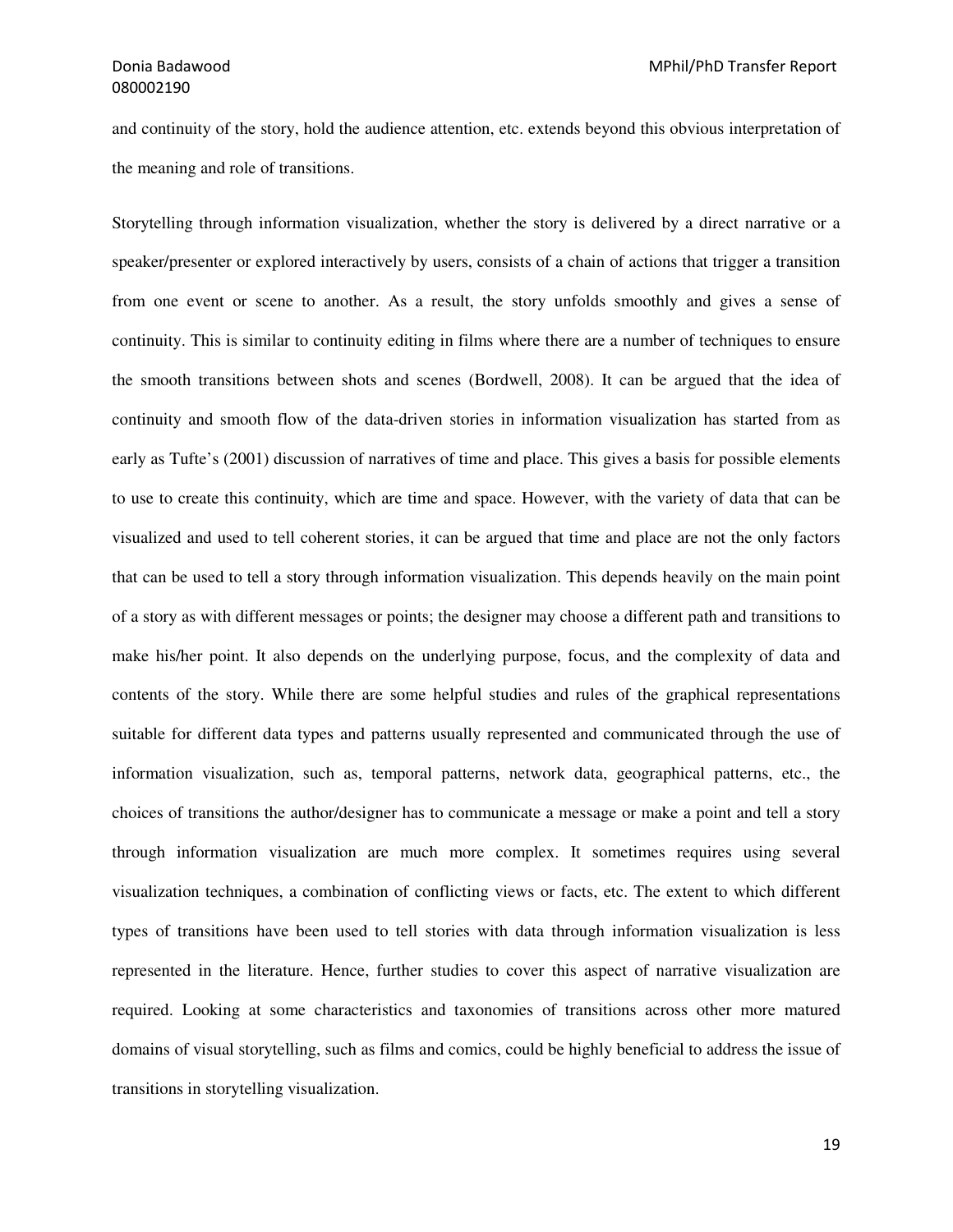and continuity of the story, hold the audience attention, etc. extends beyond this obvious interpretation of the meaning and role of transitions.

Storytelling through information visualization, whether the story is delivered by a direct narrative or a speaker/presenter or explored interactively by users, consists of a chain of actions that trigger a transition from one event or scene to another. As a result, the story unfolds smoothly and gives a sense of continuity. This is similar to continuity editing in films where there are a number of techniques to ensure the smooth transitions between shots and scenes (Bordwell, 2008). It can be argued that the idea of continuity and smooth flow of the data-driven stories in information visualization has started from as early as Tufte's (2001) discussion of narratives of time and place. This gives a basis for possible elements to use to create this continuity, which are time and space. However, with the variety of data that can be visualized and used to tell coherent stories, it can be argued that time and place are not the only factors that can be used to tell a story through information visualization. This depends heavily on the main point of a story as with different messages or points; the designer may choose a different path and transitions to make his/her point. It also depends on the underlying purpose, focus, and the complexity of data and contents of the story. While there are some helpful studies and rules of the graphical representations suitable for different data types and patterns usually represented and communicated through the use of information visualization, such as, temporal patterns, network data, geographical patterns, etc., the choices of transitions the author/designer has to communicate a message or make a point and tell a story through information visualization are much more complex. It sometimes requires using several visualization techniques, a combination of conflicting views or facts, etc. The extent to which different types of transitions have been used to tell stories with data through information visualization is less represented in the literature. Hence, further studies to cover this aspect of narrative visualization are required. Looking at some characteristics and taxonomies of transitions across other more matured domains of visual storytelling, such as films and comics, could be highly beneficial to address the issue of transitions in storytelling visualization.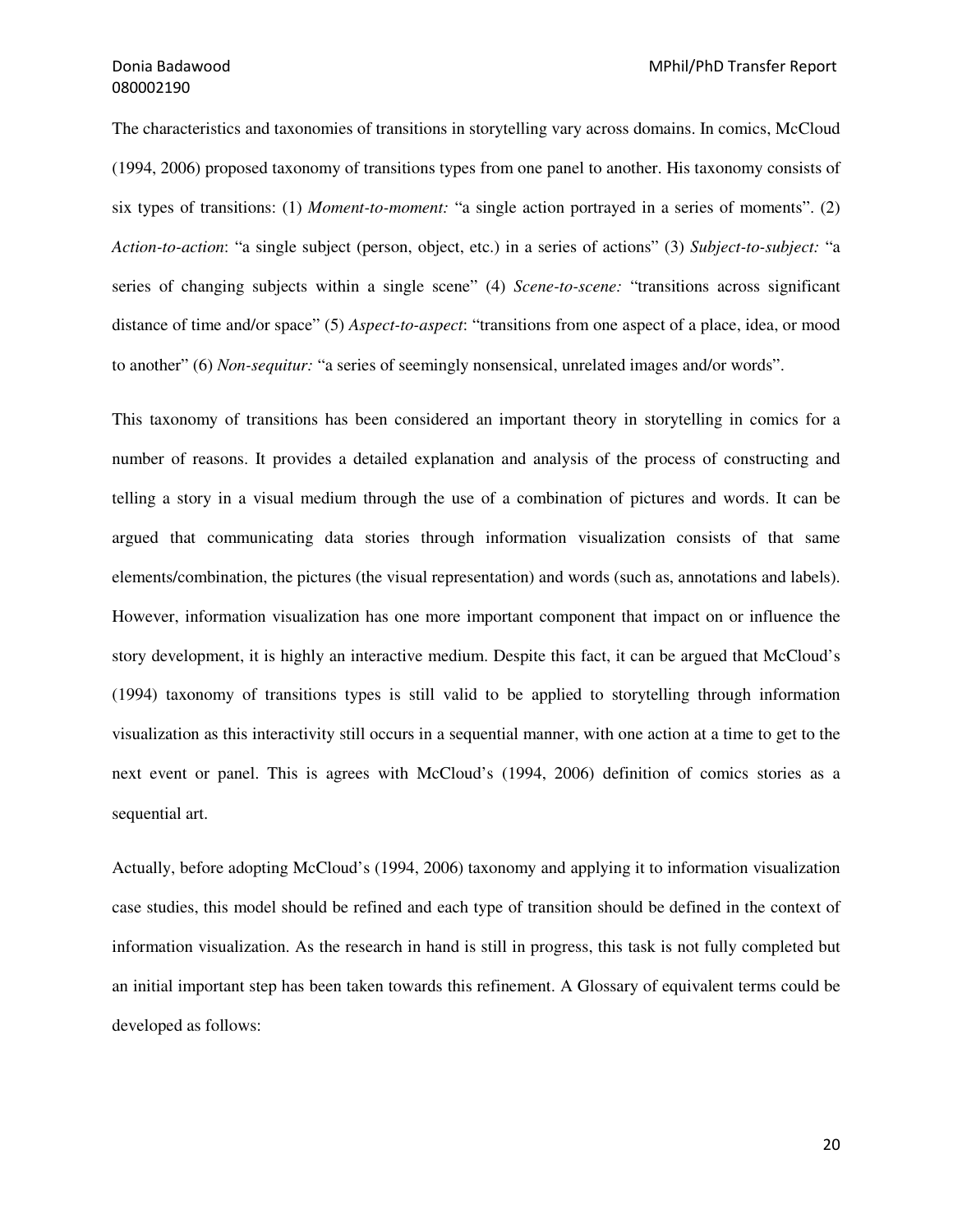The characteristics and taxonomies of transitions in storytelling vary across domains. In comics, McCloud (1994, 2006) proposed taxonomy of transitions types from one panel to another. His taxonomy consists of six types of transitions: (1) *Moment-to-moment:* "a single action portrayed in a series of moments". (2) *Action-to-action*: "a single subject (person, object, etc.) in a series of actions" (3) *Subject-to-subject:* "a series of changing subjects within a single scene" (4) *Scene-to-scene:* "transitions across significant distance of time and/or space" (5) *Aspect-to-aspect*: "transitions from one aspect of a place, idea, or mood to another" (6) *Non-sequitur:* "a series of seemingly nonsensical, unrelated images and/or words".

This taxonomy of transitions has been considered an important theory in storytelling in comics for a number of reasons. It provides a detailed explanation and analysis of the process of constructing and telling a story in a visual medium through the use of a combination of pictures and words. It can be argued that communicating data stories through information visualization consists of that same elements/combination, the pictures (the visual representation) and words (such as, annotations and labels). However, information visualization has one more important component that impact on or influence the story development, it is highly an interactive medium. Despite this fact, it can be argued that McCloud's (1994) taxonomy of transitions types is still valid to be applied to storytelling through information visualization as this interactivity still occurs in a sequential manner, with one action at a time to get to the next event or panel. This is agrees with McCloud's (1994, 2006) definition of comics stories as a sequential art.

Actually, before adopting McCloud's (1994, 2006) taxonomy and applying it to information visualization case studies, this model should be refined and each type of transition should be defined in the context of information visualization. As the research in hand is still in progress, this task is not fully completed but an initial important step has been taken towards this refinement. A Glossary of equivalent terms could be developed as follows: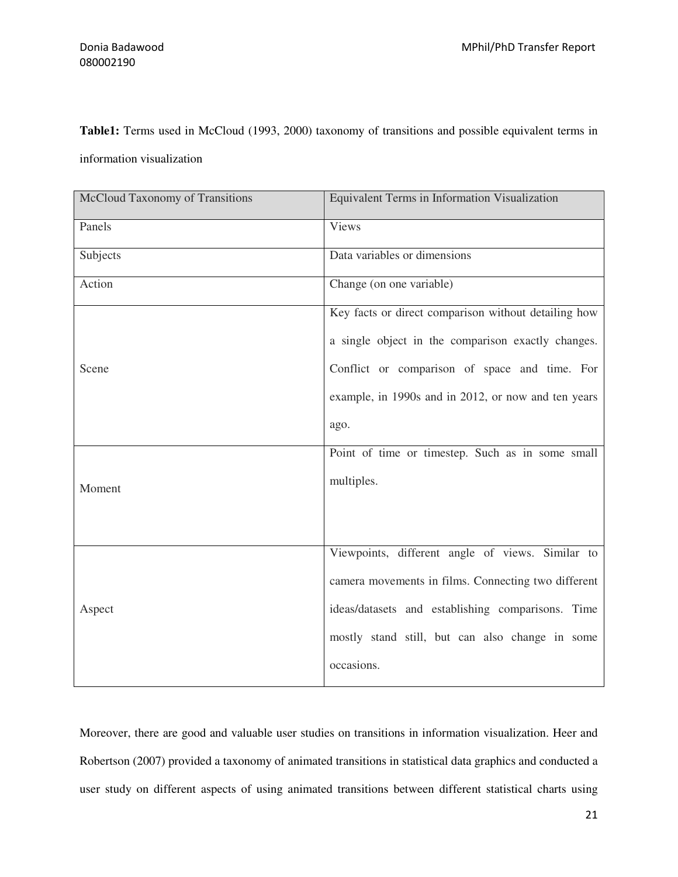**Table1:** Terms used in McCloud (1993, 2000) taxonomy of transitions and possible equivalent terms in information visualization

| McCloud Taxonomy of Transitions | Equivalent Terms in Information Visualization |
|---|---|
| Panels | Views |
| Subjects | Data variables or dimensions |
| Action | Change (on one variable) |
| Scene | Key facts or direct comparison without detailing how a single object in the comparison exactly changes. Conflict or comparison of space and time. For example, in 1990s and in 2012, or now and ten years ago. |
| Moment | Point of time or timestep. Such as in some small multiples. |
| Aspect | Viewpoints, different angle of views. Similar to camera movements in films. Connecting two different ideas/datasets and establishing comparisons. Time mostly stand still, but can also change in some occasions. |

Moreover, there are good and valuable user studies on transitions in information visualization. Heer and Robertson (2007) provided a taxonomy of animated transitions in statistical data graphics and conducted a user study on different aspects of using animated transitions between different statistical charts using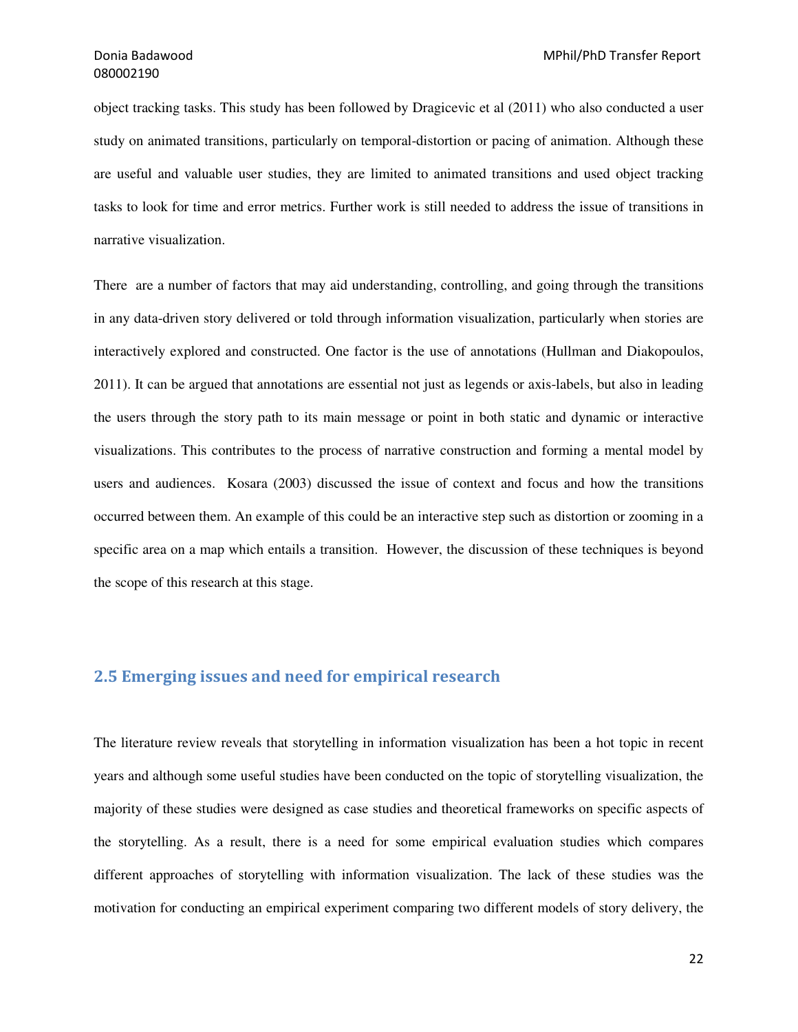object tracking tasks. This study has been followed by Dragicevic et al (2011) who also conducted a user study on animated transitions, particularly on temporal-distortion or pacing of animation. Although these are useful and valuable user studies, they are limited to animated transitions and used object tracking tasks to look for time and error metrics. Further work is still needed to address the issue of transitions in narrative visualization.

There are a number of factors that may aid understanding, controlling, and going through the transitions in any data-driven story delivered or told through information visualization, particularly when stories are interactively explored and constructed. One factor is the use of annotations (Hullman and Diakopoulos, 2011). It can be argued that annotations are essential not just as legends or axis-labels, but also in leading the users through the story path to its main message or point in both static and dynamic or interactive visualizations. This contributes to the process of narrative construction and forming a mental model by users and audiences. Kosara (2003) discussed the issue of context and focus and how the transitions occurred between them. An example of this could be an interactive step such as distortion or zooming in a specific area on a map which entails a transition. However, the discussion of these techniques is beyond the scope of this research at this stage.

## 2.5 Emerging issues and need for empirical research

The literature review reveals that storytelling in information visualization has been a hot topic in recent years and although some useful studies have been conducted on the topic of storytelling visualization, the majority of these studies were designed as case studies and theoretical frameworks on specific aspects of the storytelling. As a result, there is a need for some empirical evaluation studies which compares different approaches of storytelling with information visualization. The lack of these studies was the motivation for conducting an empirical experiment comparing two different models of story delivery, the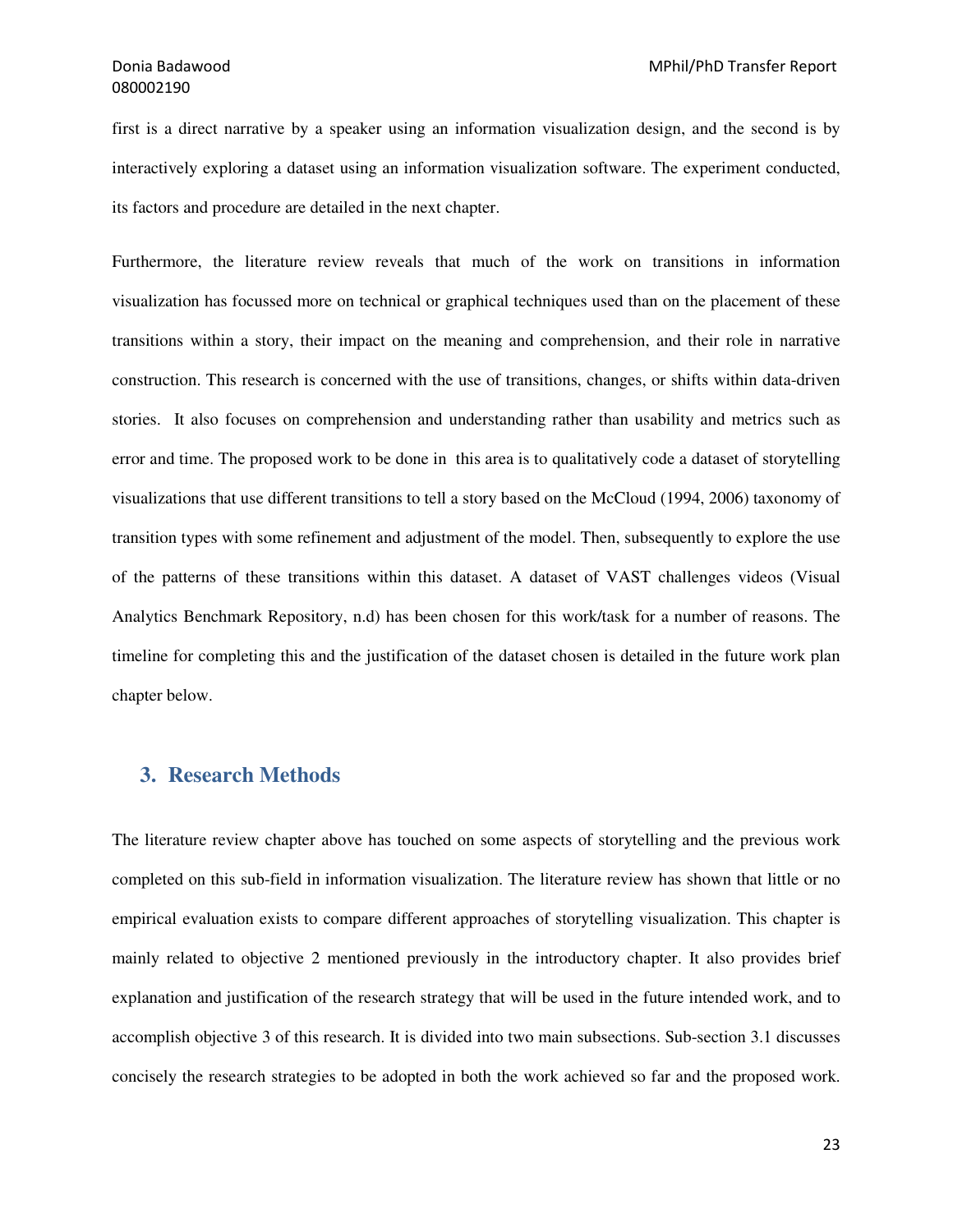first is a direct narrative by a speaker using an information visualization design, and the second is by interactively exploring a dataset using an information visualization software. The experiment conducted, its factors and procedure are detailed in the next chapter.

Furthermore, the literature review reveals that much of the work on transitions in information visualization has focussed more on technical or graphical techniques used than on the placement of these transitions within a story, their impact on the meaning and comprehension, and their role in narrative construction. This research is concerned with the use of transitions, changes, or shifts within data-driven stories. It also focuses on comprehension and understanding rather than usability and metrics such as error and time. The proposed work to be done in this area is to qualitatively code a dataset of storytelling visualizations that use different transitions to tell a story based on the McCloud (1994, 2006) taxonomy of transition types with some refinement and adjustment of the model. Then, subsequently to explore the use of the patterns of these transitions within this dataset. A dataset of VAST challenges videos (Visual Analytics Benchmark Repository, n.d) has been chosen for this work/task for a number of reasons. The timeline for completing this and the justification of the dataset chosen is detailed in the future work plan chapter below.

## 3. Research Methods

The literature review chapter above has touched on some aspects of storytelling and the previous work completed on this sub-field in information visualization. The literature review has shown that little or no empirical evaluation exists to compare different approaches of storytelling visualization. This chapter is mainly related to objective 2 mentioned previously in the introductory chapter. It also provides brief explanation and justification of the research strategy that will be used in the future intended work, and to accomplish objective 3 of this research. It is divided into two main subsections. Sub-section 3.1 discusses concisely the research strategies to be adopted in both the work achieved so far and the proposed work.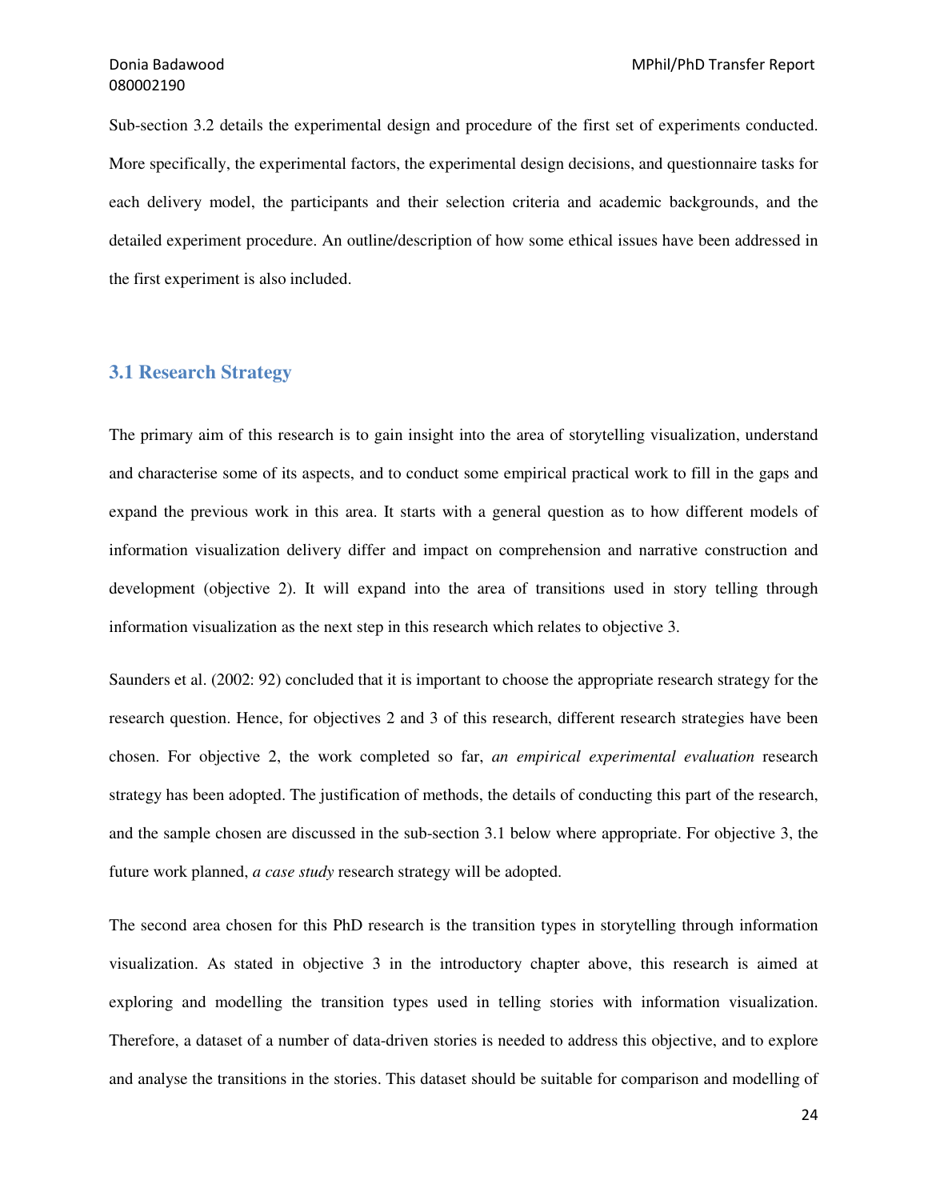Sub-section 3.2 details the experimental design and procedure of the first set of experiments conducted. More specifically, the experimental factors, the experimental design decisions, and questionnaire tasks for each delivery model, the participants and their selection criteria and academic backgrounds, and the detailed experiment procedure. An outline/description of how some ethical issues have been addressed in the first experiment is also included.

## 3.1 Research Strategy

The primary aim of this research is to gain insight into the area of storytelling visualization, understand and characterise some of its aspects, and to conduct some empirical practical work to fill in the gaps and expand the previous work in this area. It starts with a general question as to how different models of information visualization delivery differ and impact on comprehension and narrative construction and development (objective 2). It will expand into the area of transitions used in story telling through information visualization as the next step in this research which relates to objective 3.

Saunders et al. (2002: 92) concluded that it is important to choose the appropriate research strategy for the research question. Hence, for objectives 2 and 3 of this research, different research strategies have been chosen. For objective 2, the work completed so far, *an empirical experimental evaluation* research strategy has been adopted. The justification of methods, the details of conducting this part of the research, and the sample chosen are discussed in the sub-section 3.1 below where appropriate. For objective 3, the future work planned, *a case study* research strategy will be adopted.

The second area chosen for this PhD research is the transition types in storytelling through information visualization. As stated in objective 3 in the introductory chapter above, this research is aimed at exploring and modelling the transition types used in telling stories with information visualization. Therefore, a dataset of a number of data-driven stories is needed to address this objective, and to explore and analyse the transitions in the stories. This dataset should be suitable for comparison and modelling of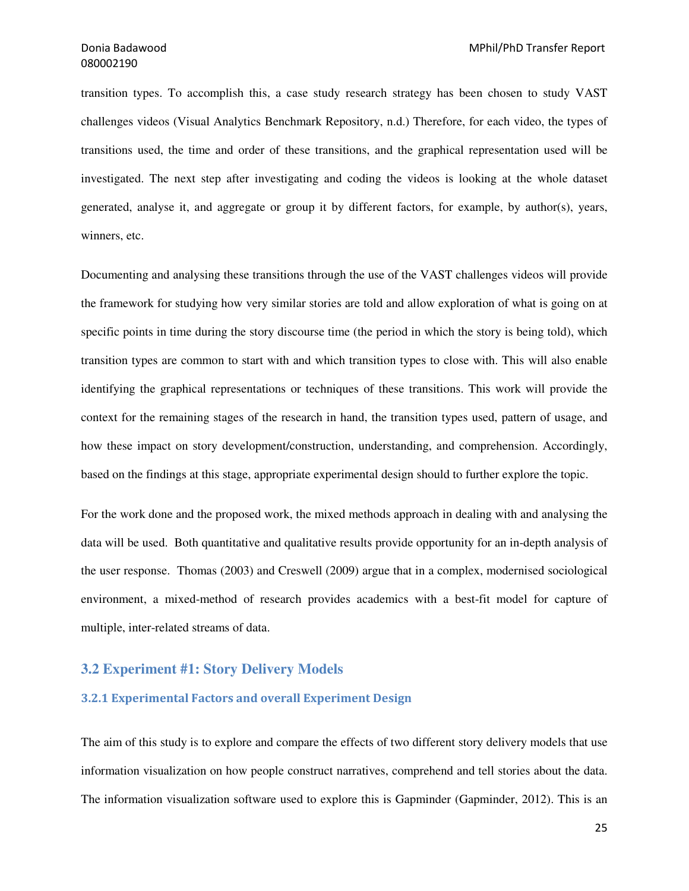transition types. To accomplish this, a case study research strategy has been chosen to study VAST challenges videos (Visual Analytics Benchmark Repository, n.d.) Therefore, for each video, the types of transitions used, the time and order of these transitions, and the graphical representation used will be investigated. The next step after investigating and coding the videos is looking at the whole dataset generated, analyse it, and aggregate or group it by different factors, for example, by author(s), years, winners, etc.

Documenting and analysing these transitions through the use of the VAST challenges videos will provide the framework for studying how very similar stories are told and allow exploration of what is going on at specific points in time during the story discourse time (the period in which the story is being told), which transition types are common to start with and which transition types to close with. This will also enable identifying the graphical representations or techniques of these transitions. This work will provide the context for the remaining stages of the research in hand, the transition types used, pattern of usage, and how these impact on story development/construction, understanding, and comprehension. Accordingly, based on the findings at this stage, appropriate experimental design should to further explore the topic.

For the work done and the proposed work, the mixed methods approach in dealing with and analysing the data will be used. Both quantitative and qualitative results provide opportunity for an in-depth analysis of the user response. Thomas (2003) and Creswell (2009) argue that in a complex, modernised sociological environment, a mixed-method of research provides academics with a best-fit model for capture of multiple, inter-related streams of data.

## 3.2 Experiment #1: Story Delivery Models

### 3.2.1 Experimental Factors and overall Experiment Design

The aim of this study is to explore and compare the effects of two different story delivery models that use information visualization on how people construct narratives, comprehend and tell stories about the data. The information visualization software used to explore this is Gapminder (Gapminder, 2012). This is an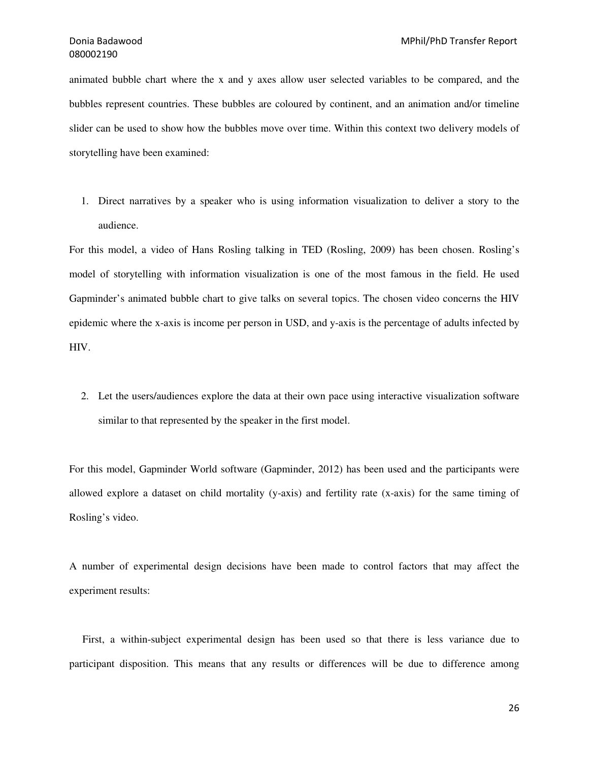animated bubble chart where the x and y axes allow user selected variables to be compared, and the bubbles represent countries. These bubbles are coloured by continent, and an animation and/or timeline slider can be used to show how the bubbles move over time. Within this context two delivery models of storytelling have been examined:

1. Direct narratives by a speaker who is using information visualization to deliver a story to the audience.

For this model, a video of Hans Rosling talking in TED (Rosling, 2009) has been chosen. Rosling's model of storytelling with information visualization is one of the most famous in the field. He used Gapminder's animated bubble chart to give talks on several topics. The chosen video concerns the HIV epidemic where the x-axis is income per person in USD, and y-axis is the percentage of adults infected by HIV.

2. Let the users/audiences explore the data at their own pace using interactive visualization software similar to that represented by the speaker in the first model.

For this model, Gapminder World software (Gapminder, 2012) has been used and the participants were allowed explore a dataset on child mortality (y-axis) and fertility rate (x-axis) for the same timing of Rosling's video.

A number of experimental design decisions have been made to control factors that may affect the experiment results:

First, a within-subject experimental design has been used so that there is less variance due to participant disposition. This means that any results or differences will be due to difference among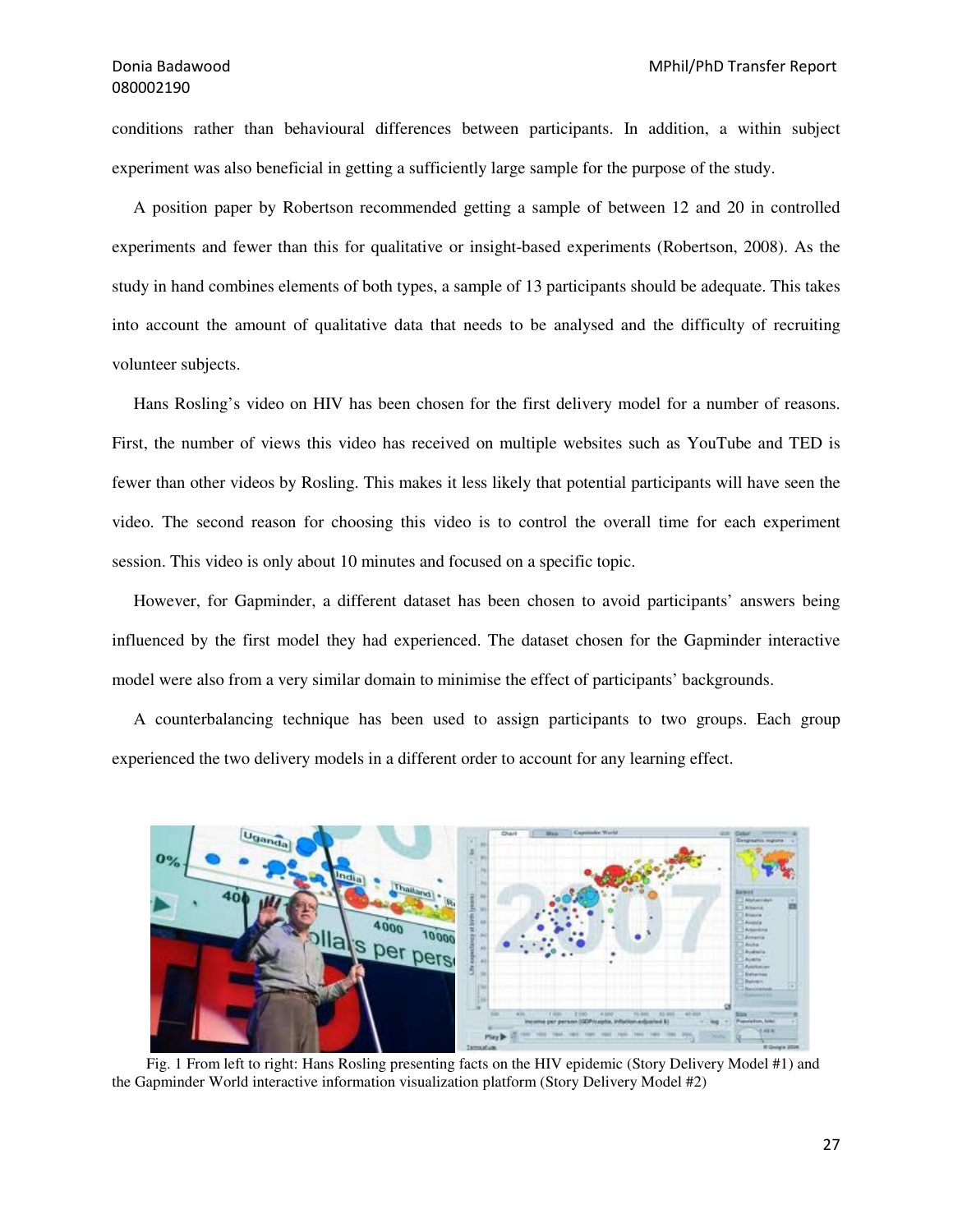conditions rather than behavioural differences between participants. In addition, a within subject experiment was also beneficial in getting a sufficiently large sample for the purpose of the study.

A position paper by Robertson recommended getting a sample of between 12 and 20 in controlled experiments and fewer than this for qualitative or insight-based experiments (Robertson, 2008). As the study in hand combines elements of both types, a sample of 13 participants should be adequate. This takes into account the amount of qualitative data that needs to be analysed and the difficulty of recruiting volunteer subjects.

Hans Rosling's video on HIV has been chosen for the first delivery model for a number of reasons. First, the number of views this video has received on multiple websites such as YouTube and TED is fewer than other videos by Rosling. This makes it less likely that potential participants will have seen the video. The second reason for choosing this video is to control the overall time for each experiment session. This video is only about 10 minutes and focused on a specific topic.

However, for Gapminder, a different dataset has been chosen to avoid participants' answers being influenced by the first model they had experienced. The dataset chosen for the Gapminder interactive model were also from a very similar domain to minimise the effect of participants' backgrounds.

A counterbalancing technique has been used to assign participants to two groups. Each group experienced the two delivery models in a different order to account for any learning effect.

Fig. 1 From left to right: Hans Rosling presenting facts on the HIV epidemic (Story Delivery Model #1) and the Gapminder World interactive information visualization platform (Story Delivery Model #2)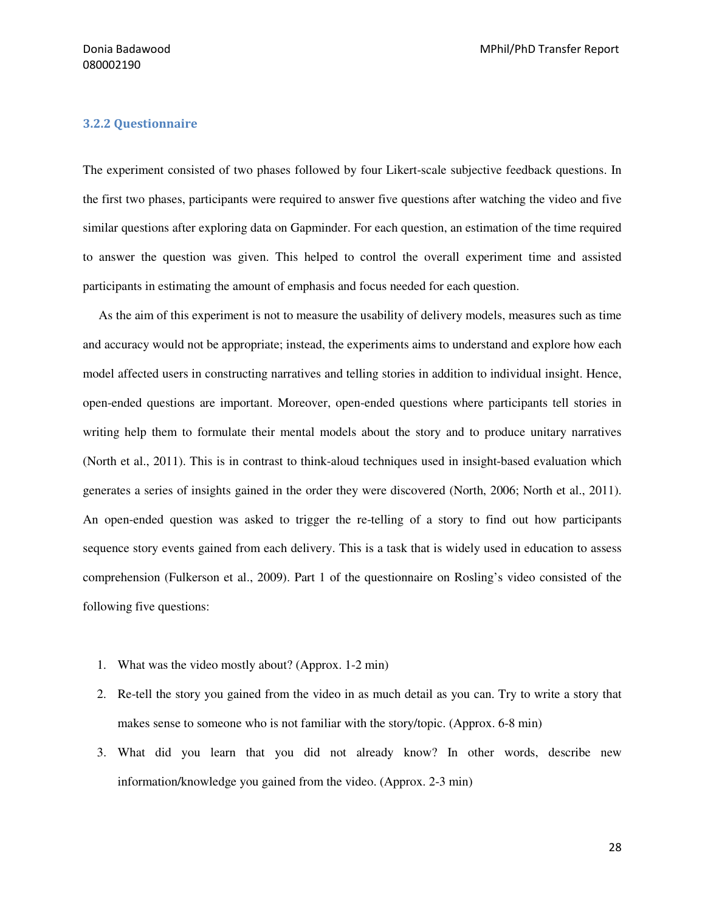### 3.2.2 Questionnaire

The experiment consisted of two phases followed by four Likert-scale subjective feedback questions. In the first two phases, participants were required to answer five questions after watching the video and five similar questions after exploring data on Gapminder. For each question, an estimation of the time required to answer the question was given. This helped to control the overall experiment time and assisted participants in estimating the amount of emphasis and focus needed for each question.

As the aim of this experiment is not to measure the usability of delivery models, measures such as time and accuracy would not be appropriate; instead, the experiments aims to understand and explore how each model affected users in constructing narratives and telling stories in addition to individual insight. Hence, open-ended questions are important. Moreover, open-ended questions where participants tell stories in writing help them to formulate their mental models about the story and to produce unitary narratives (North et al., 2011). This is in contrast to think-aloud techniques used in insight-based evaluation which generates a series of insights gained in the order they were discovered (North, 2006; North et al., 2011). An open-ended question was asked to trigger the re-telling of a story to find out how participants sequence story events gained from each delivery. This is a task that is widely used in education to assess comprehension (Fulkerson et al., 2009). Part 1 of the questionnaire on Rosling's video consisted of the following five questions:

1. What was the video mostly about? (Approx. 1-2 min)
2. Re-tell the story you gained from the video in as much detail as you can. Try to write a story that makes sense to someone who is not familiar with the story/topic. (Approx. 6-8 min)
3. What did you learn that you did not already know? In other words, describe new information/knowledge you gained from the video. (Approx. 2-3 min)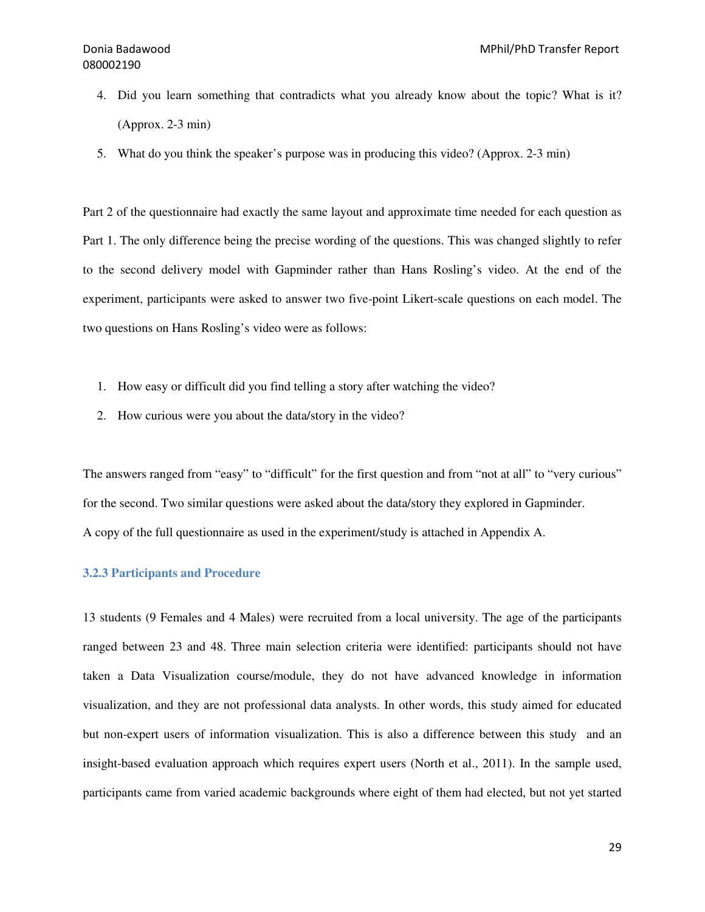4. Did you learn something that contradicts what you already know about the topic? What is it? (Approx. 2-3 min)
5. What do you think the speaker's purpose was in producing this video? (Approx. 2-3 min)

Part 2 of the questionnaire had exactly the same layout and approximate time needed for each question as Part 1. The only difference being the precise wording of the questions. This was changed slightly to refer to the second delivery model with Gapminder rather than Hans Rosling's video. At the end of the experiment, participants were asked to answer two five-point Likert-scale questions on each model. The two questions on Hans Rosling's video were as follows:

1. How easy or difficult did you find telling a story after watching the video?
2. How curious were you about the data/story in the video?

The answers ranged from "easy" to "difficult" for the first question and from "not at all" to "very curious" for the second. Two similar questions were asked about the data/story they explored in Gapminder. A copy of the full questionnaire as used in the experiment/study is attached in Appendix A.

### 3.2.3 Participants and Procedure

13 students (9 Females and 4 Males) were recruited from a local university. The age of the participants ranged between 23 and 48. Three main selection criteria were identified: participants should not have taken a Data Visualization course/module, they do not have advanced knowledge in information visualization, and they are not professional data analysts. In other words, this study aimed for educated but non-expert users of information visualization. This is also a difference between this study and an insight-based evaluation approach which requires expert users (North et al., 2011). In the sample used, participants came from varied academic backgrounds where eight of them had elected, but not yet started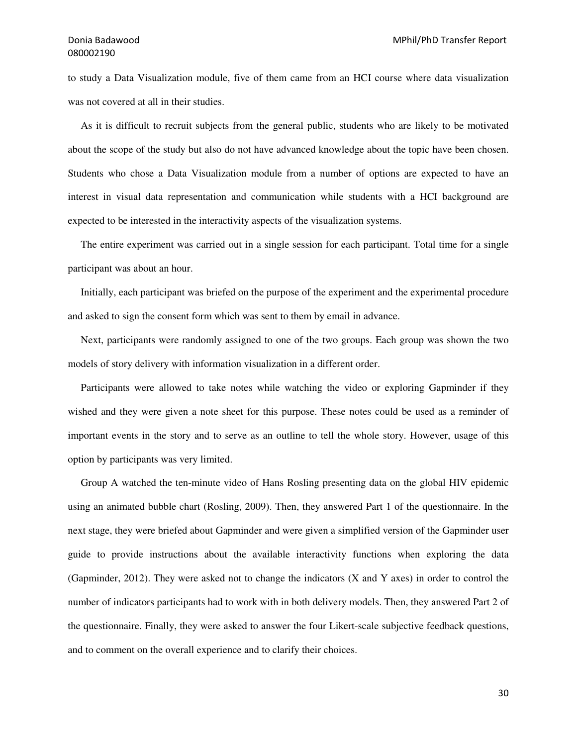to study a Data Visualization module, five of them came from an HCI course where data visualization was not covered at all in their studies.

As it is difficult to recruit subjects from the general public, students who are likely to be motivated about the scope of the study but also do not have advanced knowledge about the topic have been chosen. Students who chose a Data Visualization module from a number of options are expected to have an interest in visual data representation and communication while students with a HCI background are expected to be interested in the interactivity aspects of the visualization systems.

The entire experiment was carried out in a single session for each participant. Total time for a single participant was about an hour.

Initially, each participant was briefed on the purpose of the experiment and the experimental procedure and asked to sign the consent form which was sent to them by email in advance.

Next, participants were randomly assigned to one of the two groups. Each group was shown the two models of story delivery with information visualization in a different order.

Participants were allowed to take notes while watching the video or exploring Gapminder if they wished and they were given a note sheet for this purpose. These notes could be used as a reminder of important events in the story and to serve as an outline to tell the whole story. However, usage of this option by participants was very limited.

Group A watched the ten-minute video of Hans Rosling presenting data on the global HIV epidemic using an animated bubble chart (Rosling, 2009). Then, they answered Part 1 of the questionnaire. In the next stage, they were briefed about Gapminder and were given a simplified version of the Gapminder user guide to provide instructions about the available interactivity functions when exploring the data (Gapminder, 2012). They were asked not to change the indicators (X and Y axes) in order to control the number of indicators participants had to work with in both delivery models. Then, they answered Part 2 of the questionnaire. Finally, they were asked to answer the four Likert-scale subjective feedback questions, and to comment on the overall experience and to clarify their choices.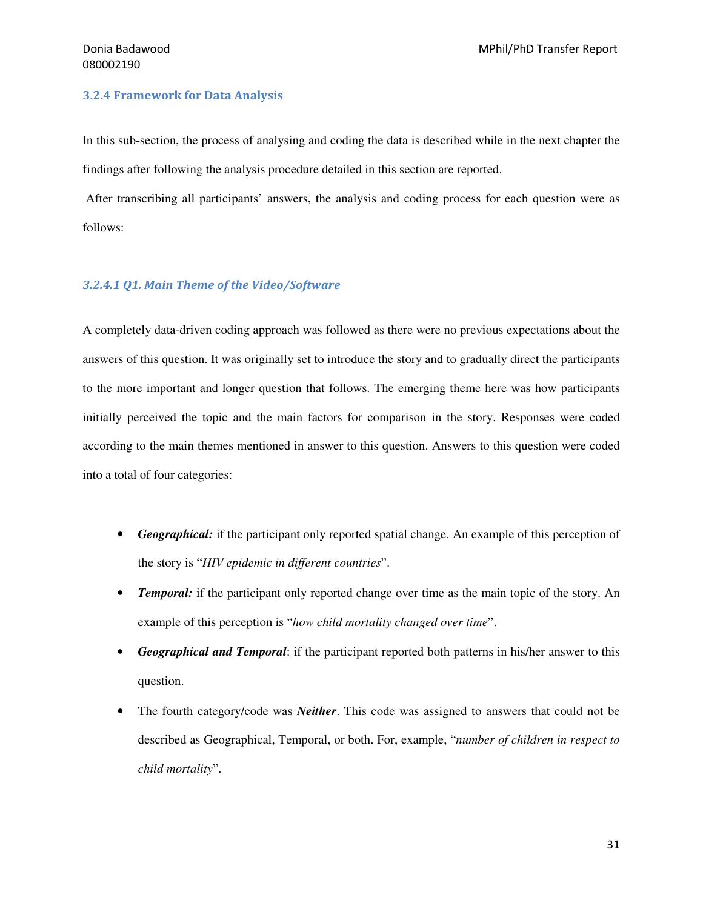### 3.2.4 Framework for Data Analysis

In this sub-section, the process of analysing and coding the data is described while in the next chapter the findings after following the analysis procedure detailed in this section are reported.

After transcribing all participants' answers, the analysis and coding process for each question were as follows:

#### *3.2.4.1 Q1. Main Theme of the Video/Software*

A completely data-driven coding approach was followed as there were no previous expectations about the answers of this question. It was originally set to introduce the story and to gradually direct the participants to the more important and longer question that follows. The emerging theme here was how participants initially perceived the topic and the main factors for comparison in the story. Responses were coded according to the main themes mentioned in answer to this question. Answers to this question were coded into a total of four categories:

- ***Geographical:*** if the participant only reported spatial change. An example of this perception of the story is "*HIV epidemic in different countries*".
- ***Temporal:*** if the participant only reported change over time as the main topic of the story. An example of this perception is "*how child mortality changed over time*".
- ***Geographical and Temporal***: if the participant reported both patterns in his/her answer to this question.
- The fourth category/code was ***Neither***. This code was assigned to answers that could not be described as Geographical, Temporal, or both. For, example, "*number of children in respect to child mortality*".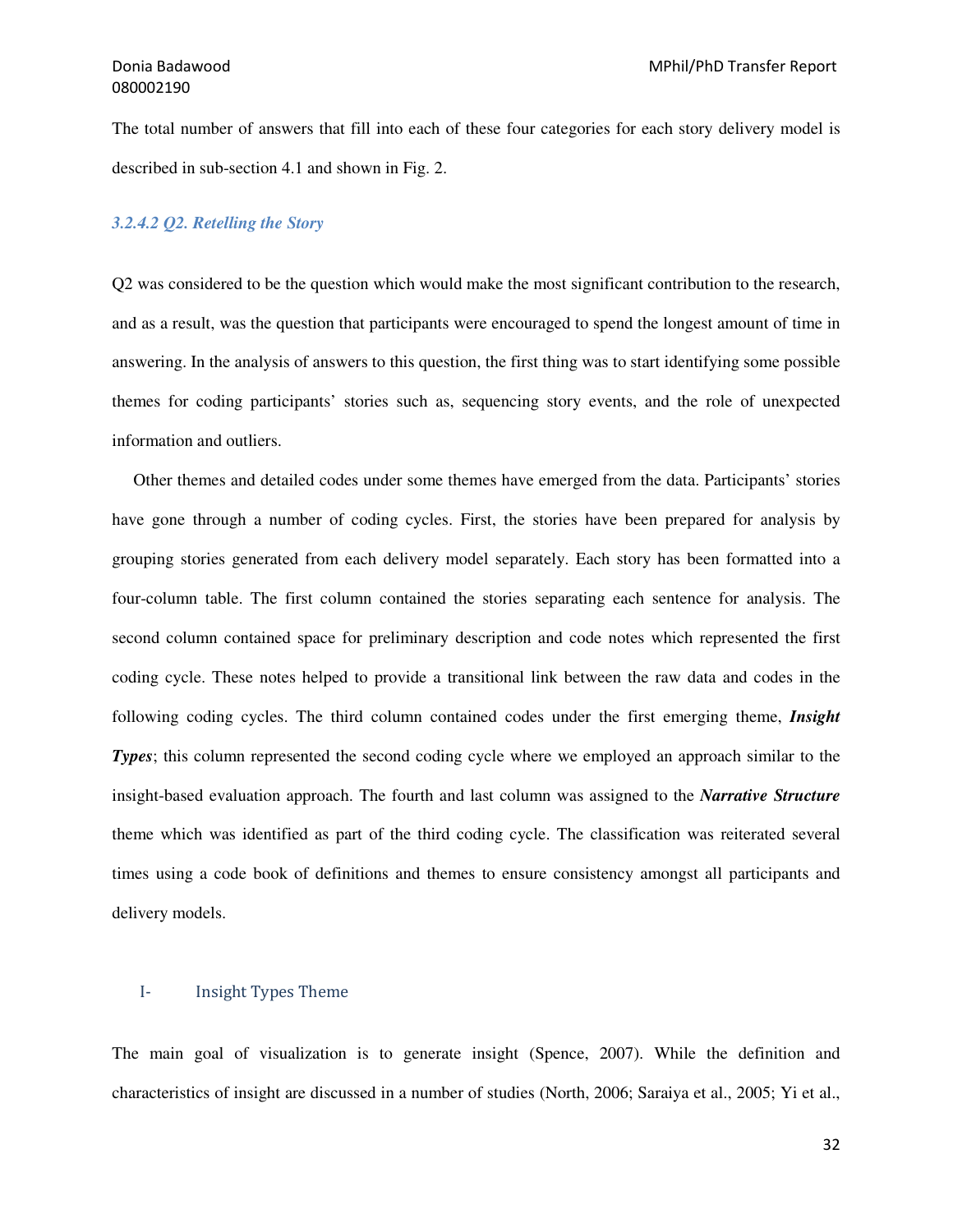The total number of answers that fill into each of these four categories for each story delivery model is described in sub-section 4.1 and shown in Fig. 2.

#### *3.2.4.2 Q2. Retelling the Story*

Q2 was considered to be the question which would make the most significant contribution to the research, and as a result, was the question that participants were encouraged to spend the longest amount of time in answering. In the analysis of answers to this question, the first thing was to start identifying some possible themes for coding participants' stories such as, sequencing story events, and the role of unexpected information and outliers.

Other themes and detailed codes under some themes have emerged from the data. Participants' stories have gone through a number of coding cycles. First, the stories have been prepared for analysis by grouping stories generated from each delivery model separately. Each story has been formatted into a four-column table. The first column contained the stories separating each sentence for analysis. The second column contained space for preliminary description and code notes which represented the first coding cycle. These notes helped to provide a transitional link between the raw data and codes in the following coding cycles. The third column contained codes under the first emerging theme, ***Insight Types***; this column represented the second coding cycle where we employed an approach similar to the insight-based evaluation approach. The fourth and last column was assigned to the ***Narrative Structure*** theme which was identified as part of the third coding cycle. The classification was reiterated several times using a code book of definitions and themes to ensure consistency amongst all participants and delivery models.

##### I- Insight Types Theme

The main goal of visualization is to generate insight (Spence, 2007). While the definition and characteristics of insight are discussed in a number of studies (North, 2006; Saraiya et al., 2005; Yi et al.,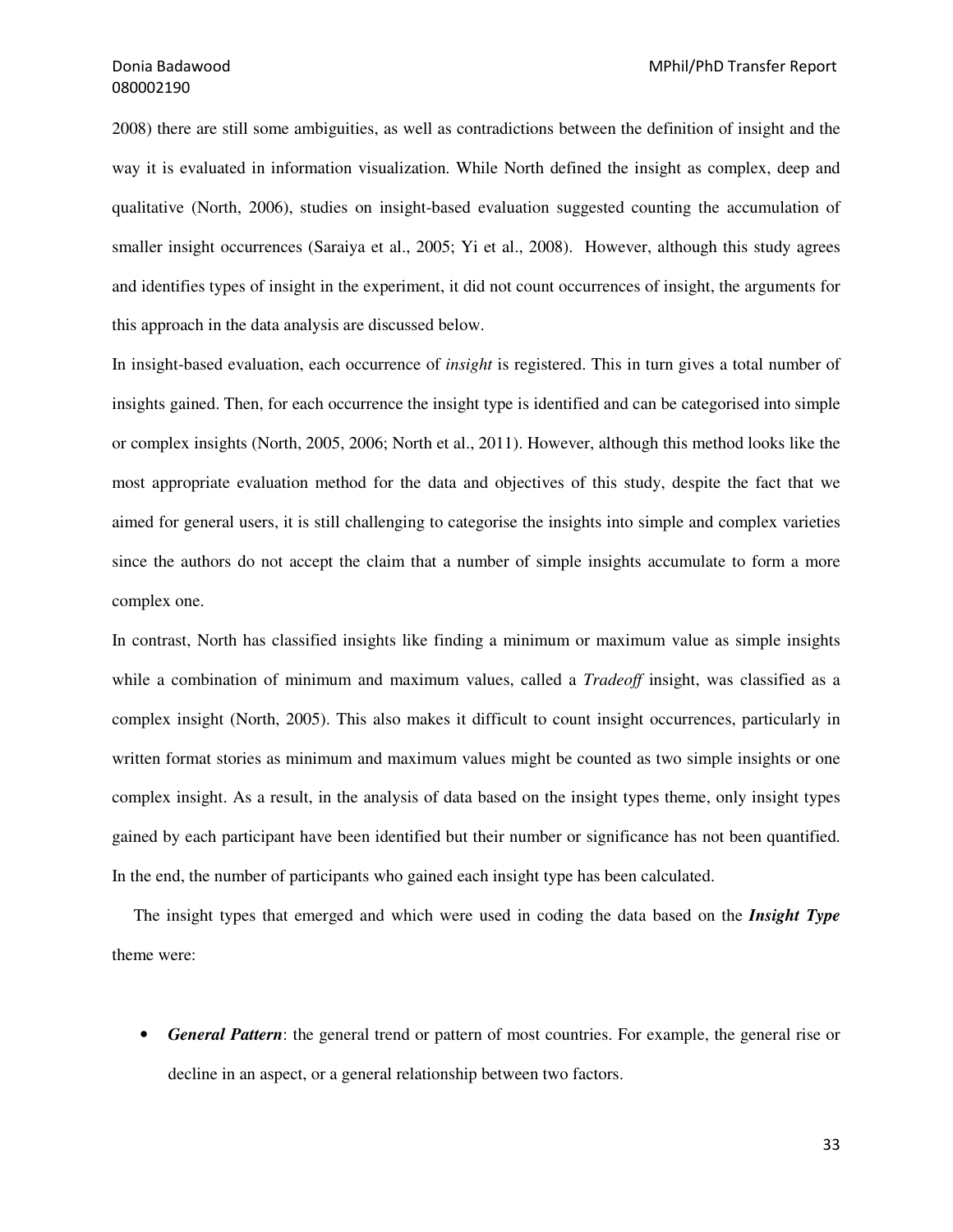2008) there are still some ambiguities, as well as contradictions between the definition of insight and the way it is evaluated in information visualization. While North defined the insight as complex, deep and qualitative (North, 2006), studies on insight-based evaluation suggested counting the accumulation of smaller insight occurrences (Saraiya et al., 2005; Yi et al., 2008). However, although this study agrees and identifies types of insight in the experiment, it did not count occurrences of insight, the arguments for this approach in the data analysis are discussed below.

In insight-based evaluation, each occurrence of *insight* is registered. This in turn gives a total number of insights gained. Then, for each occurrence the insight type is identified and can be categorised into simple or complex insights (North, 2005, 2006; North et al., 2011). However, although this method looks like the most appropriate evaluation method for the data and objectives of this study, despite the fact that we aimed for general users, it is still challenging to categorise the insights into simple and complex varieties since the authors do not accept the claim that a number of simple insights accumulate to form a more complex one.

In contrast, North has classified insights like finding a minimum or maximum value as simple insights while a combination of minimum and maximum values, called a *Tradeoff* insight, was classified as a complex insight (North, 2005). This also makes it difficult to count insight occurrences, particularly in written format stories as minimum and maximum values might be counted as two simple insights or one complex insight. As a result, in the analysis of data based on the insight types theme, only insight types gained by each participant have been identified but their number or significance has not been quantified. In the end, the number of participants who gained each insight type has been calculated.

The insight types that emerged and which were used in coding the data based on the ***Insight Type*** theme were:

- ***General Pattern***: the general trend or pattern of most countries. For example, the general rise or decline in an aspect, or a general relationship between two factors.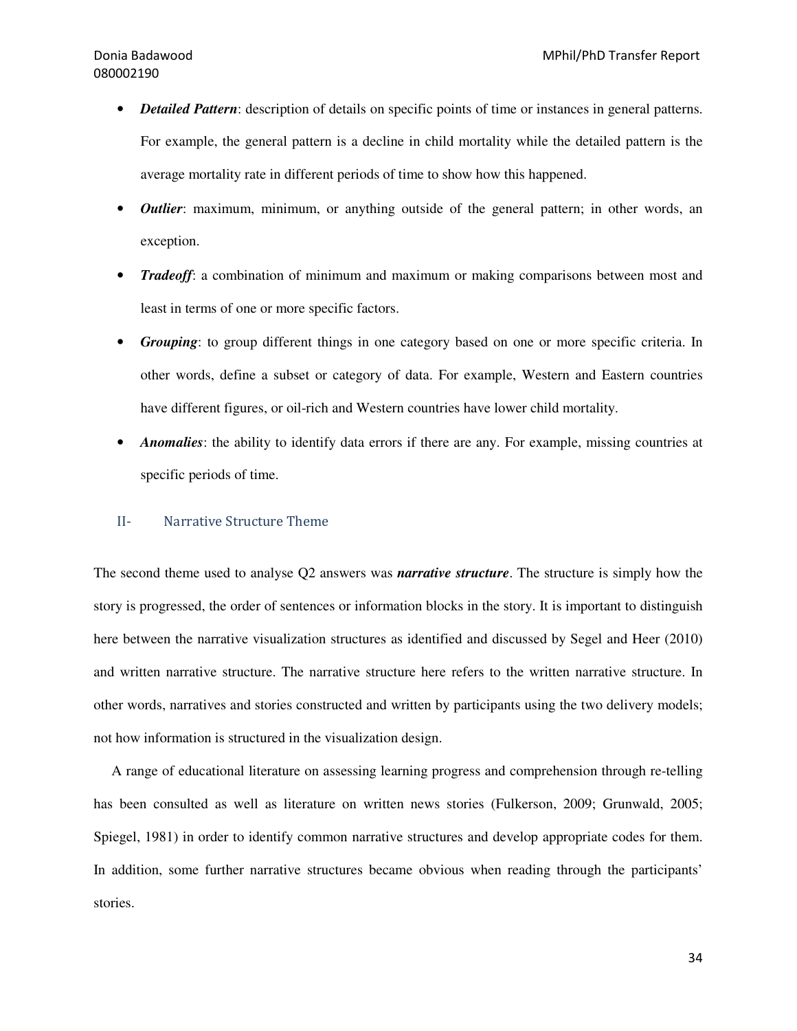- ***Detailed Pattern***: description of details on specific points of time or instances in general patterns. For example, the general pattern is a decline in child mortality while the detailed pattern is the average mortality rate in different periods of time to show how this happened.
- ***Outlier***: maximum, minimum, or anything outside of the general pattern; in other words, an exception.
- ***Tradeoff***: a combination of minimum and maximum or making comparisons between most and least in terms of one or more specific factors.
- ***Grouping***: to group different things in one category based on one or more specific criteria. In other words, define a subset or category of data. For example, Western and Eastern countries have different figures, or oil-rich and Western countries have lower child mortality.
- ***Anomalies***: the ability to identify data errors if there are any. For example, missing countries at specific periods of time.

### II- Narrative Structure Theme

The second theme used to analyse Q2 answers was ***narrative structure***. The structure is simply how the story is progressed, the order of sentences or information blocks in the story. It is important to distinguish here between the narrative visualization structures as identified and discussed by Segel and Heer (2010) and written narrative structure. The narrative structure here refers to the written narrative structure. In other words, narratives and stories constructed and written by participants using the two delivery models; not how information is structured in the visualization design.

A range of educational literature on assessing learning progress and comprehension through re-telling has been consulted as well as literature on written news stories (Fulkerson, 2009; Grunwald, 2005; Spiegel, 1981) in order to identify common narrative structures and develop appropriate codes for them. In addition, some further narrative structures became obvious when reading through the participants' stories.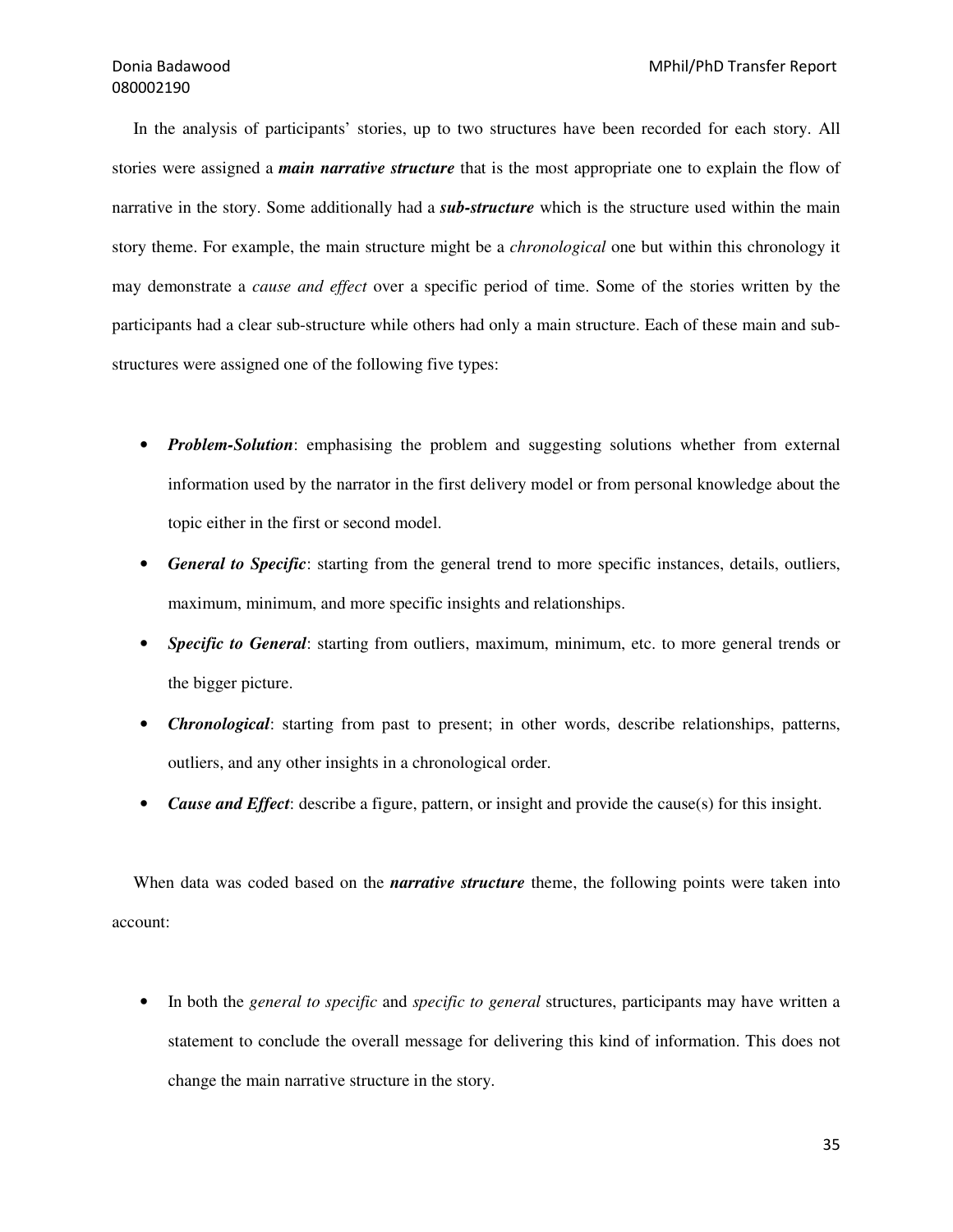In the analysis of participants' stories, up to two structures have been recorded for each story. All stories were assigned a ***main narrative structure*** that is the most appropriate one to explain the flow of narrative in the story. Some additionally had a ***sub-structure*** which is the structure used within the main story theme. For example, the main structure might be a *chronological* one but within this chronology it may demonstrate a *cause and effect* over a specific period of time. Some of the stories written by the participants had a clear sub-structure while others had only a main structure. Each of these main and sub-structures were assigned one of the following five types:

- ***Problem-Solution***: emphasising the problem and suggesting solutions whether from external information used by the narrator in the first delivery model or from personal knowledge about the topic either in the first or second model.
- ***General to Specific***: starting from the general trend to more specific instances, details, outliers, maximum, minimum, and more specific insights and relationships.
- ***Specific to General***: starting from outliers, maximum, minimum, etc. to more general trends or the bigger picture.
- ***Chronological***: starting from past to present; in other words, describe relationships, patterns, outliers, and any other insights in a chronological order.
- ***Cause and Effect***: describe a figure, pattern, or insight and provide the cause(s) for this insight.

When data was coded based on the ***narrative structure*** theme, the following points were taken into account:

- In both the *general to specific* and *specific to general* structures, participants may have written a statement to conclude the overall message for delivering this kind of information. This does not change the main narrative structure in the story.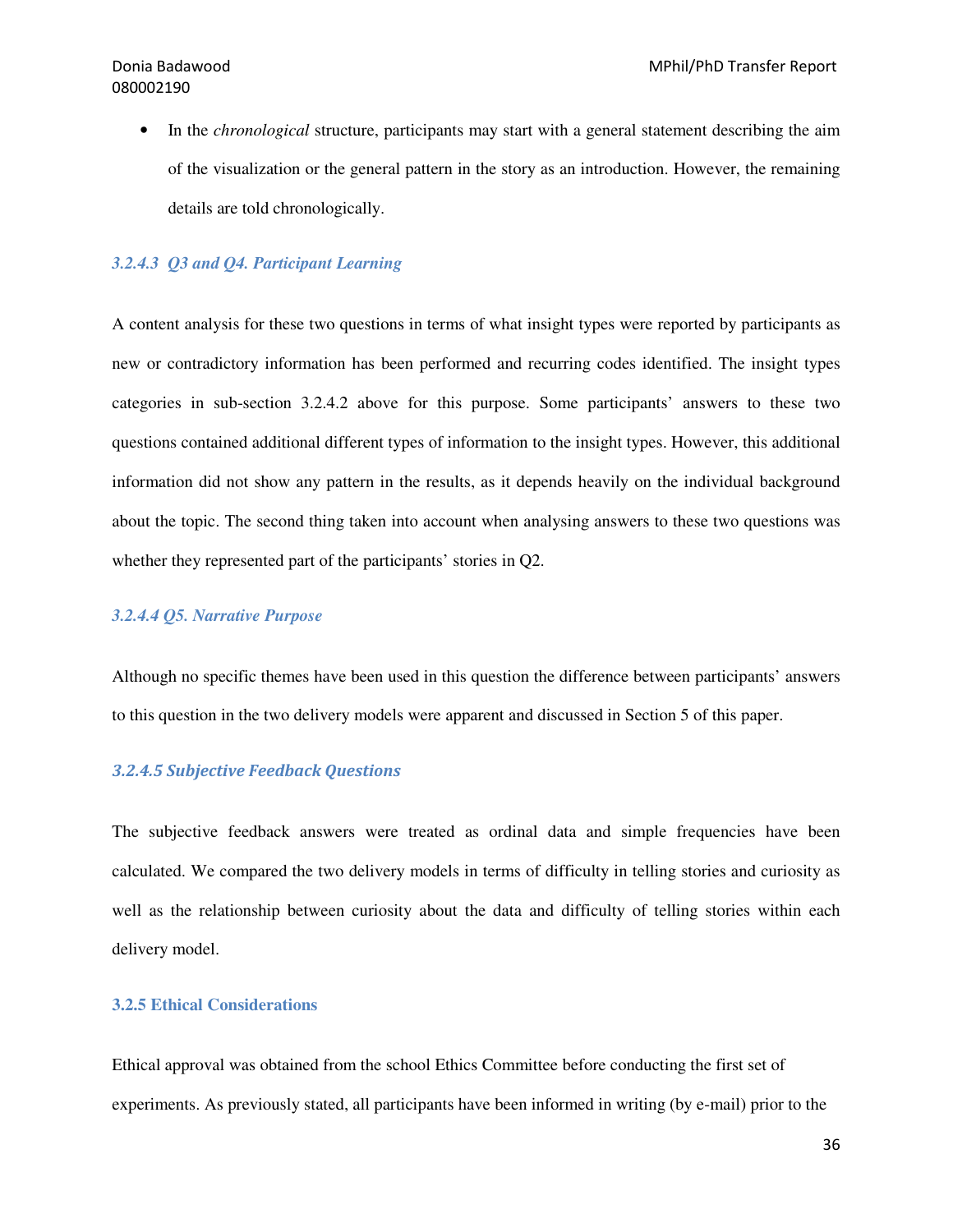- In the *chronological* structure, participants may start with a general statement describing the aim of the visualization or the general pattern in the story as an introduction. However, the remaining details are told chronologically.

#### *3.2.4.3 Q3 and Q4. Participant Learning*

A content analysis for these two questions in terms of what insight types were reported by participants as new or contradictory information has been performed and recurring codes identified. The insight types categories in sub-section 3.2.4.2 above for this purpose. Some participants' answers to these two questions contained additional different types of information to the insight types. However, this additional information did not show any pattern in the results, as it depends heavily on the individual background about the topic. The second thing taken into account when analysing answers to these two questions was whether they represented part of the participants' stories in Q2.

#### *3.2.4.4 Q5. Narrative Purpose*

Although no specific themes have been used in this question the difference between participants' answers to this question in the two delivery models were apparent and discussed in Section 5 of this paper.

#### *3.2.4.5 Subjective Feedback Questions*

The subjective feedback answers were treated as ordinal data and simple frequencies have been calculated. We compared the two delivery models in terms of difficulty in telling stories and curiosity as well as the relationship between curiosity about the data and difficulty of telling stories within each delivery model.

### 3.2.5 Ethical Considerations

Ethical approval was obtained from the school Ethics Committee before conducting the first set of experiments. As previously stated, all participants have been informed in writing (by e-mail) prior to the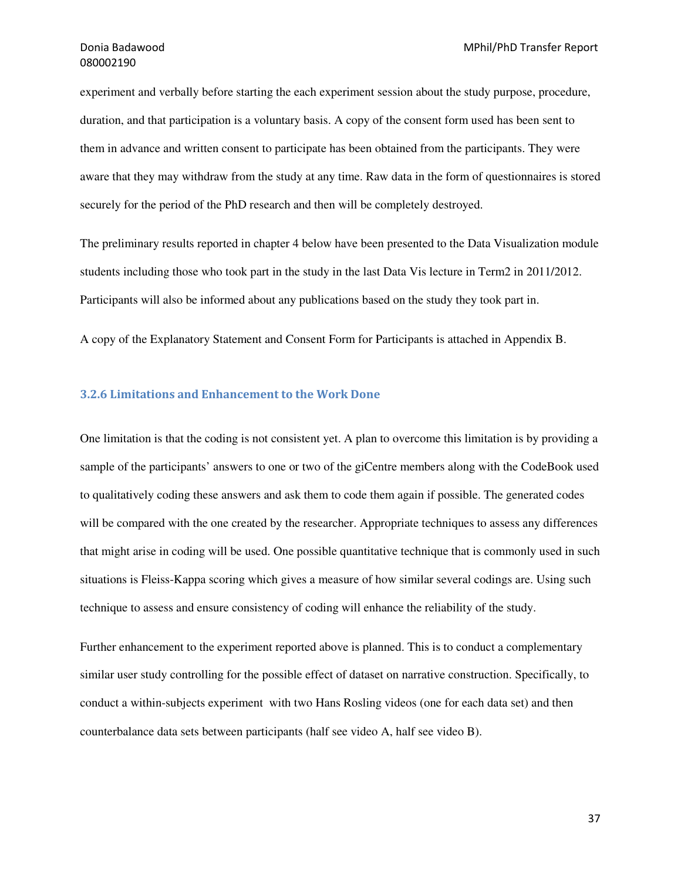experiment and verbally before starting the each experiment session about the study purpose, procedure, duration, and that participation is a voluntary basis. A copy of the consent form used has been sent to them in advance and written consent to participate has been obtained from the participants. They were aware that they may withdraw from the study at any time. Raw data in the form of questionnaires is stored securely for the period of the PhD research and then will be completely destroyed.

The preliminary results reported in chapter 4 below have been presented to the Data Visualization module students including those who took part in the study in the last Data Vis lecture in Term2 in 2011/2012. Participants will also be informed about any publications based on the study they took part in.

A copy of the Explanatory Statement and Consent Form for Participants is attached in Appendix B.

### 3.2.6 Limitations and Enhancement to the Work Done

One limitation is that the coding is not consistent yet. A plan to overcome this limitation is by providing a sample of the participants' answers to one or two of the giCentre members along with the CodeBook used to qualitatively coding these answers and ask them to code them again if possible. The generated codes will be compared with the one created by the researcher. Appropriate techniques to assess any differences that might arise in coding will be used. One possible quantitative technique that is commonly used in such situations is Fleiss-Kappa scoring which gives a measure of how similar several codings are. Using such technique to assess and ensure consistency of coding will enhance the reliability of the study.

Further enhancement to the experiment reported above is planned. This is to conduct a complementary similar user study controlling for the possible effect of dataset on narrative construction. Specifically, to conduct a within-subjects experiment with two Hans Rosling videos (one for each data set) and then counterbalance data sets between participants (half see video A, half see video B).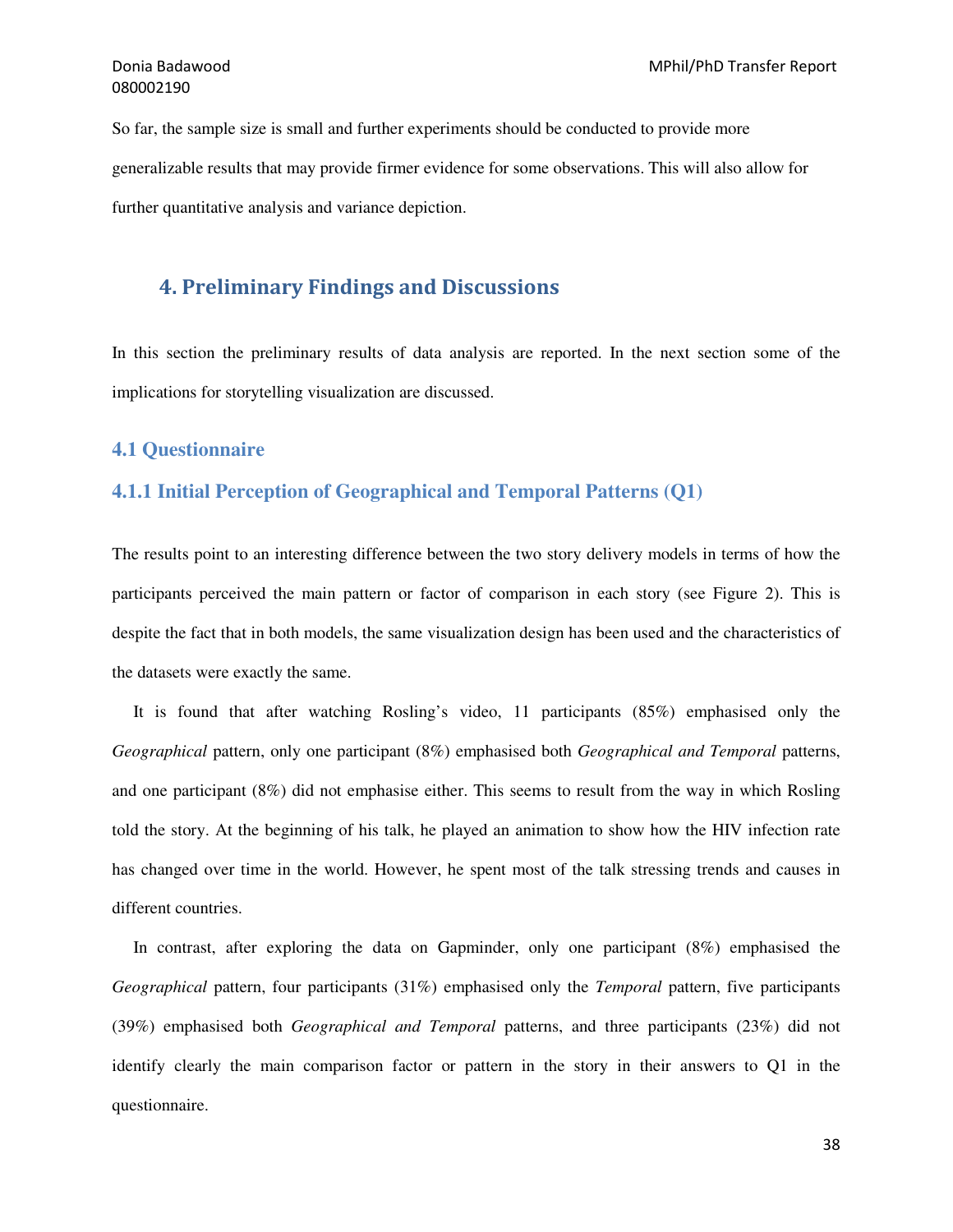So far, the sample size is small and further experiments should be conducted to provide more generalizable results that may provide firmer evidence for some observations. This will also allow for further quantitative analysis and variance depiction.

## 4. Preliminary Findings and Discussions

In this section the preliminary results of data analysis are reported. In the next section some of the implications for storytelling visualization are discussed.

### 4.1 Questionnaire

#### 4.1.1 Initial Perception of Geographical and Temporal Patterns (Q1)

The results point to an interesting difference between the two story delivery models in terms of how the participants perceived the main pattern or factor of comparison in each story (see Figure 2). This is despite the fact that in both models, the same visualization design has been used and the characteristics of the datasets were exactly the same.

It is found that after watching Rosling's video, 11 participants (85%) emphasised only the *Geographical* pattern, only one participant (8%) emphasised both *Geographical and Temporal* patterns, and one participant (8%) did not emphasise either. This seems to result from the way in which Rosling told the story. At the beginning of his talk, he played an animation to show how the HIV infection rate has changed over time in the world. However, he spent most of the talk stressing trends and causes in different countries.

In contrast, after exploring the data on Gapminder, only one participant (8%) emphasised the *Geographical* pattern, four participants (31%) emphasised only the *Temporal* pattern, five participants (39%) emphasised both *Geographical and Temporal* patterns, and three participants (23%) did not identify clearly the main comparison factor or pattern in the story in their answers to Q1 in the questionnaire.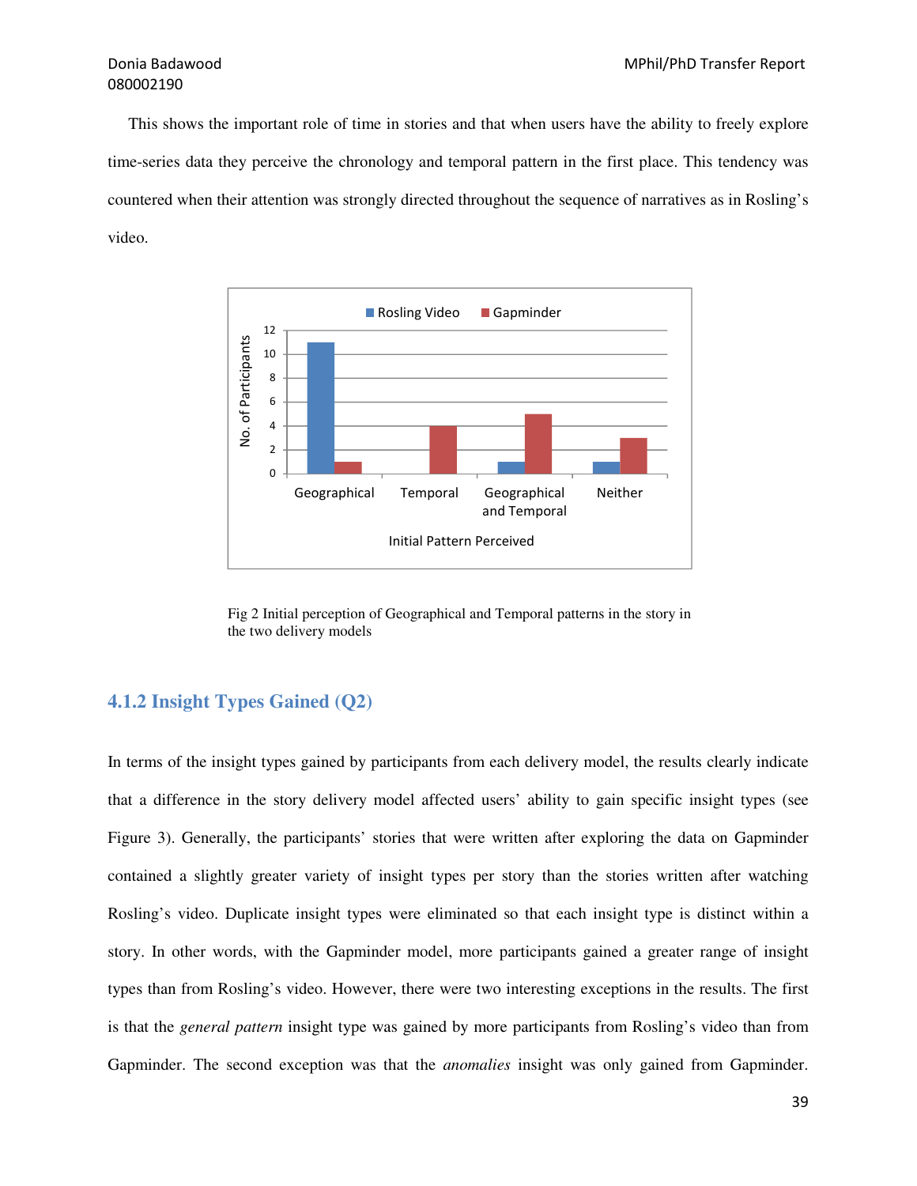This shows the important role of time in stories and that when users have the ability to freely explore time-series data they perceive the chronology and temporal pattern in the first place. This tendency was countered when their attention was strongly directed throughout the sequence of narratives as in Rosling's video.

Fig 2 Initial perception of Geographical and Temporal patterns in the story in the two delivery models

### 4.1.2 Insight Types Gained (Q2)

In terms of the insight types gained by participants from each delivery model, the results clearly indicate that a difference in the story delivery model affected users' ability to gain specific insight types (see Figure 3). Generally, the participants' stories that were written after exploring the data on Gapminder contained a slightly greater variety of insight types per story than the stories written after watching Rosling's video. Duplicate insight types were eliminated so that each insight type is distinct within a story. In other words, with the Gapminder model, more participants gained a greater range of insight types than from Rosling's video. However, there were two interesting exceptions in the results. The first is that the *general pattern* insight type was gained by more participants from Rosling's video than from Gapminder. The second exception was that the *anomalies* insight was only gained from Gapminder.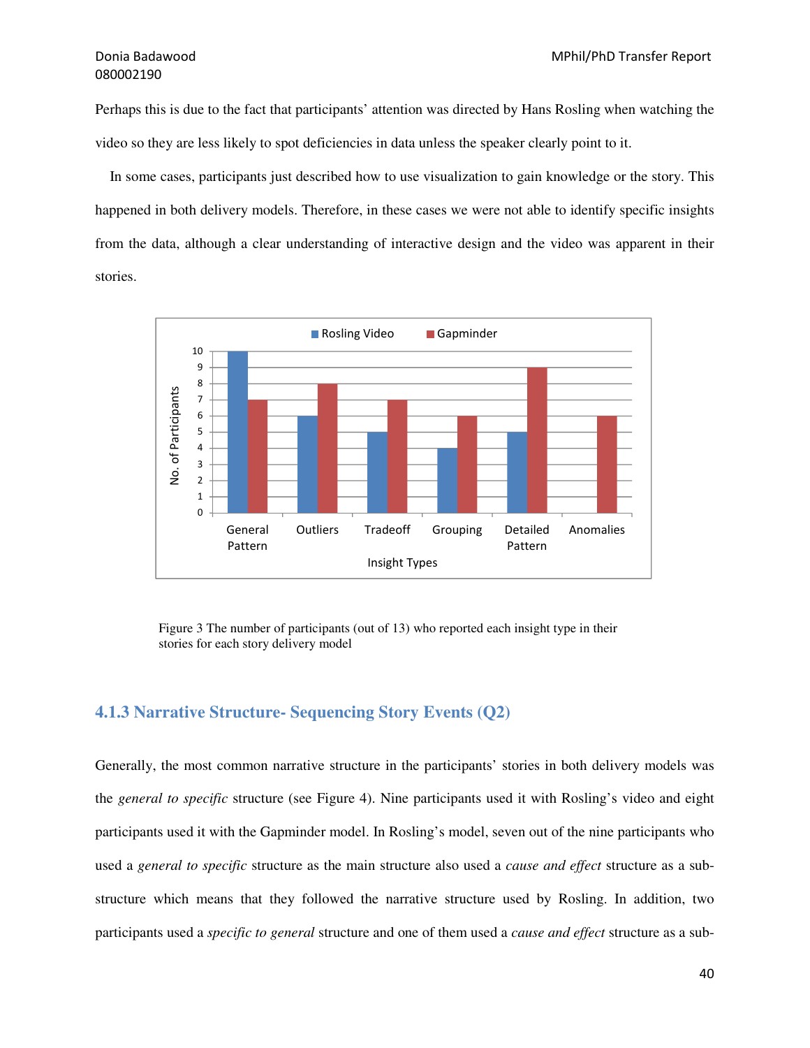Perhaps this is due to the fact that participants' attention was directed by Hans Rosling when watching the video so they are less likely to spot deficiencies in data unless the speaker clearly point to it.

In some cases, participants just described how to use visualization to gain knowledge or the story. This happened in both delivery models. Therefore, in these cases we were not able to identify specific insights from the data, although a clear understanding of interactive design and the video was apparent in their stories.

| Insight Types | Rosling Video | Gapminder |
|---|---|---|
| General Pattern | 10 | 7 |
| Outliers | 6 | 8 |
| Tradeoff | 5 | 7 |
| Grouping | 4 | 6 |
| Detailed Pattern | 5 | 9 |
| Anomalies | 0 | 6 |

Figure 3 The number of participants (out of 13) who reported each insight type in their stories for each story delivery model

### 4.1.3 Narrative Structure- Sequencing Story Events (Q2)

Generally, the most common narrative structure in the participants' stories in both delivery models was the *general to specific* structure (see Figure 4). Nine participants used it with Rosling's video and eight participants used it with the Gapminder model. In Rosling's model, seven out of the nine participants who used a *general to specific* structure as the main structure also used a *cause and effect* structure as a sub-structure which means that they followed the narrative structure used by Rosling. In addition, two participants used a *specific to general* structure and one of them used a *cause and effect* structure as a sub-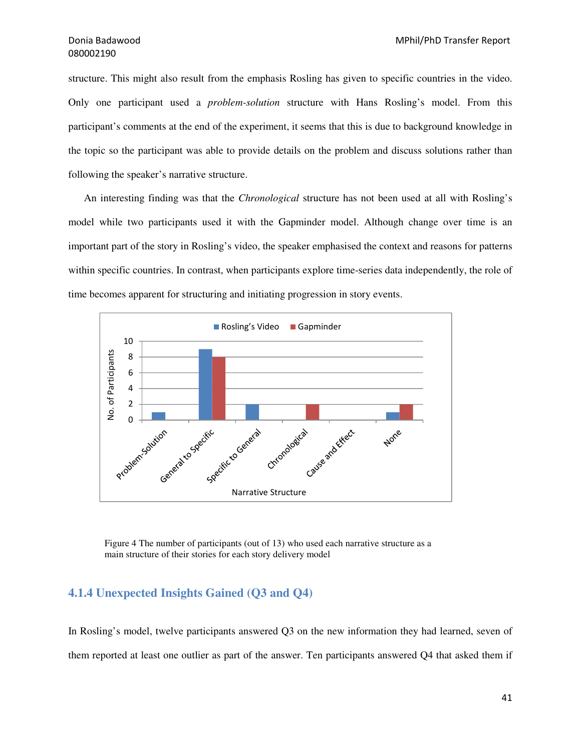structure. This might also result from the emphasis Rosling has given to specific countries in the video. Only one participant used a *problem-solution* structure with Hans Rosling's model. From this participant's comments at the end of the experiment, it seems that this is due to background knowledge in the topic so the participant was able to provide details on the problem and discuss solutions rather than following the speaker's narrative structure.

An interesting finding was that the *Chronological* structure has not been used at all with Rosling's model while two participants used it with the Gapminder model. Although change over time is an important part of the story in Rosling's video, the speaker emphasised the context and reasons for patterns within specific countries. In contrast, when participants explore time-series data independently, the role of time becomes apparent for structuring and initiating progression in story events.

Figure 4 The number of participants (out of 13) who used each narrative structure as a main structure of their stories for each story delivery model

### 4.1.4 Unexpected Insights Gained (Q3 and Q4)

In Rosling's model, twelve participants answered Q3 on the new information they had learned, seven of them reported at least one outlier as part of the answer. Ten participants answered Q4 that asked them if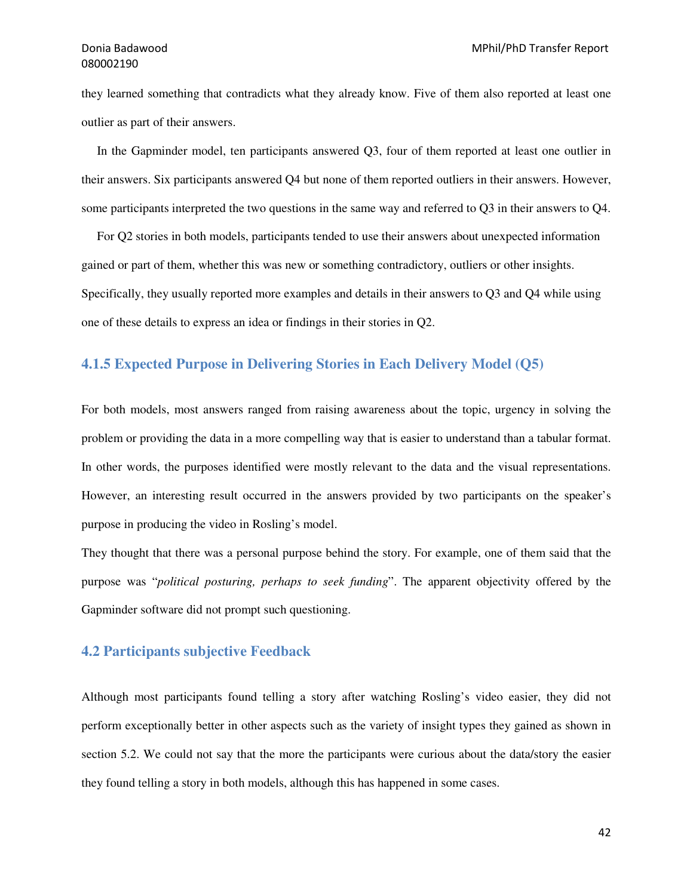they learned something that contradicts what they already know. Five of them also reported at least one outlier as part of their answers.

In the Gapminder model, ten participants answered Q3, four of them reported at least one outlier in their answers. Six participants answered Q4 but none of them reported outliers in their answers. However, some participants interpreted the two questions in the same way and referred to Q3 in their answers to Q4.

For Q2 stories in both models, participants tended to use their answers about unexpected information gained or part of them, whether this was new or something contradictory, outliers or other insights. Specifically, they usually reported more examples and details in their answers to Q3 and Q4 while using one of these details to express an idea or findings in their stories in Q2.

### 4.1.5 Expected Purpose in Delivering Stories in Each Delivery Model (Q5)

For both models, most answers ranged from raising awareness about the topic, urgency in solving the problem or providing the data in a more compelling way that is easier to understand than a tabular format. In other words, the purposes identified were mostly relevant to the data and the visual representations. However, an interesting result occurred in the answers provided by two participants on the speaker's purpose in producing the video in Rosling's model.

They thought that there was a personal purpose behind the story. For example, one of them said that the purpose was "*political posturing, perhaps to seek funding*". The apparent objectivity offered by the Gapminder software did not prompt such questioning.

## 4.2 Participants subjective Feedback

Although most participants found telling a story after watching Rosling's video easier, they did not perform exceptionally better in other aspects such as the variety of insight types they gained as shown in section 5.2. We could not say that the more the participants were curious about the data/story the easier they found telling a story in both models, although this has happened in some cases.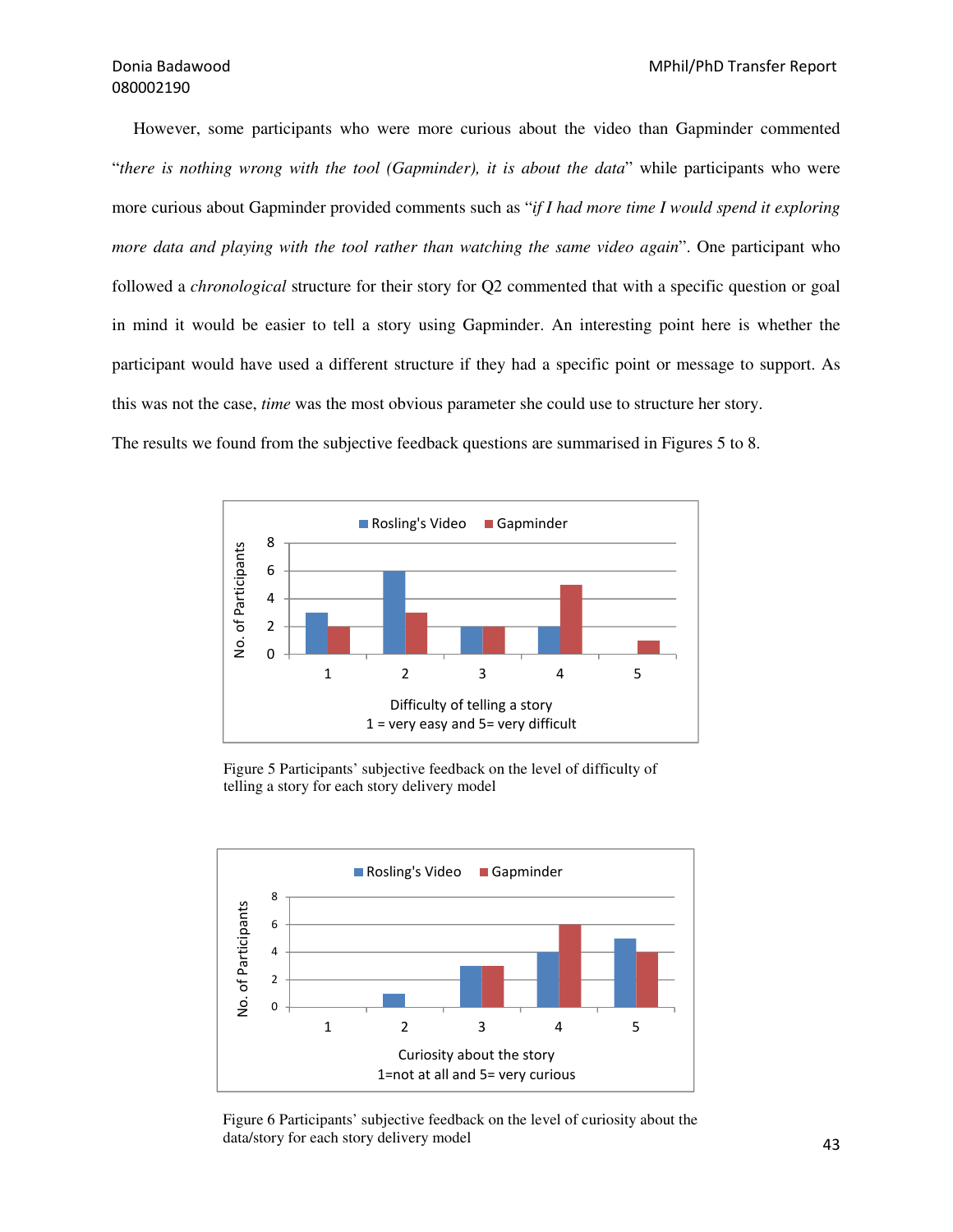However, some participants who were more curious about the video than Gapminder commented "*there is nothing wrong with the tool (Gapminder), it is about the data*" while participants who were more curious about Gapminder provided comments such as "*if I had more time I would spend it exploring more data and playing with the tool rather than watching the same video again*". One participant who followed a *chronological* structure for their story for Q2 commented that with a specific question or goal in mind it would be easier to tell a story using Gapminder. An interesting point here is whether the participant would have used a different structure if they had a specific point or message to support. As this was not the case, *time* was the most obvious parameter she could use to structure her story.

The results we found from the subjective feedback questions are summarised in Figures 5 to 8.

Figure 5 Participants' subjective feedback on the level of difficulty of telling a story for each story delivery model

Figure 6 Participants' subjective feedback on the level of curiosity about the data/story for each story delivery model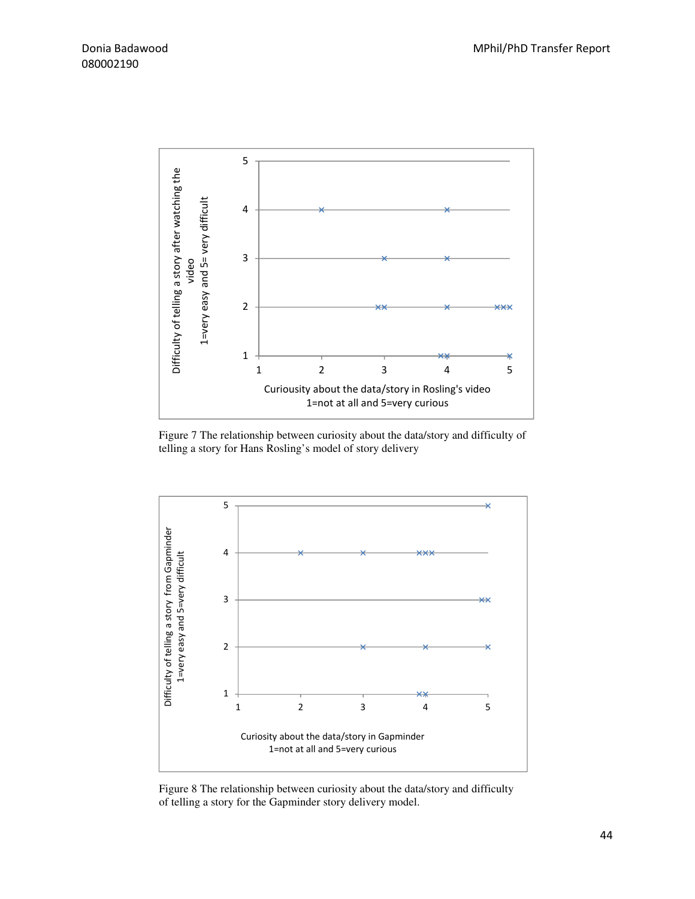Figure 7 The relationship between curiosity about the data/story and difficulty of telling a story for Hans Rosling's model of story delivery

Figure 8 The relationship between curiosity about the data/story and difficulty of telling a story for the Gapminder story delivery model.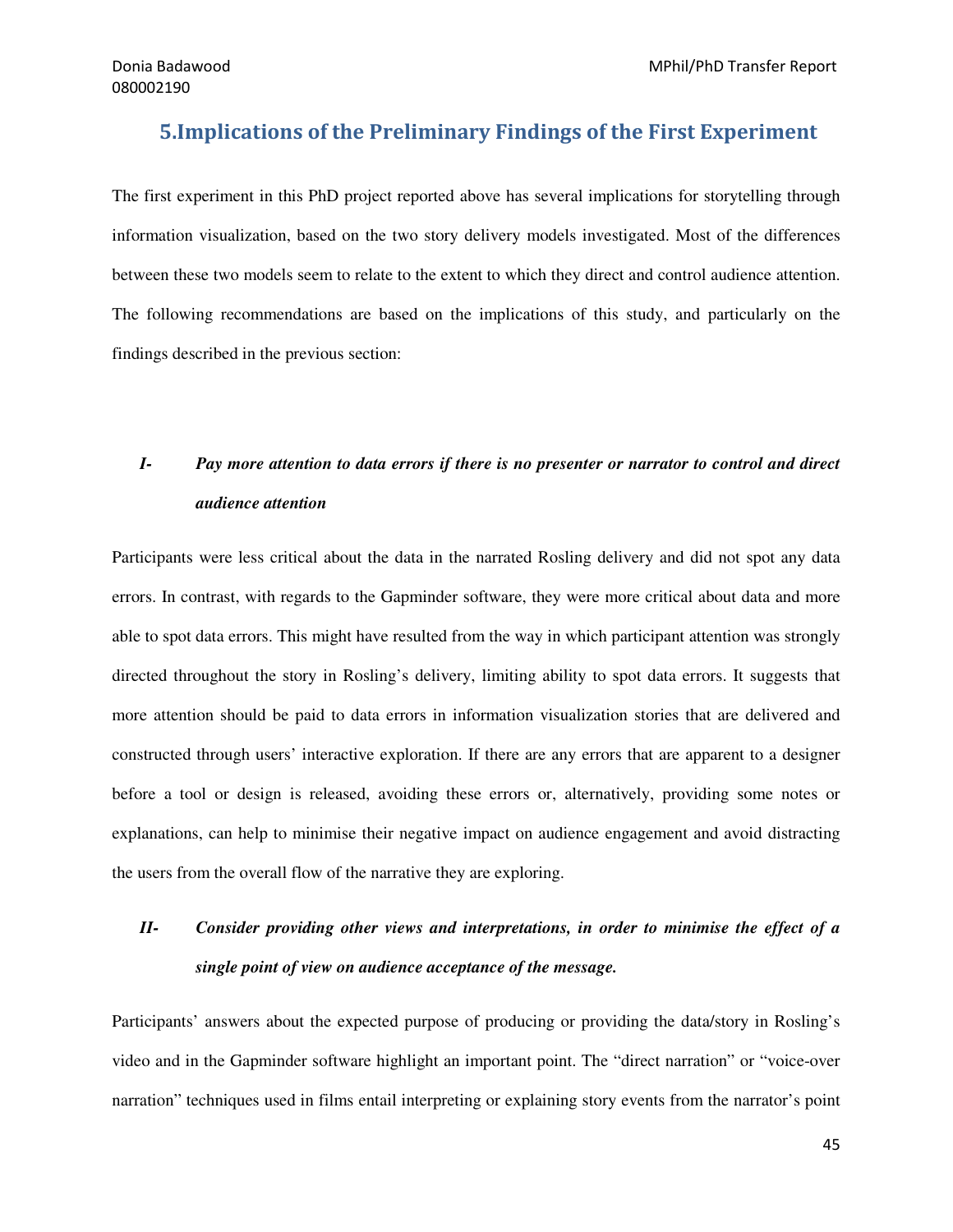## 5.Implications of the Preliminary Findings of the First Experiment

The first experiment in this PhD project reported above has several implications for storytelling through information visualization, based on the two story delivery models investigated. Most of the differences between these two models seem to relate to the extent to which they direct and control audience attention. The following recommendations are based on the implications of this study, and particularly on the findings described in the previous section:

***I- Pay more attention to data errors if there is no presenter or narrator to control and direct audience attention***

Participants were less critical about the data in the narrated Rosling delivery and did not spot any data errors. In contrast, with regards to the Gapminder software, they were more critical about data and more able to spot data errors. This might have resulted from the way in which participant attention was strongly directed throughout the story in Rosling's delivery, limiting ability to spot data errors. It suggests that more attention should be paid to data errors in information visualization stories that are delivered and constructed through users' interactive exploration. If there are any errors that are apparent to a designer before a tool or design is released, avoiding these errors or, alternatively, providing some notes or explanations, can help to minimise their negative impact on audience engagement and avoid distracting the users from the overall flow of the narrative they are exploring.

***II- Consider providing other views and interpretations, in order to minimise the effect of a single point of view on audience acceptance of the message.***

Participants' answers about the expected purpose of producing or providing the data/story in Rosling's video and in the Gapminder software highlight an important point. The "direct narration" or "voice-over narration" techniques used in films entail interpreting or explaining story events from the narrator's point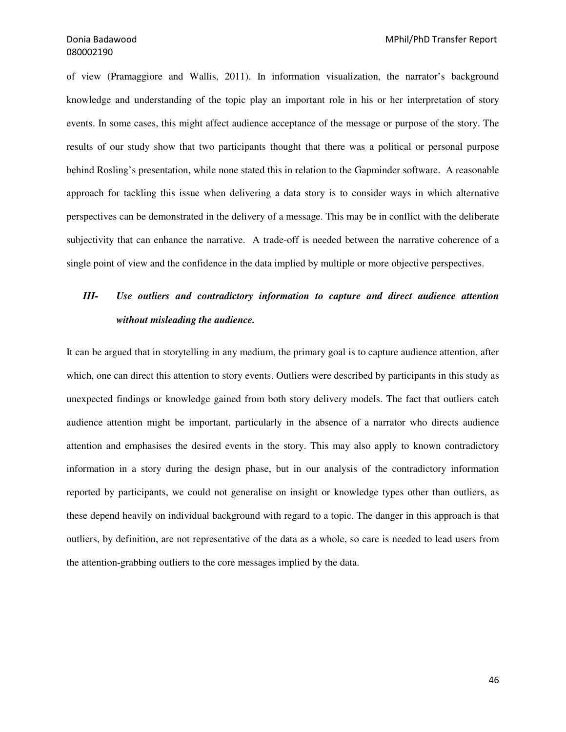of view (Pramaggiore and Wallis, 2011). In information visualization, the narrator's background knowledge and understanding of the topic play an important role in his or her interpretation of story events. In some cases, this might affect audience acceptance of the message or purpose of the story. The results of our study show that two participants thought that there was a political or personal purpose behind Rosling's presentation, while none stated this in relation to the Gapminder software. A reasonable approach for tackling this issue when delivering a data story is to consider ways in which alternative perspectives can be demonstrated in the delivery of a message. This may be in conflict with the deliberate subjectivity that can enhance the narrative. A trade-off is needed between the narrative coherence of a single point of view and the confidence in the data implied by multiple or more objective perspectives.

### *III- Use outliers and contradictory information to capture and direct audience attention without misleading the audience.*

It can be argued that in storytelling in any medium, the primary goal is to capture audience attention, after which, one can direct this attention to story events. Outliers were described by participants in this study as unexpected findings or knowledge gained from both story delivery models. The fact that outliers catch audience attention might be important, particularly in the absence of a narrator who directs audience attention and emphasises the desired events in the story. This may also apply to known contradictory information in a story during the design phase, but in our analysis of the contradictory information reported by participants, we could not generalise on insight or knowledge types other than outliers, as these depend heavily on individual background with regard to a topic. The danger in this approach is that outliers, by definition, are not representative of the data as a whole, so care is needed to lead users from the attention-grabbing outliers to the core messages implied by the data.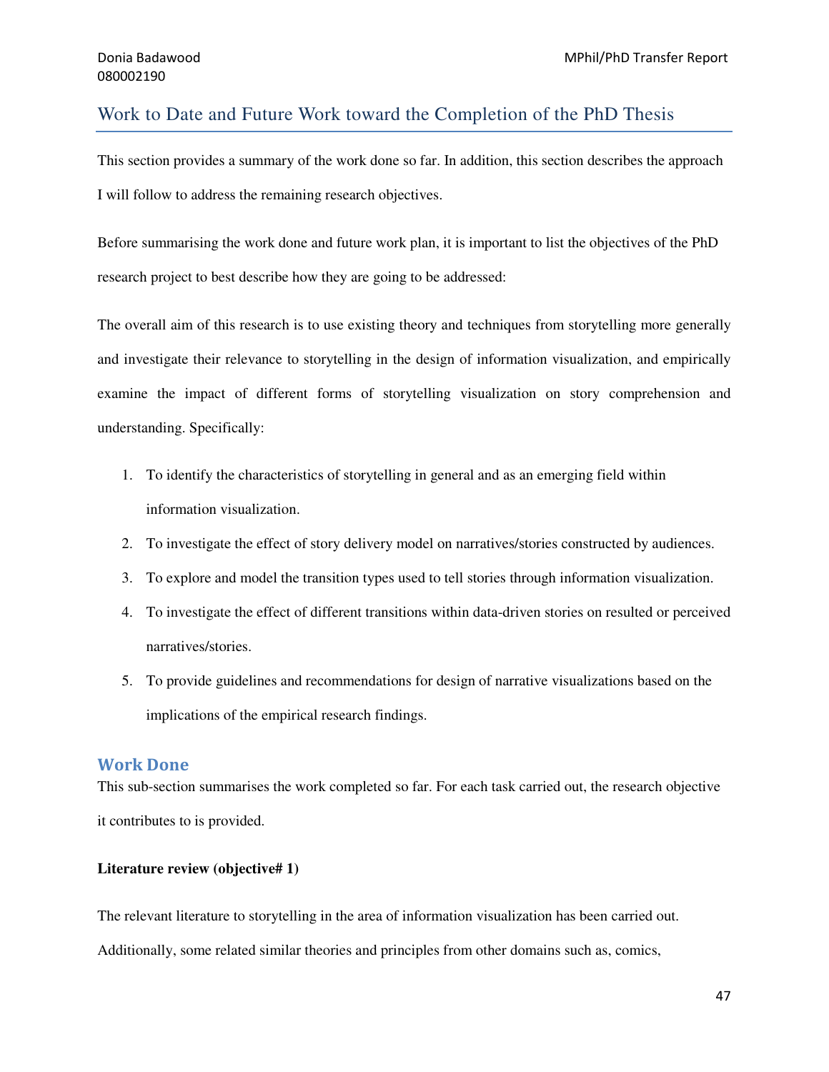## Work to Date and Future Work toward the Completion of the PhD Thesis

This section provides a summary of the work done so far. In addition, this section describes the approach I will follow to address the remaining research objectives.

Before summarising the work done and future work plan, it is important to list the objectives of the PhD research project to best describe how they are going to be addressed:

The overall aim of this research is to use existing theory and techniques from storytelling more generally and investigate their relevance to storytelling in the design of information visualization, and empirically examine the impact of different forms of storytelling visualization on story comprehension and understanding. Specifically:

1. To identify the characteristics of storytelling in general and as an emerging field within information visualization.
2. To investigate the effect of story delivery model on narratives/stories constructed by audiences.
3. To explore and model the transition types used to tell stories through information visualization.
4. To investigate the effect of different transitions within data-driven stories on resulted or perceived narratives/stories.
5. To provide guidelines and recommendations for design of narrative visualizations based on the implications of the empirical research findings.

### Work Done

This sub-section summarises the work completed so far. For each task carried out, the research objective it contributes to is provided.

**Literature review (objective# 1)**

The relevant literature to storytelling in the area of information visualization has been carried out. Additionally, some related similar theories and principles from other domains such as, comics,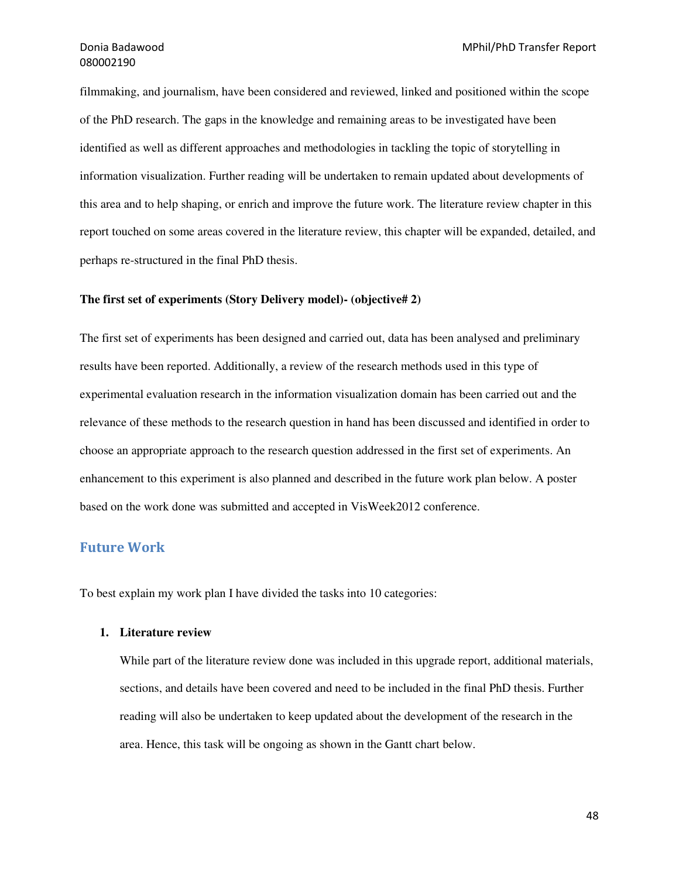filmmaking, and journalism, have been considered and reviewed, linked and positioned within the scope of the PhD research. The gaps in the knowledge and remaining areas to be investigated have been identified as well as different approaches and methodologies in tackling the topic of storytelling in information visualization. Further reading will be undertaken to remain updated about developments of this area and to help shaping, or enrich and improve the future work. The literature review chapter in this report touched on some areas covered in the literature review, this chapter will be expanded, detailed, and perhaps re-structured in the final PhD thesis.

**The first set of experiments (Story Delivery model)- (objective# 2)**

The first set of experiments has been designed and carried out, data has been analysed and preliminary results have been reported. Additionally, a review of the research methods used in this type of experimental evaluation research in the information visualization domain has been carried out and the relevance of these methods to the research question in hand has been discussed and identified in order to choose an appropriate approach to the research question addressed in the first set of experiments. An enhancement to this experiment is also planned and described in the future work plan below. A poster based on the work done was submitted and accepted in VisWeek2012 conference.

## Future Work

To best explain my work plan I have divided the tasks into 10 categories:

1. **Literature review**

   While part of the literature review done was included in this upgrade report, additional materials, sections, and details have been covered and need to be included in the final PhD thesis. Further reading will also be undertaken to keep updated about the development of the research in the area. Hence, this task will be ongoing as shown in the Gantt chart below.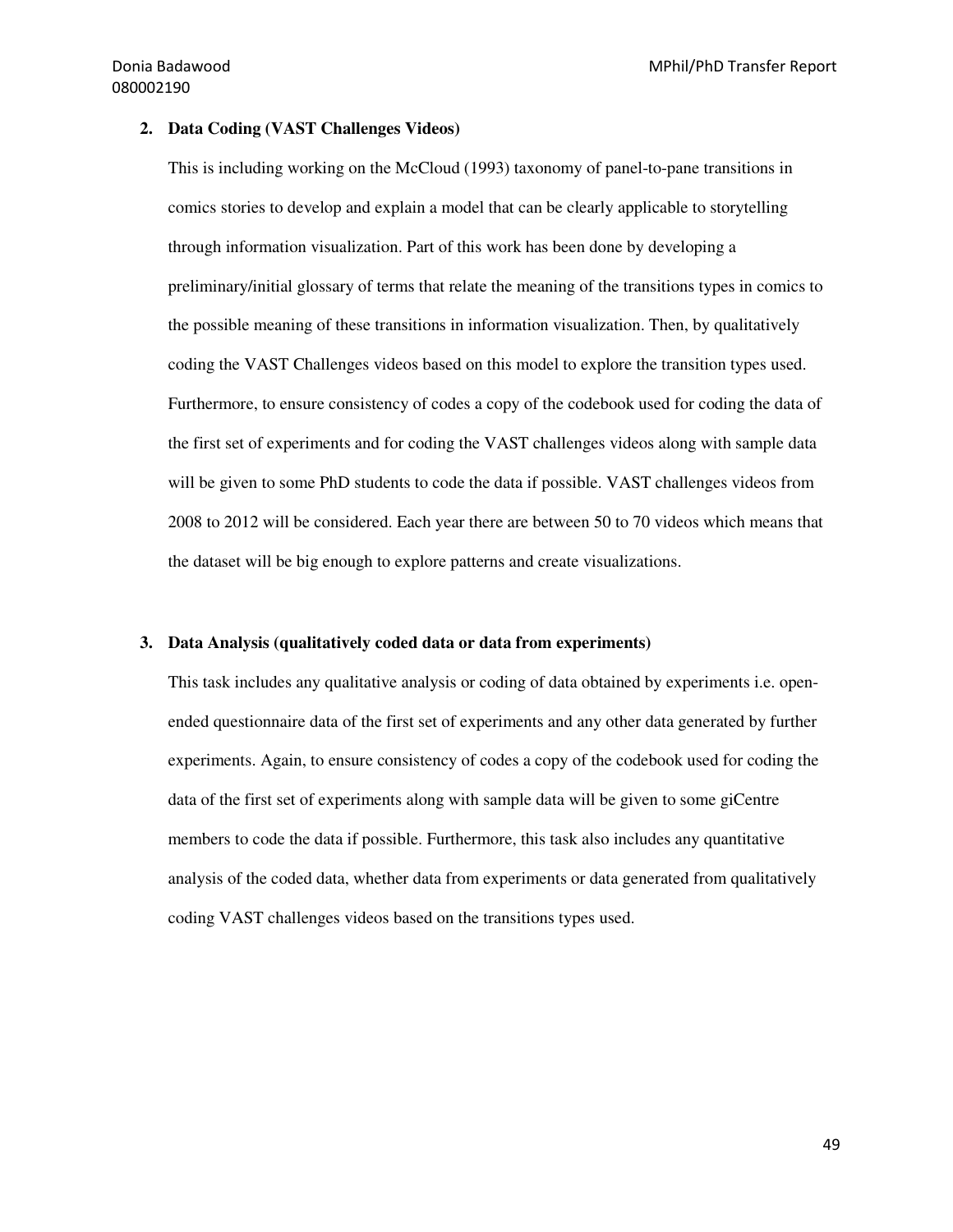**2. Data Coding (VAST Challenges Videos)**

This is including working on the McCloud (1993) taxonomy of panel-to-pane transitions in comics stories to develop and explain a model that can be clearly applicable to storytelling through information visualization. Part of this work has been done by developing a preliminary/initial glossary of terms that relate the meaning of the transitions types in comics to the possible meaning of these transitions in information visualization. Then, by qualitatively coding the VAST Challenges videos based on this model to explore the transition types used. Furthermore, to ensure consistency of codes a copy of the codebook used for coding the data of the first set of experiments and for coding the VAST challenges videos along with sample data will be given to some PhD students to code the data if possible. VAST challenges videos from 2008 to 2012 will be considered. Each year there are between 50 to 70 videos which means that the dataset will be big enough to explore patterns and create visualizations.

**3. Data Analysis (qualitatively coded data or data from experiments)**

This task includes any qualitative analysis or coding of data obtained by experiments i.e. open-ended questionnaire data of the first set of experiments and any other data generated by further experiments. Again, to ensure consistency of codes a copy of the codebook used for coding the data of the first set of experiments along with sample data will be given to some giCentre members to code the data if possible. Furthermore, this task also includes any quantitative analysis of the coded data, whether data from experiments or data generated from qualitatively coding VAST challenges videos based on the transitions types used.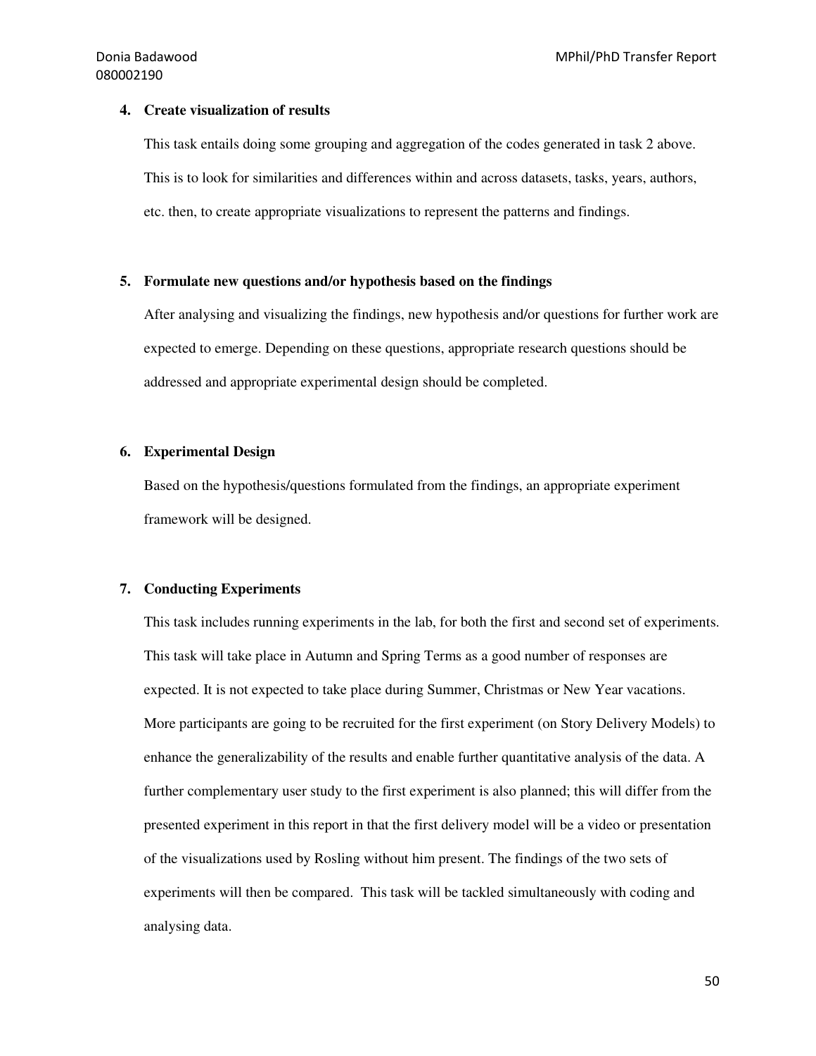**4. Create visualization of results**

This task entails doing some grouping and aggregation of the codes generated in task 2 above. This is to look for similarities and differences within and across datasets, tasks, years, authors, etc. then, to create appropriate visualizations to represent the patterns and findings.

**5. Formulate new questions and/or hypothesis based on the findings**

After analysing and visualizing the findings, new hypothesis and/or questions for further work are expected to emerge. Depending on these questions, appropriate research questions should be addressed and appropriate experimental design should be completed.

**6. Experimental Design**

Based on the hypothesis/questions formulated from the findings, an appropriate experiment framework will be designed.

**7. Conducting Experiments**

This task includes running experiments in the lab, for both the first and second set of experiments. This task will take place in Autumn and Spring Terms as a good number of responses are expected. It is not expected to take place during Summer, Christmas or New Year vacations. More participants are going to be recruited for the first experiment (on Story Delivery Models) to enhance the generalizability of the results and enable further quantitative analysis of the data. A further complementary user study to the first experiment is also planned; this will differ from the presented experiment in this report in that the first delivery model will be a video or presentation of the visualizations used by Rosling without him present. The findings of the two sets of experiments will then be compared. This task will be tackled simultaneously with coding and analysing data.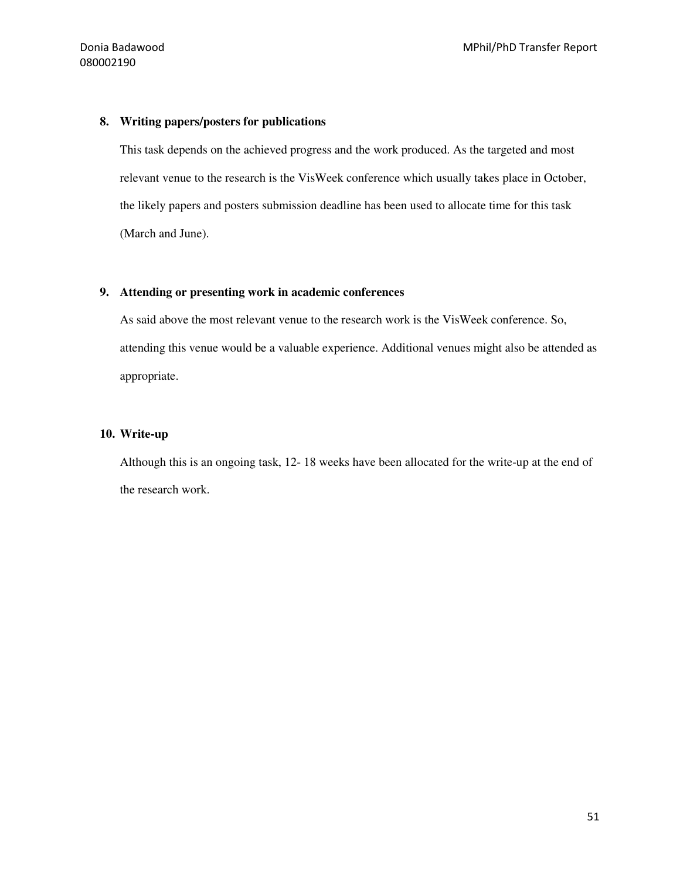8. **Writing papers/posters for publications**

   This task depends on the achieved progress and the work produced. As the targeted and most relevant venue to the research is the VisWeek conference which usually takes place in October, the likely papers and posters submission deadline has been used to allocate time for this task (March and June).

9. **Attending or presenting work in academic conferences**

   As said above the most relevant venue to the research work is the VisWeek conference. So, attending this venue would be a valuable experience. Additional venues might also be attended as appropriate.

10. **Write-up**

    Although this is an ongoing task, 12- 18 weeks have been allocated for the write-up at the end of the research work.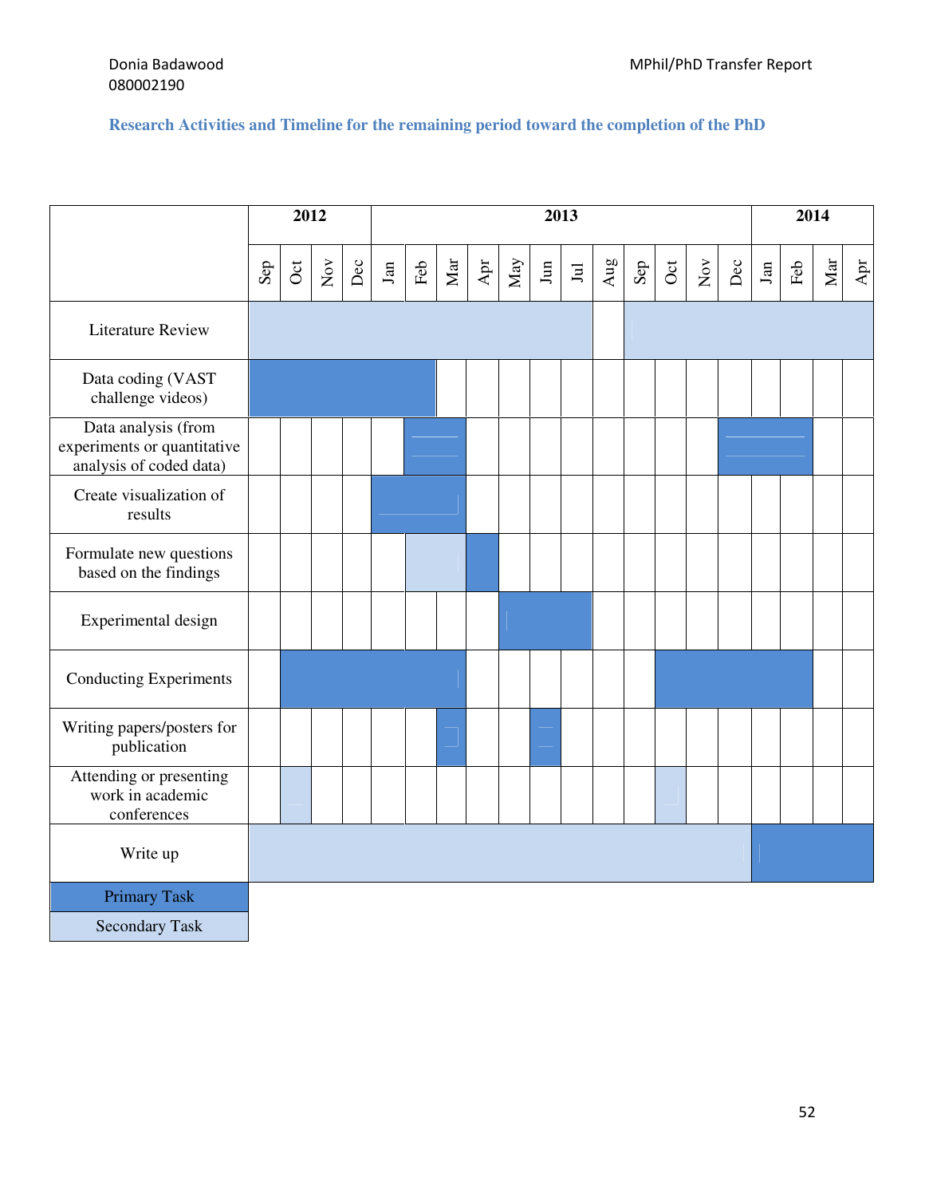# Research Activities and Timeline for the remaining period toward the completion of the PhD

| | 2012 | | | | 2013 | | | | | | | | | | | | 2014 | | | |
|---|---|---|---|---|---|---|---|---|---|---|---|---|---|---|---|---|---|---|---|---|
| | Sep | Oct | Nov | Dec | Jan | Feb | Mar | Apr | May | Jun | Jul | Aug | Sep | Oct | Nov | Dec | Jan | Feb | Mar | Apr |
| Literature Review | S | S | S | S | S | S | S | S | S | S | S | | S | S | S | S | S | S | S | S |
| Data coding (VAST challenge videos) | P | P | P | P | P | P | | | | | | | | | | | | | | |
| Data analysis (from experiments or quantitative analysis of coded data) | | | | | | P | P | | | | | | | | | P | P | P | | |
| Create visualization of results | | | | | P | P | P | | | | | | | | | | | | | |
| Formulate new questions based on the findings | | | | | | S | S | P | | | | | | | | | | | | |
| Experimental design | | | | | | | | | P | P | P | | | | | | | | | |
| Conducting Experiments | | P | P | P | P | P | P | | | | | | | P | P | P | P | P | | |
| Writing papers/posters for publication | | | | | | | P | | | P | | | | | | | | | | |
| Attending or presenting work in academic conferences | | S | | | | | | | | | | | | S | | | | | | |
| Write up | S | S | S | S | S | S | S | S | S | S | S | S | S | S | S | S | P | P | P | P |

| Legend |
|---|
| Primary Task (P) |
| Secondary Task (S) |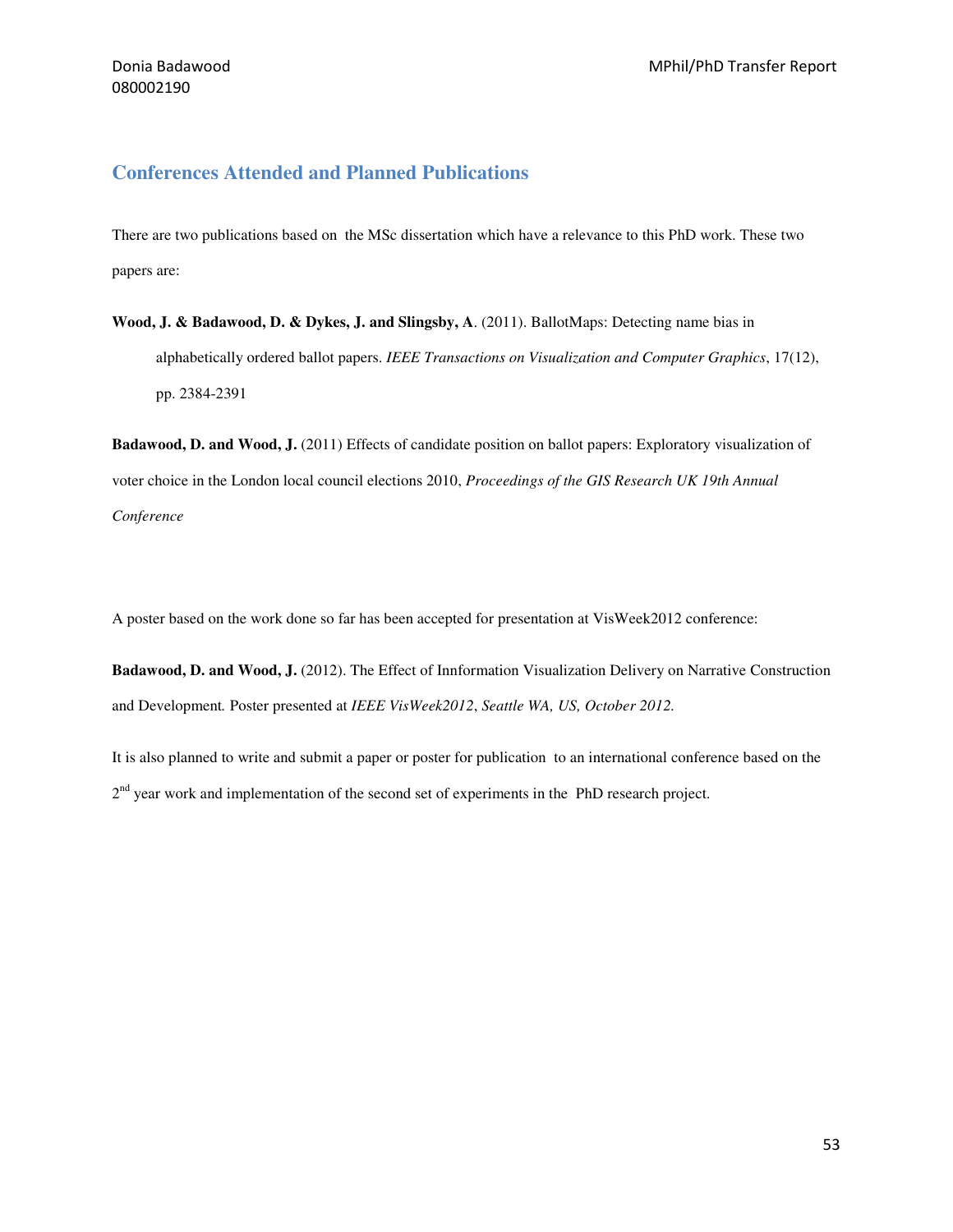## Conferences Attended and Planned Publications

There are two publications based on the MSc dissertation which have a relevance to this PhD work. These two papers are:

**Wood, J. & Badawood, D. & Dykes, J. and Slingsby, A**. (2011). BallotMaps: Detecting name bias in alphabetically ordered ballot papers. *IEEE Transactions on Visualization and Computer Graphics*, 17(12), pp. 2384-2391

**Badawood, D. and Wood, J.** (2011) Effects of candidate position on ballot papers: Exploratory visualization of voter choice in the London local council elections 2010, *Proceedings of the GIS Research UK 19th Annual Conference*

A poster based on the work done so far has been accepted for presentation at VisWeek2012 conference:

**Badawood, D. and Wood, J.** (2012). The Effect of Innformation Visualization Delivery on Narrative Construction and Development. Poster presented at *IEEE VisWeek2012*, *Seattle WA, US, October 2012.*

It is also planned to write and submit a paper or poster for publication to an international conference based on the 2nd year work and implementation of the second set of experiments in the PhD research project.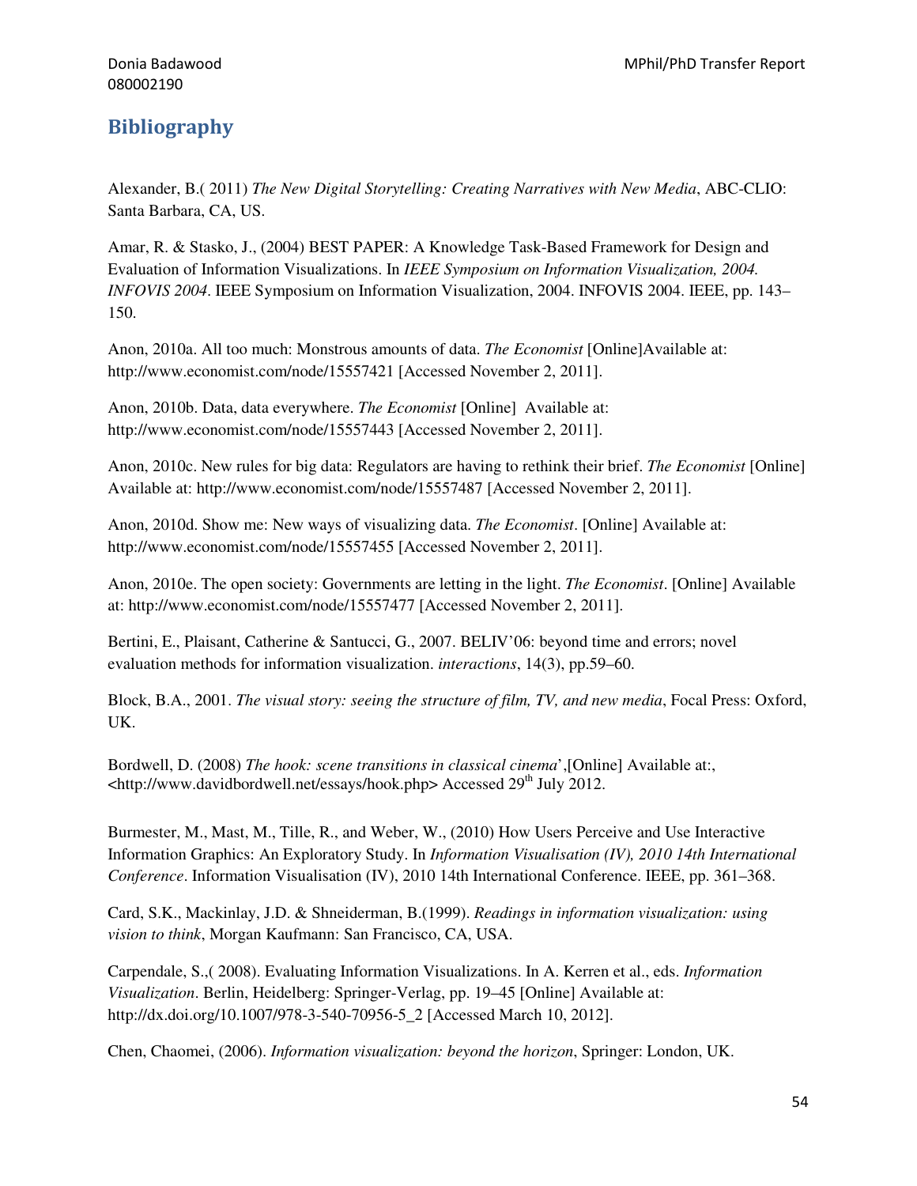## Bibliography

Alexander, B.( 2011) *The New Digital Storytelling: Creating Narratives with New Media*, ABC-CLIO: Santa Barbara, CA, US.

Amar, R. & Stasko, J., (2004) BEST PAPER: A Knowledge Task-Based Framework for Design and Evaluation of Information Visualizations. In *IEEE Symposium on Information Visualization, 2004. INFOVIS 2004*. IEEE Symposium on Information Visualization, 2004. INFOVIS 2004. IEEE, pp. 143–150.

Anon, 2010a. All too much: Monstrous amounts of data. *The Economist* [Online]Available at: http://www.economist.com/node/15557421 [Accessed November 2, 2011].

Anon, 2010b. Data, data everywhere. *The Economist* [Online] Available at: http://www.economist.com/node/15557443 [Accessed November 2, 2011].

Anon, 2010c. New rules for big data: Regulators are having to rethink their brief. *The Economist* [Online] Available at: http://www.economist.com/node/15557487 [Accessed November 2, 2011].

Anon, 2010d. Show me: New ways of visualizing data. *The Economist*. [Online] Available at: http://www.economist.com/node/15557455 [Accessed November 2, 2011].

Anon, 2010e. The open society: Governments are letting in the light. *The Economist*. [Online] Available at: http://www.economist.com/node/15557477 [Accessed November 2, 2011].

Bertini, E., Plaisant, Catherine & Santucci, G., 2007. BELIV'06: beyond time and errors; novel evaluation methods for information visualization. *interactions*, 14(3), pp.59–60.

Block, B.A., 2001. *The visual story: seeing the structure of film, TV, and new media*, Focal Press: Oxford, UK.

Bordwell, D. (2008) *The hook: scene transitions in classical cinema*',[Online] Available at:, <http://www.davidbordwell.net/essays/hook.php> Accessed 29th July 2012.

Burmester, M., Mast, M., Tille, R., and Weber, W., (2010) How Users Perceive and Use Interactive Information Graphics: An Exploratory Study. In *Information Visualisation (IV), 2010 14th International Conference*. Information Visualisation (IV), 2010 14th International Conference. IEEE, pp. 361–368.

Card, S.K., Mackinlay, J.D. & Shneiderman, B.(1999). *Readings in information visualization: using vision to think*, Morgan Kaufmann: San Francisco, CA, USA.

Carpendale, S.,( 2008). Evaluating Information Visualizations. In A. Kerren et al., eds. *Information Visualization*. Berlin, Heidelberg: Springer-Verlag, pp. 19–45 [Online] Available at: http://dx.doi.org/10.1007/978-3-540-70956-5_2 [Accessed March 10, 2012].

Chen, Chaomei, (2006). *Information visualization: beyond the horizon*, Springer: London, UK.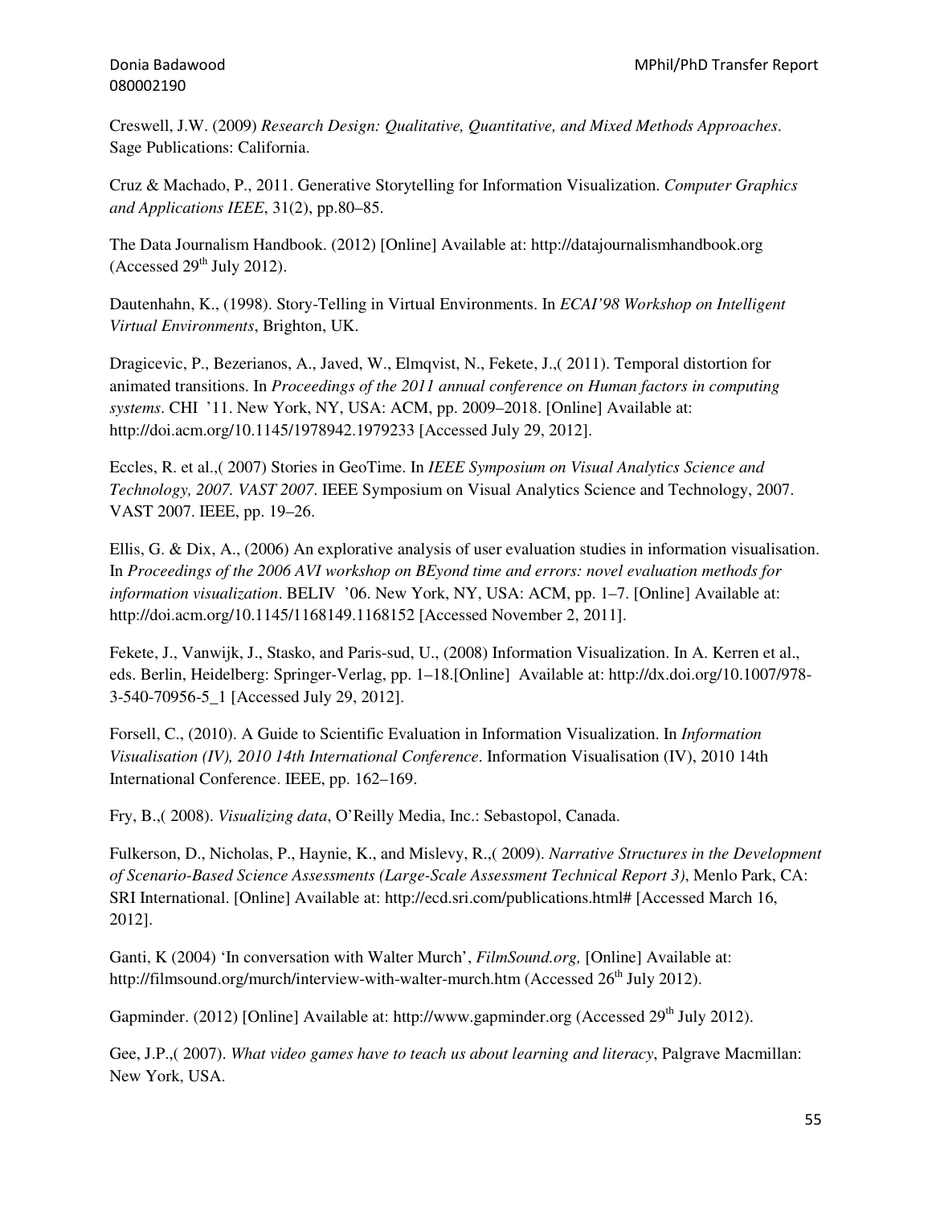Creswell, J.W. (2009) *Research Design: Qualitative, Quantitative, and Mixed Methods Approaches*. Sage Publications: California.

Cruz & Machado, P., 2011. Generative Storytelling for Information Visualization. *Computer Graphics and Applications IEEE*, 31(2), pp.80–85.

The Data Journalism Handbook. (2012) [Online] Available at: http://datajournalismhandbook.org (Accessed 29th July 2012).

Dautenhahn, K., (1998). Story-Telling in Virtual Environments. In *ECAI'98 Workshop on Intelligent Virtual Environments*, Brighton, UK.

Dragicevic, P., Bezerianos, A., Javed, W., Elmqvist, N., Fekete, J.,( 2011). Temporal distortion for animated transitions. In *Proceedings of the 2011 annual conference on Human factors in computing systems*. CHI '11. New York, NY, USA: ACM, pp. 2009–2018. [Online] Available at: http://doi.acm.org/10.1145/1978942.1979233 [Accessed July 29, 2012].

Eccles, R. et al.,( 2007) Stories in GeoTime. In *IEEE Symposium on Visual Analytics Science and Technology, 2007. VAST 2007*. IEEE Symposium on Visual Analytics Science and Technology, 2007. VAST 2007. IEEE, pp. 19–26.

Ellis, G. & Dix, A., (2006) An explorative analysis of user evaluation studies in information visualisation. In *Proceedings of the 2006 AVI workshop on BEyond time and errors: novel evaluation methods for information visualization*. BELIV '06. New York, NY, USA: ACM, pp. 1–7. [Online] Available at: http://doi.acm.org/10.1145/1168149.1168152 [Accessed November 2, 2011].

Fekete, J., Vanwijk, J., Stasko, and Paris-sud, U., (2008) Information Visualization. In A. Kerren et al., eds. Berlin, Heidelberg: Springer-Verlag, pp. 1–18.[Online] Available at: http://dx.doi.org/10.1007/978-3-540-70956-5_1 [Accessed July 29, 2012].

Forsell, C., (2010). A Guide to Scientific Evaluation in Information Visualization. In *Information Visualisation (IV), 2010 14th International Conference*. Information Visualisation (IV), 2010 14th International Conference. IEEE, pp. 162–169.

Fry, B.,( 2008). *Visualizing data*, O'Reilly Media, Inc.: Sebastopol, Canada.

Fulkerson, D., Nicholas, P., Haynie, K., and Mislevy, R.,( 2009). *Narrative Structures in the Development of Scenario-Based Science Assessments (Large-Scale Assessment Technical Report 3)*, Menlo Park, CA: SRI International. [Online] Available at: http://ecd.sri.com/publications.html# [Accessed March 16, 2012].

Ganti, K (2004) 'In conversation with Walter Murch', *FilmSound.org,* [Online] Available at: http://filmsound.org/murch/interview-with-walter-murch.htm (Accessed 26th July 2012).

Gapminder. (2012) [Online] Available at: http://www.gapminder.org (Accessed 29th July 2012).

Gee, J.P.,( 2007). *What video games have to teach us about learning and literacy*, Palgrave Macmillan: New York, USA.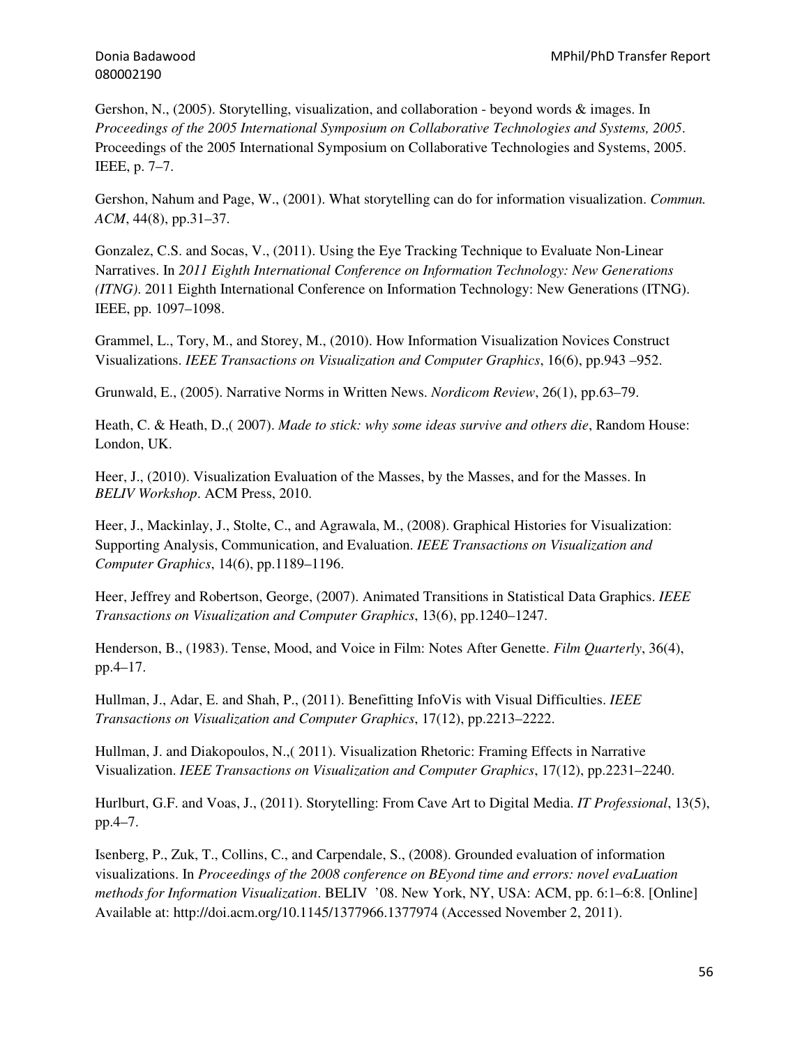Gershon, N., (2005). Storytelling, visualization, and collaboration - beyond words & images. In *Proceedings of the 2005 International Symposium on Collaborative Technologies and Systems, 2005*. Proceedings of the 2005 International Symposium on Collaborative Technologies and Systems, 2005. IEEE, p. 7–7.

Gershon, Nahum and Page, W., (2001). What storytelling can do for information visualization. *Commun. ACM*, 44(8), pp.31–37.

Gonzalez, C.S. and Socas, V., (2011). Using the Eye Tracking Technique to Evaluate Non-Linear Narratives. In *2011 Eighth International Conference on Information Technology: New Generations (ITNG)*. 2011 Eighth International Conference on Information Technology: New Generations (ITNG). IEEE, pp. 1097–1098.

Grammel, L., Tory, M., and Storey, M., (2010). How Information Visualization Novices Construct Visualizations. *IEEE Transactions on Visualization and Computer Graphics*, 16(6), pp.943 –952.

Grunwald, E., (2005). Narrative Norms in Written News. *Nordicom Review*, 26(1), pp.63–79.

Heath, C. & Heath, D.,( 2007). *Made to stick: why some ideas survive and others die*, Random House: London, UK.

Heer, J., (2010). Visualization Evaluation of the Masses, by the Masses, and for the Masses. In *BELIV Workshop*. ACM Press, 2010.

Heer, J., Mackinlay, J., Stolte, C., and Agrawala, M., (2008). Graphical Histories for Visualization: Supporting Analysis, Communication, and Evaluation. *IEEE Transactions on Visualization and Computer Graphics*, 14(6), pp.1189–1196.

Heer, Jeffrey and Robertson, George, (2007). Animated Transitions in Statistical Data Graphics. *IEEE Transactions on Visualization and Computer Graphics*, 13(6), pp.1240–1247.

Henderson, B., (1983). Tense, Mood, and Voice in Film: Notes After Genette. *Film Quarterly*, 36(4), pp.4–17.

Hullman, J., Adar, E. and Shah, P., (2011). Benefitting InfoVis with Visual Difficulties. *IEEE Transactions on Visualization and Computer Graphics*, 17(12), pp.2213–2222.

Hullman, J. and Diakopoulos, N.,( 2011). Visualization Rhetoric: Framing Effects in Narrative Visualization. *IEEE Transactions on Visualization and Computer Graphics*, 17(12), pp.2231–2240.

Hurlburt, G.F. and Voas, J., (2011). Storytelling: From Cave Art to Digital Media. *IT Professional*, 13(5), pp.4–7.

Isenberg, P., Zuk, T., Collins, C., and Carpendale, S., (2008). Grounded evaluation of information visualizations. In *Proceedings of the 2008 conference on BEyond time and errors: novel evaLuation methods for Information Visualization*. BELIV '08. New York, NY, USA: ACM, pp. 6:1–6:8. [Online] Available at: http://doi.acm.org/10.1145/1377966.1377974 (Accessed November 2, 2011).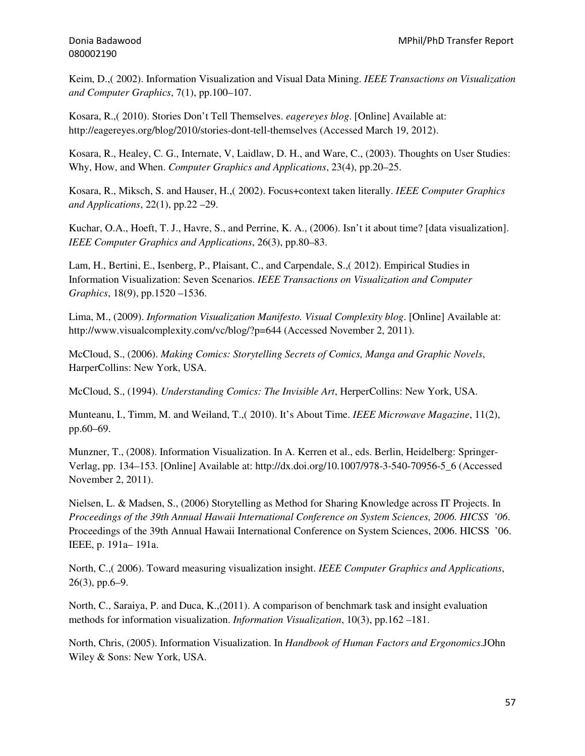Keim, D.,( 2002). Information Visualization and Visual Data Mining. *IEEE Transactions on Visualization and Computer Graphics*, 7(1), pp.100–107.

Kosara, R.,( 2010). Stories Don't Tell Themselves. *eagereyes blog*. [Online] Available at: http://eagereyes.org/blog/2010/stories-dont-tell-themselves (Accessed March 19, 2012).

Kosara, R., Healey, C. G., Internate, V, Laidlaw, D. H., and Ware, C., (2003). Thoughts on User Studies: Why, How, and When. *Computer Graphics and Applications*, 23(4), pp.20–25.

Kosara, R., Miksch, S. and Hauser, H.,( 2002). Focus+context taken literally. *IEEE Computer Graphics and Applications*, 22(1), pp.22 –29.

Kuchar, O.A., Hoeft, T. J., Havre, S., and Perrine, K. A., (2006). Isn't it about time? [data visualization]. *IEEE Computer Graphics and Applications*, 26(3), pp.80–83.

Lam, H., Bertini, E., Isenberg, P., Plaisant, C., and Carpendale, S.,( 2012). Empirical Studies in Information Visualization: Seven Scenarios. *IEEE Transactions on Visualization and Computer Graphics*, 18(9), pp.1520 –1536.

Lima, M., (2009). *Information Visualization Manifesto. Visual Complexity blog*. [Online] Available at: http://www.visualcomplexity.com/vc/blog/?p=644 (Accessed November 2, 2011).

McCloud, S., (2006). *Making Comics: Storytelling Secrets of Comics, Manga and Graphic Novels*, HarperCollins: New York, USA.

McCloud, S., (1994). *Understanding Comics: The Invisible Art*, HerperCollins: New York, USA.

Munteanu, I., Timm, M. and Weiland, T.,( 2010). It's About Time. *IEEE Microwave Magazine*, 11(2), pp.60–69.

Munzner, T., (2008). Information Visualization. In A. Kerren et al., eds. Berlin, Heidelberg: Springer-Verlag, pp. 134–153. [Online] Available at: http://dx.doi.org/10.1007/978-3-540-70956-5_6 (Accessed November 2, 2011).

Nielsen, L. & Madsen, S., (2006) Storytelling as Method for Sharing Knowledge across IT Projects. In *Proceedings of the 39th Annual Hawaii International Conference on System Sciences, 2006. HICSS '06*. Proceedings of the 39th Annual Hawaii International Conference on System Sciences, 2006. HICSS '06. IEEE, p. 191a– 191a.

North, C.,( 2006). Toward measuring visualization insight. *IEEE Computer Graphics and Applications*, 26(3), pp.6–9.

North, C., Saraiya, P. and Duca, K.,(2011). A comparison of benchmark task and insight evaluation methods for information visualization. *Information Visualization*, 10(3), pp.162 –181.

North, Chris, (2005). Information Visualization. In *Handbook of Human Factors and Ergonomics*.JOhn Wiley & Sons: New York, USA.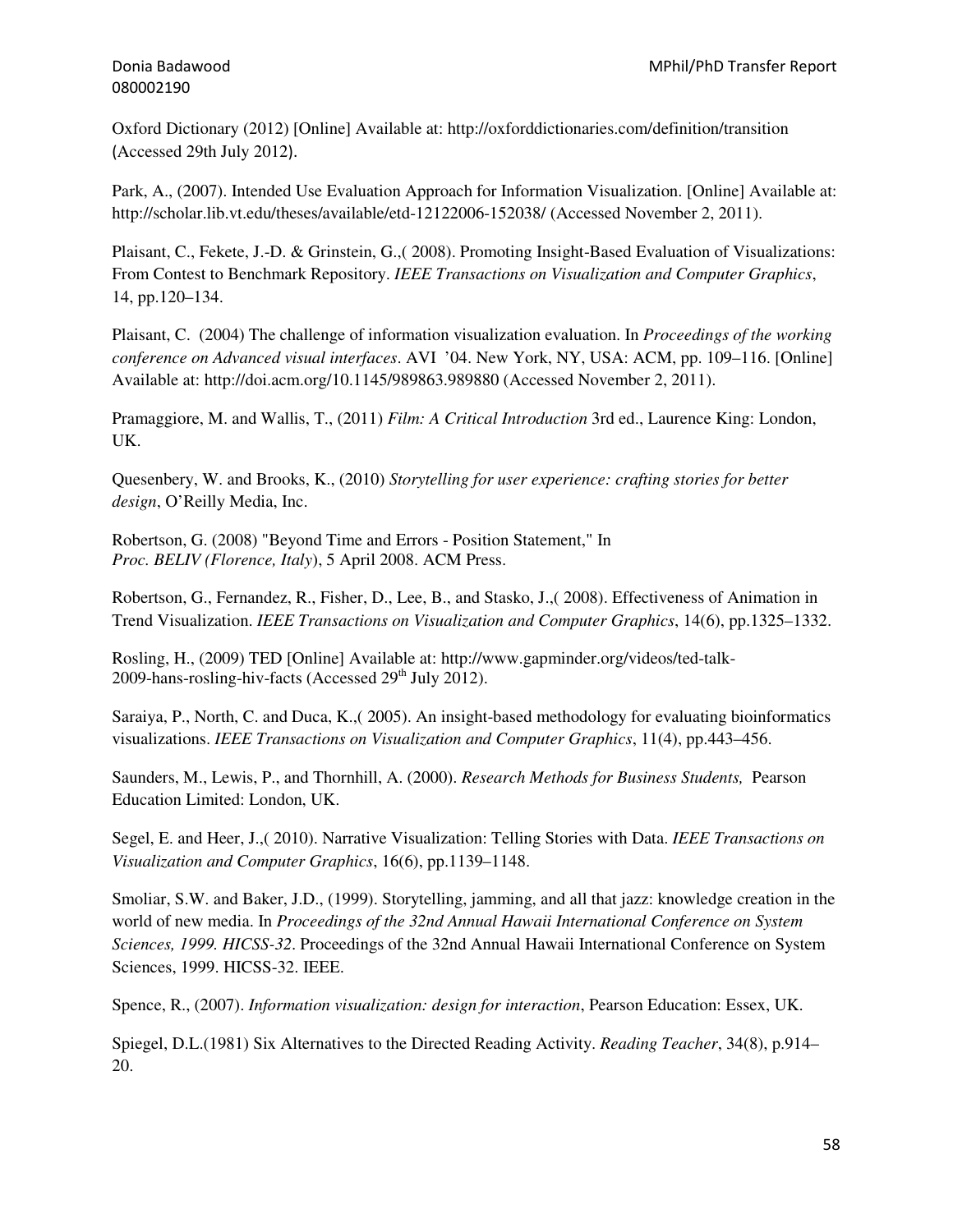Oxford Dictionary (2012) [Online] Available at: http://oxforddictionaries.com/definition/transition (Accessed 29th July 2012).

Park, A., (2007). Intended Use Evaluation Approach for Information Visualization. [Online] Available at: http://scholar.lib.vt.edu/theses/available/etd-12122006-152038/ (Accessed November 2, 2011).

Plaisant, C., Fekete, J.-D. & Grinstein, G.,( 2008). Promoting Insight-Based Evaluation of Visualizations: From Contest to Benchmark Repository. *IEEE Transactions on Visualization and Computer Graphics*, 14, pp.120–134.

Plaisant, C. (2004) The challenge of information visualization evaluation. In *Proceedings of the working conference on Advanced visual interfaces*. AVI '04. New York, NY, USA: ACM, pp. 109–116. [Online] Available at: http://doi.acm.org/10.1145/989863.989880 (Accessed November 2, 2011).

Pramaggiore, M. and Wallis, T., (2011) *Film: A Critical Introduction* 3rd ed., Laurence King: London, UK.

Quesenbery, W. and Brooks, K., (2010) *Storytelling for user experience: crafting stories for better design*, O'Reilly Media, Inc.

Robertson, G. (2008) "Beyond Time and Errors - Position Statement," In *Proc. BELIV (Florence, Italy*), 5 April 2008. ACM Press.

Robertson, G., Fernandez, R., Fisher, D., Lee, B., and Stasko, J.,( 2008). Effectiveness of Animation in Trend Visualization. *IEEE Transactions on Visualization and Computer Graphics*, 14(6), pp.1325–1332.

Rosling, H., (2009) TED [Online] Available at: http://www.gapminder.org/videos/ted-talk-2009-hans-rosling-hiv-facts (Accessed 29th July 2012).

Saraiya, P., North, C. and Duca, K.,( 2005). An insight-based methodology for evaluating bioinformatics visualizations. *IEEE Transactions on Visualization and Computer Graphics*, 11(4), pp.443–456.

Saunders, M., Lewis, P., and Thornhill, A. (2000). *Research Methods for Business Students,* Pearson Education Limited: London, UK.

Segel, E. and Heer, J.,( 2010). Narrative Visualization: Telling Stories with Data. *IEEE Transactions on Visualization and Computer Graphics*, 16(6), pp.1139–1148.

Smoliar, S.W. and Baker, J.D., (1999). Storytelling, jamming, and all that jazz: knowledge creation in the world of new media. In *Proceedings of the 32nd Annual Hawaii International Conference on System Sciences, 1999. HICSS-32*. Proceedings of the 32nd Annual Hawaii International Conference on System Sciences, 1999. HICSS-32. IEEE.

Spence, R., (2007). *Information visualization: design for interaction*, Pearson Education: Essex, UK.

Spiegel, D.L.(1981) Six Alternatives to the Directed Reading Activity. *Reading Teacher*, 34(8), p.914–20.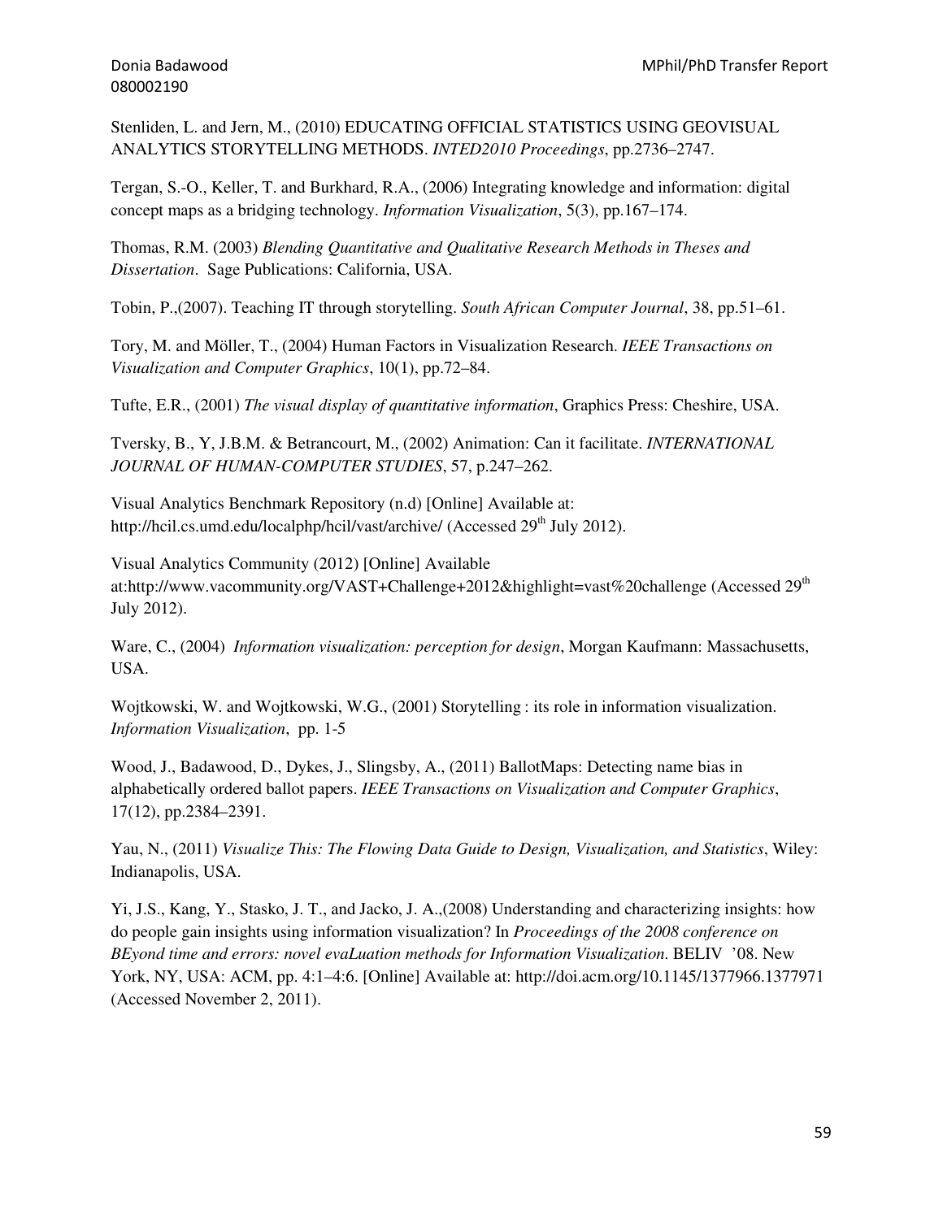Stenliden, L. and Jern, M., (2010) EDUCATING OFFICIAL STATISTICS USING GEOVISUAL ANALYTICS STORYTELLING METHODS. *INTED2010 Proceedings*, pp.2736–2747.

Tergan, S.-O., Keller, T. and Burkhard, R.A., (2006) Integrating knowledge and information: digital concept maps as a bridging technology. *Information Visualization*, 5(3), pp.167–174.

Thomas, R.M. (2003) *Blending Quantitative and Qualitative Research Methods in Theses and Dissertation*. Sage Publications: California, USA.

Tobin, P.,(2007). Teaching IT through storytelling. *South African Computer Journal*, 38, pp.51–61.

Tory, M. and Möller, T., (2004) Human Factors in Visualization Research. *IEEE Transactions on Visualization and Computer Graphics*, 10(1), pp.72–84.

Tufte, E.R., (2001) *The visual display of quantitative information*, Graphics Press: Cheshire, USA.

Tversky, B., Y, J.B.M. & Betrancourt, M., (2002) Animation: Can it facilitate. *INTERNATIONAL JOURNAL OF HUMAN-COMPUTER STUDIES*, 57, p.247–262.

Visual Analytics Benchmark Repository (n.d) [Online] Available at: http://hcil.cs.umd.edu/localphp/hcil/vast/archive/ (Accessed 29th July 2012).

Visual Analytics Community (2012) [Online] Available at:http://www.vacommunity.org/VAST+Challenge+2012&highlight=vast%20challenge (Accessed 29th July 2012).

Ware, C., (2004) *Information visualization: perception for design*, Morgan Kaufmann: Massachusetts, USA.

Wojtkowski, W. and Wojtkowski, W.G., (2001) Storytelling : its role in information visualization. *Information Visualization*, pp. 1-5

Wood, J., Badawood, D., Dykes, J., Slingsby, A., (2011) BallotMaps: Detecting name bias in alphabetically ordered ballot papers. *IEEE Transactions on Visualization and Computer Graphics*, 17(12), pp.2384–2391.

Yau, N., (2011) *Visualize This: The Flowing Data Guide to Design, Visualization, and Statistics*, Wiley: Indianapolis, USA.

Yi, J.S., Kang, Y., Stasko, J. T., and Jacko, J. A.,(2008) Understanding and characterizing insights: how do people gain insights using information visualization? In *Proceedings of the 2008 conference on BEyond time and errors: novel evaLuation methods for Information Visualization*. BELIV '08. New York, NY, USA: ACM, pp. 4:1–4:6. [Online] Available at: http://doi.acm.org/10.1145/1377966.1377971 (Accessed November 2, 2011).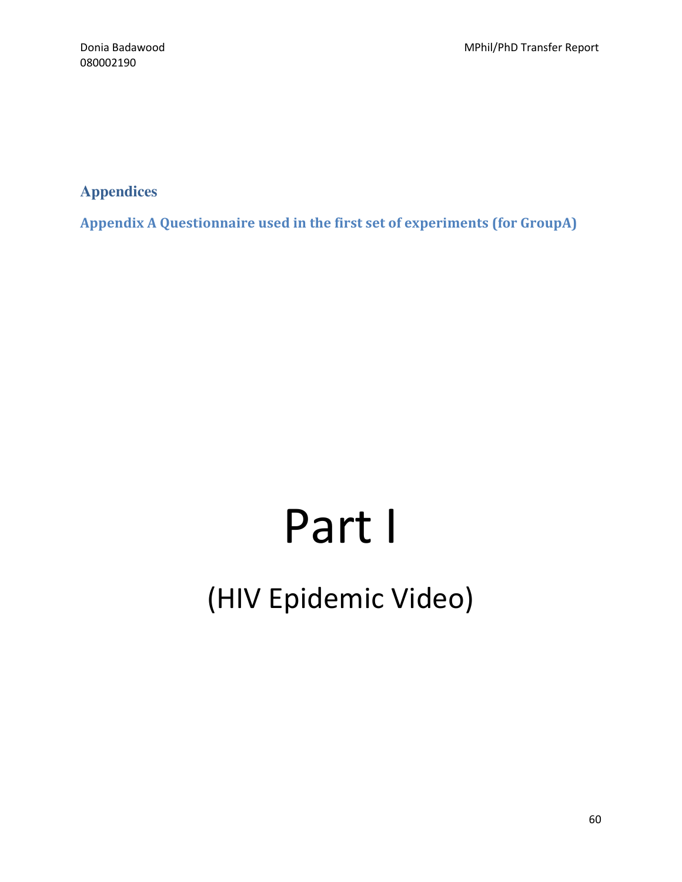# Appendices

## Appendix A Questionnaire used in the first set of experiments (for GroupA)

# Part I

## (HIV Epidemic Video)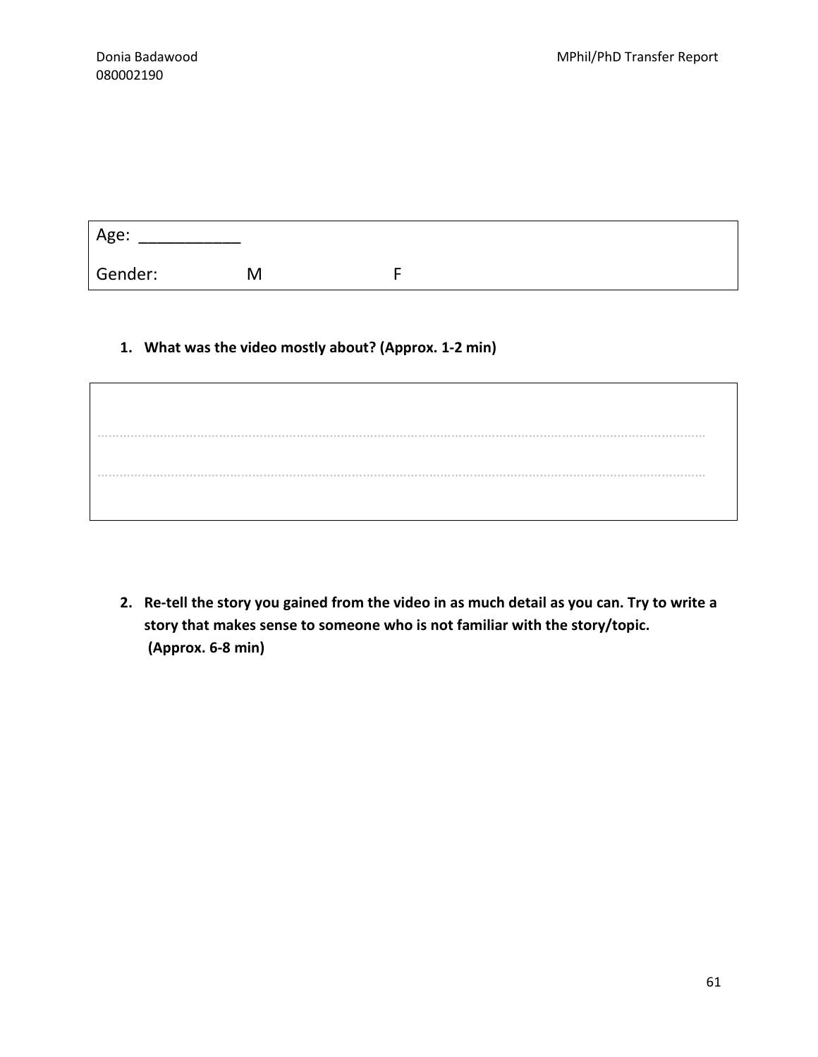| Age: ___________ | | |
|---|---|---|
| Gender: | M | F |

1. **What was the video mostly about? (Approx. 1-2 min)**

| |
|---|
| ........................................................................................................................................................................ |
| ........................................................................................................................................................................ |

2. **Re-tell the story you gained from the video in as much detail as you can. Try to write a story that makes sense to someone who is not familiar with the story/topic. (Approx. 6-8 min)**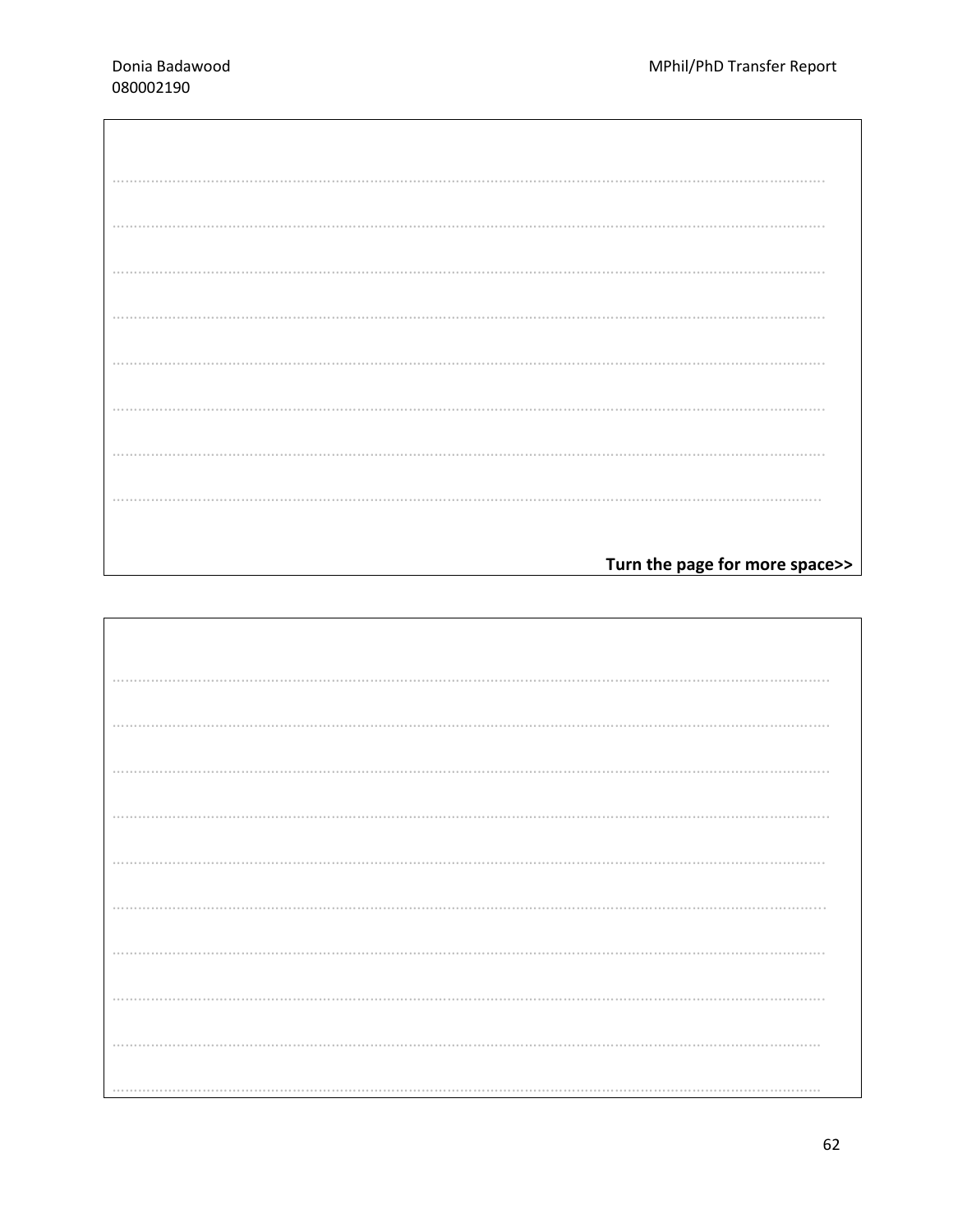Turn the page for more space>>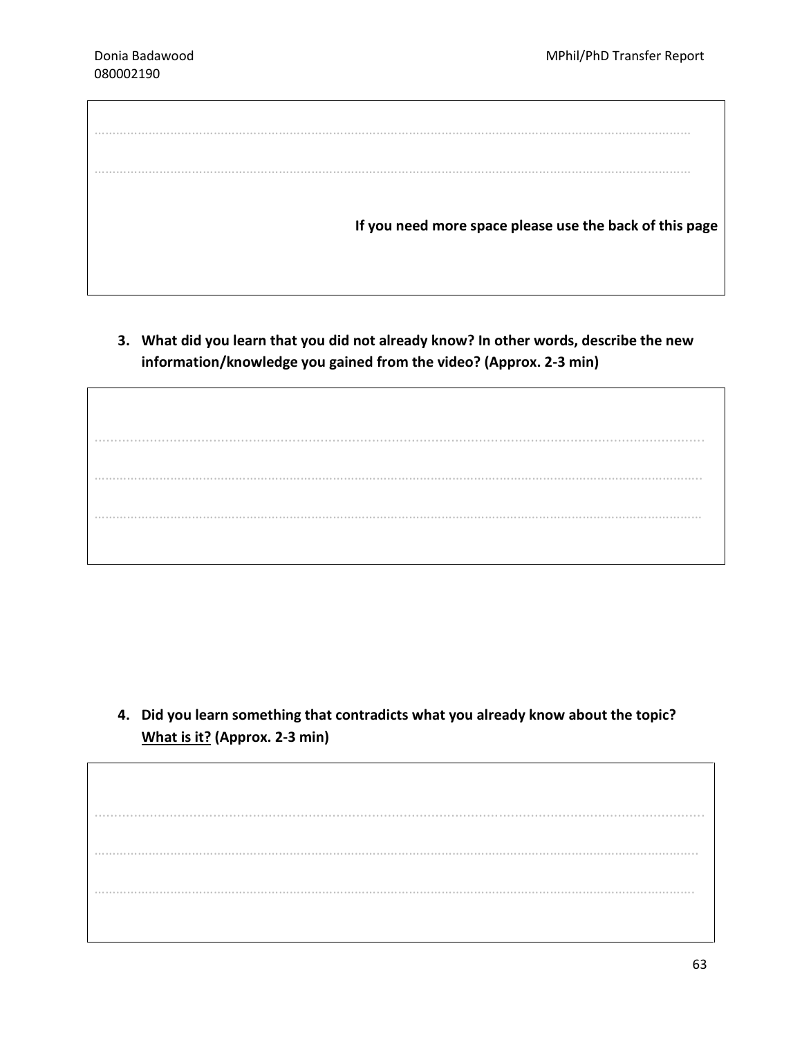……………………………………………………………………………………………………………………………………………

……………………………………………………………………………………………………………………………………………

**If you need more space please use the back of this page**

3. **What did you learn that you did not already know? In other words, describe the new information/knowledge you gained from the video? (Approx. 2-3 min)**

……………………………………………………………………………………………………………………………………………

……………………………………………………………………………………………………………………………………………

……………………………………………………………………………………………………………………………………………

4. **Did you learn something that contradicts what you already know about the topic? <u>What is it?</u> (Approx. 2-3 min)**

……………………………………………………………………………………………………………………………………………

……………………………………………………………………………………………………………………………………………

……………………………………………………………………………………………………………………………………………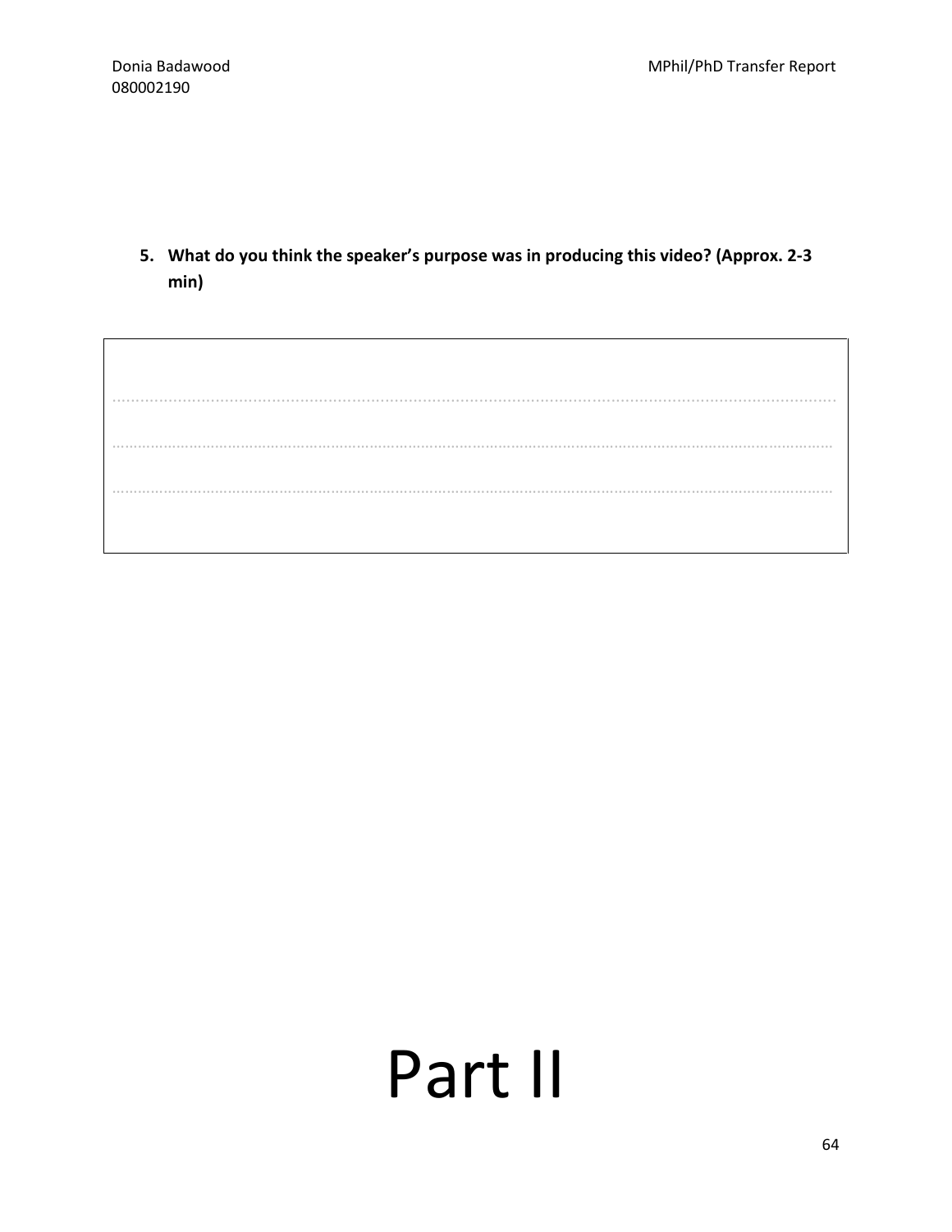5. **What do you think the speaker's purpose was in producing this video? (Approx. 2-3 min)**

| |
|---|
| ................................................................................................................................................ |
| ................................................................................................................................................ |
| ................................................................................................................................................ |

# Part II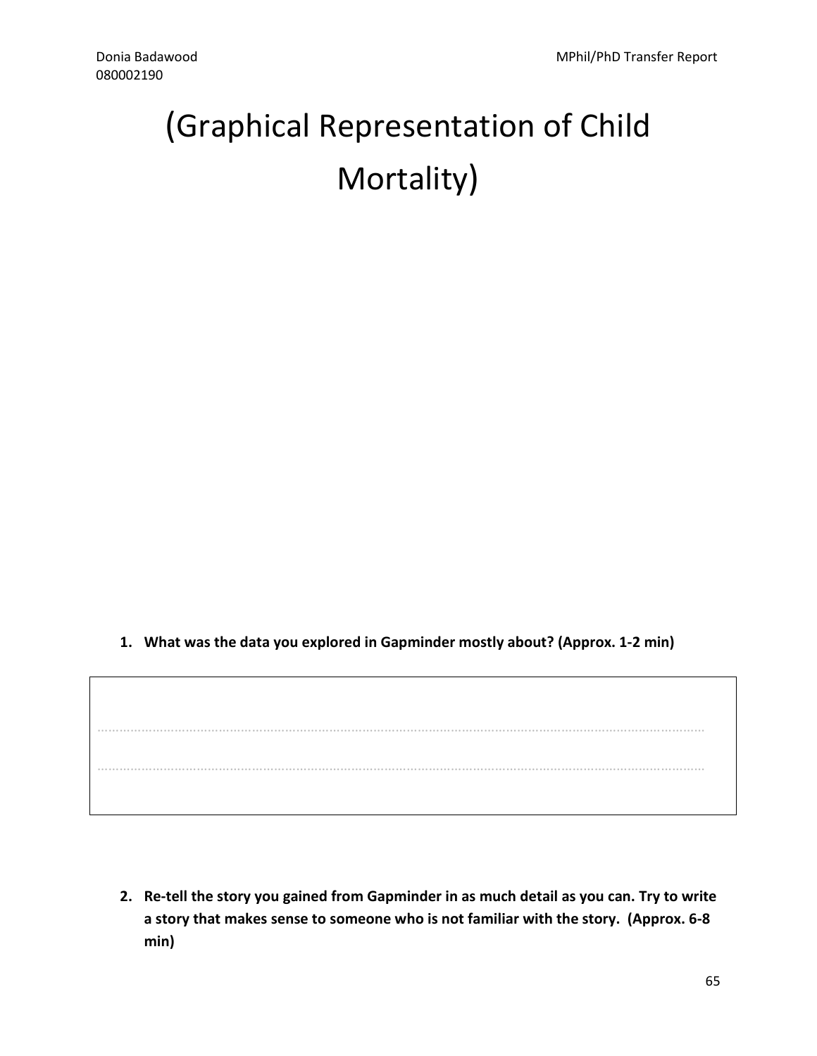# (Graphical Representation of Child Mortality)

1. **What was the data you explored in Gapminder mostly about? (Approx. 1-2 min)**

.......................................................................................................................................................................

.......................................................................................................................................................................

2. **Re-tell the story you gained from Gapminder in as much detail as you can. Try to write a story that makes sense to someone who is not familiar with the story. (Approx. 6-8 min)**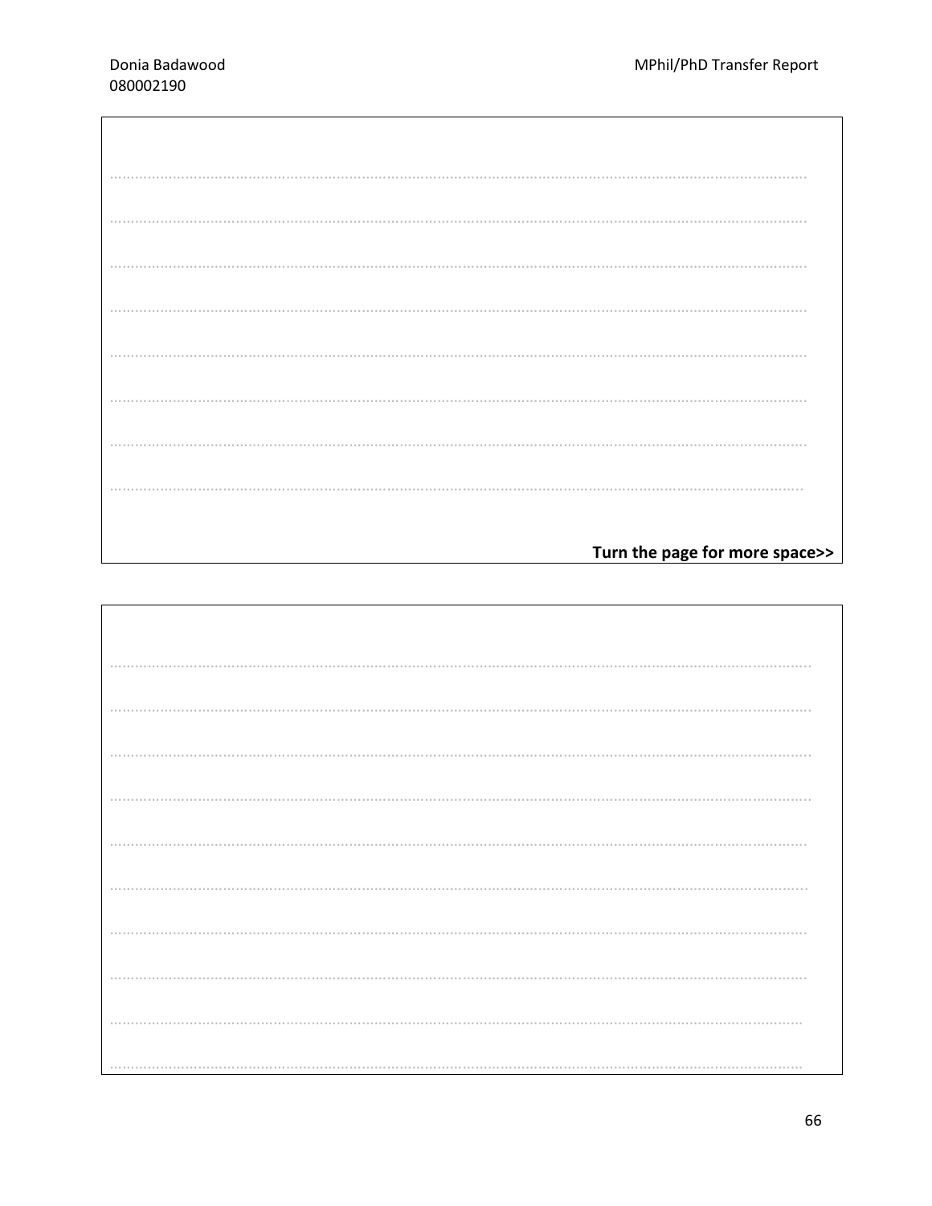Turn the page for more space>>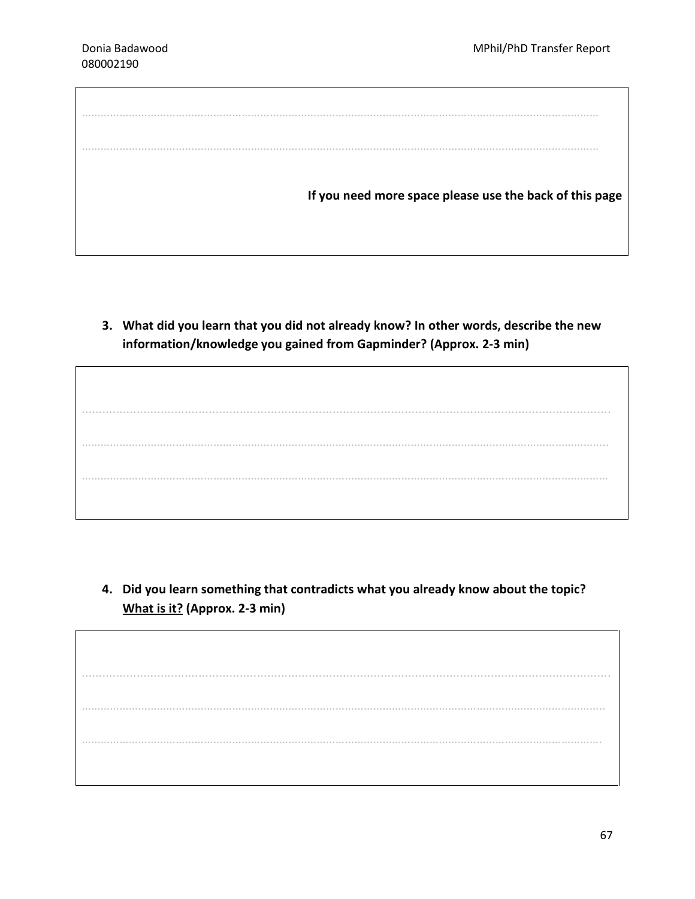………………………………………………………………………………………………………………………………………………………………

………………………………………………………………………………………………………………………………………………………………

**If you need more space please use the back of this page**

3. **What did you learn that you did not already know? In other words, describe the new information/knowledge you gained from Gapminder? (Approx. 2-3 min)**

………………………………………………………………………………………………………………………………………………………………

………………………………………………………………………………………………………………………………………………………………

………………………………………………………………………………………………………………………………………………………………

4. **Did you learn something that contradicts what you already know about the topic? <u>What is it?</u> (Approx. 2-3 min)**

………………………………………………………………………………………………………………………………………………………………

………………………………………………………………………………………………………………………………………………………………

………………………………………………………………………………………………………………………………………………………………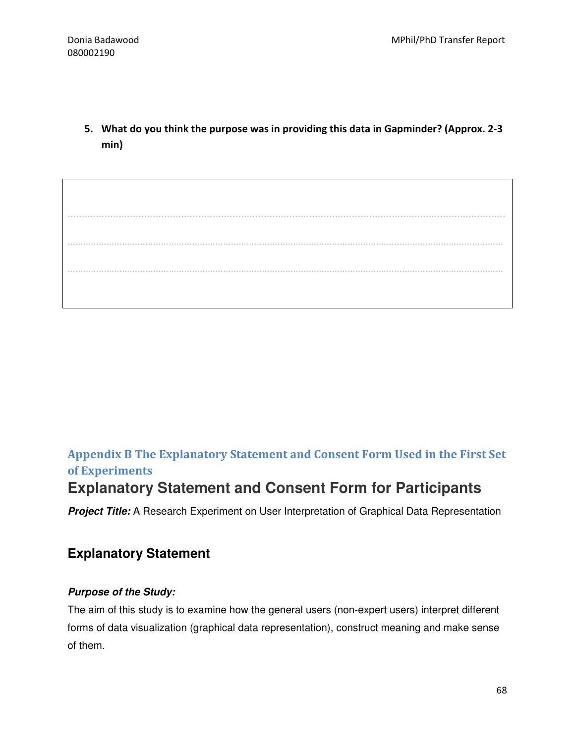5. **What do you think the purpose was in providing this data in Gapminder? (Approx. 2-3 min)**

.......................................................................................................................................

.......................................................................................................................................

.......................................................................................................................................

## Appendix B The Explanatory Statement and Consent Form Used in the First Set of Experiments

# Explanatory Statement and Consent Form for Participants

***Project Title:*** A Research Experiment on User Interpretation of Graphical Data Representation

### Explanatory Statement

***Purpose of the Study:***

The aim of this study is to examine how the general users (non-expert users) interpret different forms of data visualization (graphical data representation), construct meaning and make sense of them.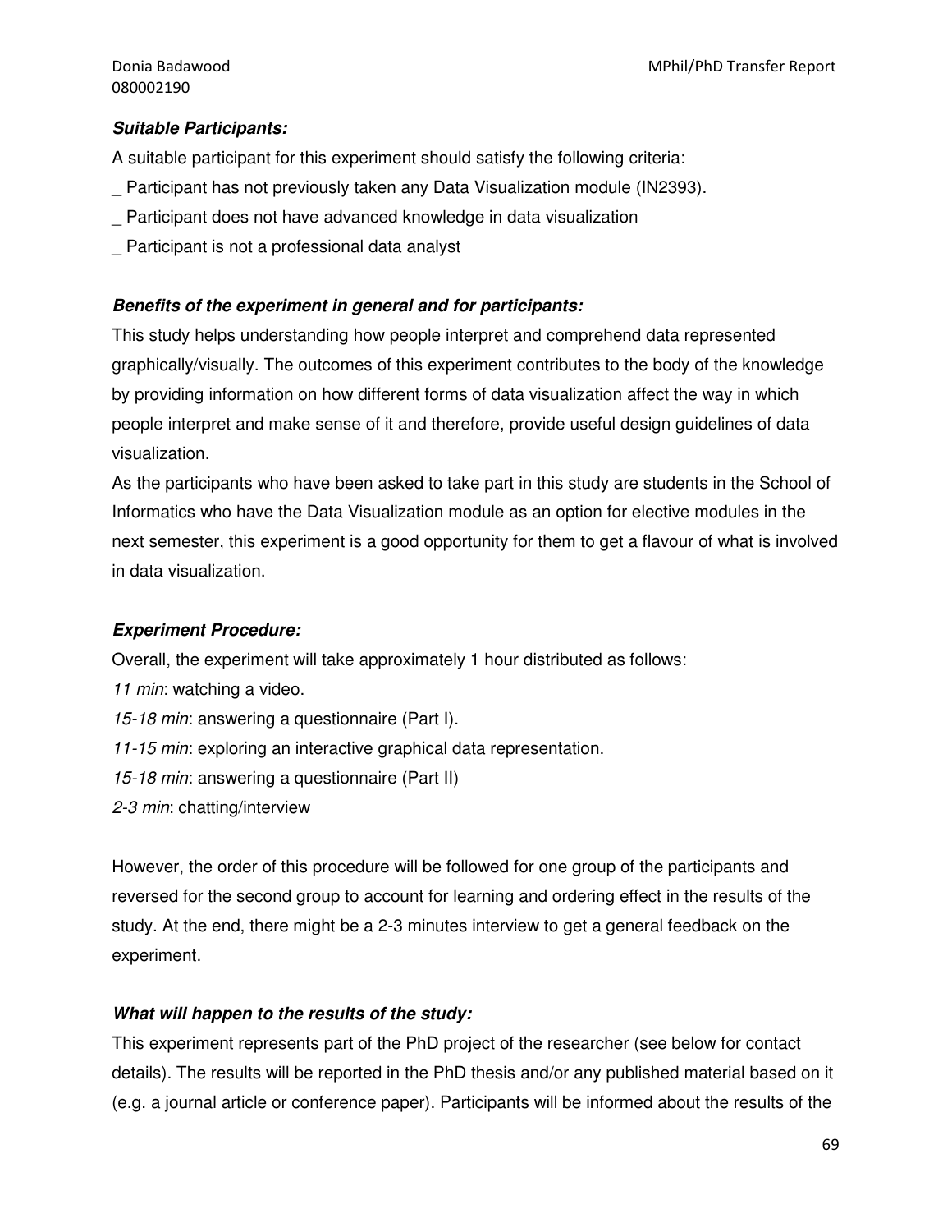***Suitable Participants:***

A suitable participant for this experiment should satisfy the following criteria:

_ Participant has not previously taken any Data Visualization module (IN2393).

_ Participant does not have advanced knowledge in data visualization

_ Participant is not a professional data analyst

***Benefits of the experiment in general and for participants:***

This study helps understanding how people interpret and comprehend data represented graphically/visually. The outcomes of this experiment contributes to the body of the knowledge by providing information on how different forms of data visualization affect the way in which people interpret and make sense of it and therefore, provide useful design guidelines of data visualization.

As the participants who have been asked to take part in this study are students in the School of Informatics who have the Data Visualization module as an option for elective modules in the next semester, this experiment is a good opportunity for them to get a flavour of what is involved in data visualization.

***Experiment Procedure:***

Overall, the experiment will take approximately 1 hour distributed as follows:

*11 min*: watching a video.

*15-18 min*: answering a questionnaire (Part I).

*11-15 min*: exploring an interactive graphical data representation.

*15-18 min*: answering a questionnaire (Part II)

*2-3 min*: chatting/interview

However, the order of this procedure will be followed for one group of the participants and reversed for the second group to account for learning and ordering effect in the results of the study. At the end, there might be a 2-3 minutes interview to get a general feedback on the experiment.

***What will happen to the results of the study:***

This experiment represents part of the PhD project of the researcher (see below for contact details). The results will be reported in the PhD thesis and/or any published material based on it (e.g. a journal article or conference paper). Participants will be informed about the results of the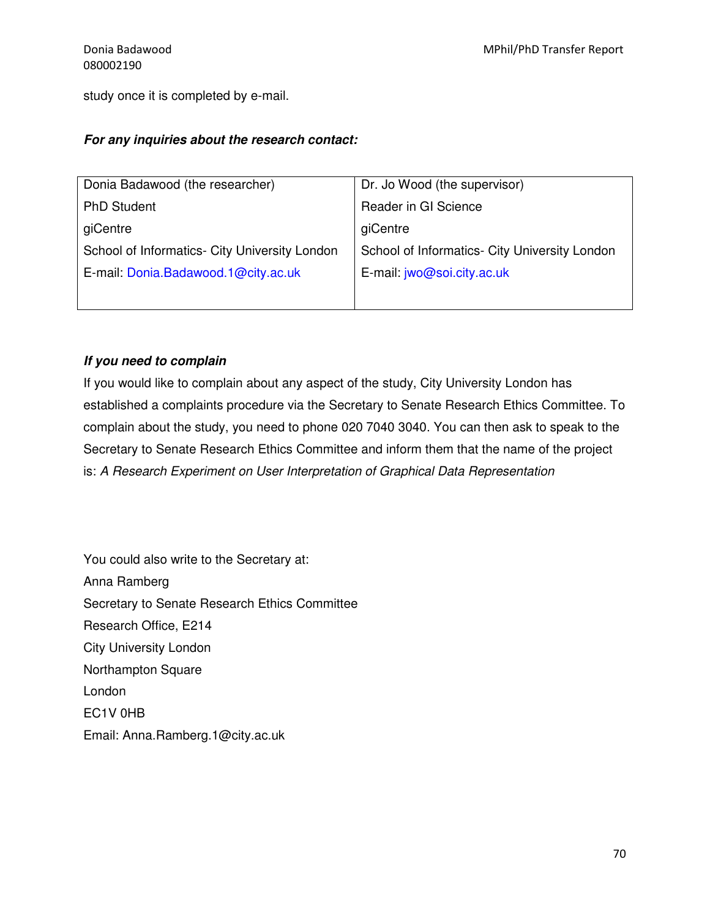study once it is completed by e-mail.

***For any inquiries about the research contact:***

| Donia Badawood (the researcher) | Dr. Jo Wood (the supervisor) |
|---|---|
| PhD Student | Reader in GI Science |
| giCentre | giCentre |
| School of Informatics- City University London | School of Informatics- City University London |
| E-mail: Donia.Badawood.1@city.ac.uk | E-mail: jwo@soi.city.ac.uk |

***If you need to complain***

If you would like to complain about any aspect of the study, City University London has established a complaints procedure via the Secretary to Senate Research Ethics Committee. To complain about the study, you need to phone 020 7040 3040. You can then ask to speak to the Secretary to Senate Research Ethics Committee and inform them that the name of the project is: *A Research Experiment on User Interpretation of Graphical Data Representation*

You could also write to the Secretary at:
Anna Ramberg
Secretary to Senate Research Ethics Committee
Research Office, E214
City University London
Northampton Square
London
EC1V 0HB
Email: Anna.Ramberg.1@city.ac.uk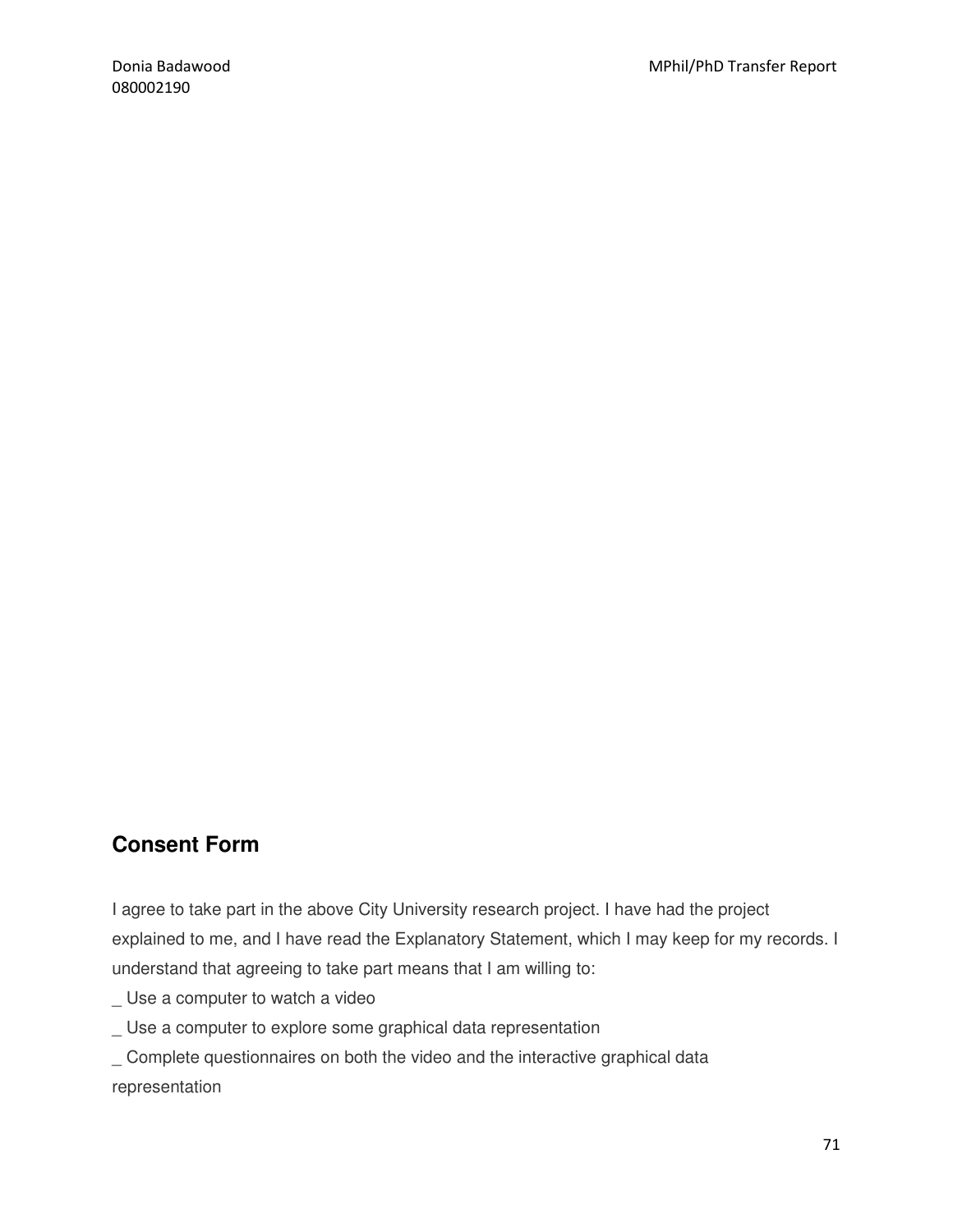## Consent Form

I agree to take part in the above City University research project. I have had the project explained to me, and I have read the Explanatory Statement, which I may keep for my records. I understand that agreeing to take part means that I am willing to:

_ Use a computer to watch a video

_ Use a computer to explore some graphical data representation

_ Complete questionnaires on both the video and the interactive graphical data representation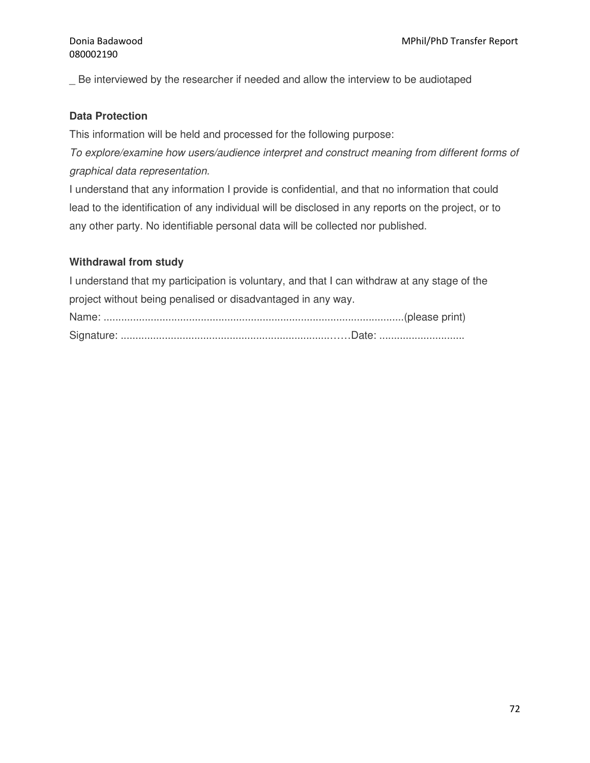_ Be interviewed by the researcher if needed and allow the interview to be audiotaped

**Data Protection**

This information will be held and processed for the following purpose:

*To explore/examine how users/audience interpret and construct meaning from different forms of graphical data representation.*

I understand that any information I provide is confidential, and that no information that could lead to the identification of any individual will be disclosed in any reports on the project, or to any other party. No identifiable personal data will be collected nor published.

**Withdrawal from study**

I understand that my participation is voluntary, and that I can withdraw at any stage of the project without being penalised or disadvantaged in any way.

Name: ......................................................................................................(please print)

Signature: ...........................................................................……Date: .............................